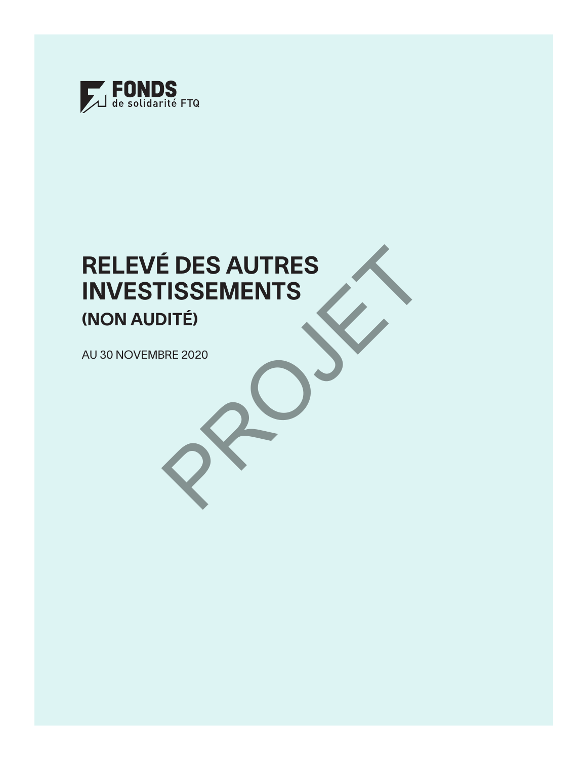FONDS de solidarité FTQ

# RELEVÉ DES AUTRES INVESTISSEMENTS

## (NON AUDITÉ)

AU 30 NOVEMBRE 2020

PROJET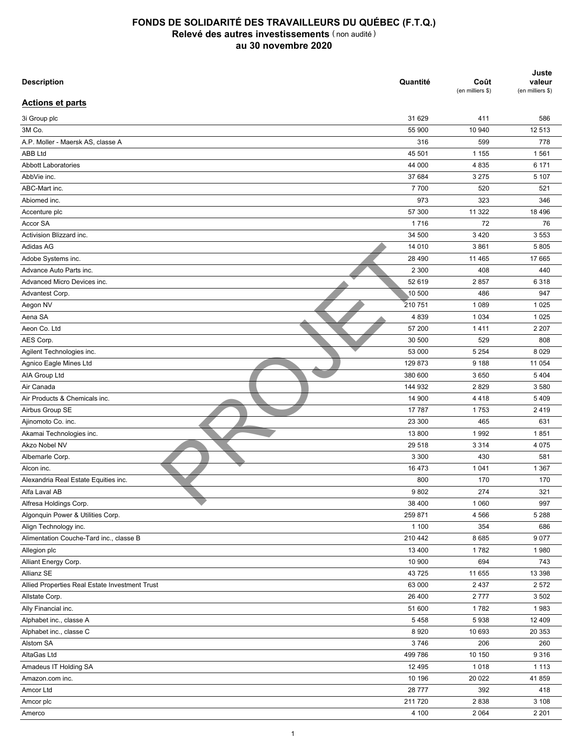# FONDS DE SOLIDARITÉ DES TRAVAILLEURS DU QUÉBEC (F.T.Q.)

## Relevé des autres investissements (non audité)

## au 30 novembre 2020

| Description | Quantité | Coût (en milliers $) | Juste valeur (en milliers $) |
|---|---|---|---|
| **Actions et parts** | | | |
| 3i Group plc | 31 629 | 411 | 586 |
| 3M Co. | 55 900 | 10 940 | 12 513 |
| A.P. Moller - Maersk AS, classe A | 316 | 599 | 778 |
| ABB Ltd | 45 501 | 1 155 | 1 561 |
| Abbott Laboratories | 44 000 | 4 835 | 6 171 |
| AbbVie inc. | 37 684 | 3 275 | 5 107 |
| ABC-Mart inc. | 7 700 | 520 | 521 |
| Abiomed inc. | 973 | 323 | 346 |
| Accenture plc | 57 300 | 11 322 | 18 496 |
| Accor SA | 1 716 | 72 | 76 |
| Activision Blizzard inc. | 34 500 | 3 420 | 3 553 |
| Adidas AG | 14 010 | 3 861 | 5 805 |
| Adobe Systems inc. | 28 490 | 11 465 | 17 665 |
| Advance Auto Parts inc. | 2 300 | 408 | 440 |
| Advanced Micro Devices inc. | 52 619 | 2 857 | 6 318 |
| Advantest Corp. | 10 500 | 486 | 947 |
| Aegon NV | 210 751 | 1 089 | 1 025 |
| Aena SA | 4 839 | 1 034 | 1 025 |
| Aeon Co. Ltd | 57 200 | 1 411 | 2 207 |
| AES Corp. | 30 500 | 529 | 808 |
| Agilent Technologies inc. | 53 000 | 5 254 | 8 029 |
| Agnico Eagle Mines Ltd | 129 873 | 9 188 | 11 054 |
| AIA Group Ltd | 380 600 | 3 650 | 5 404 |
| Air Canada | 144 932 | 2 829 | 3 580 |
| Air Products & Chemicals inc. | 14 900 | 4 418 | 5 409 |
| Airbus Group SE | 17 787 | 1 753 | 2 419 |
| Ajinomoto Co. inc. | 23 300 | 465 | 631 |
| Akamai Technologies inc. | 13 800 | 1 992 | 1 851 |
| Akzo Nobel NV | 29 518 | 3 314 | 4 075 |
| Albemarle Corp. | 3 300 | 430 | 581 |
| Alcon inc. | 16 473 | 1 041 | 1 367 |
| Alexandria Real Estate Equities inc. | 800 | 170 | 170 |
| Alfa Laval AB | 9 802 | 274 | 321 |
| Alfresa Holdings Corp. | 38 400 | 1 060 | 997 |
| Algonquin Power & Utilities Corp. | 259 871 | 4 566 | 5 288 |
| Align Technology inc. | 1 100 | 354 | 686 |
| Alimentation Couche-Tard inc., classe B | 210 442 | 8 685 | 9 077 |
| Allegion plc | 13 400 | 1 782 | 1 980 |
| Alliant Energy Corp. | 10 900 | 694 | 743 |
| Allianz SE | 43 725 | 11 655 | 13 398 |
| Allied Properties Real Estate Investment Trust | 63 000 | 2 437 | 2 572 |
| Allstate Corp. | 26 400 | 2 777 | 3 502 |
| Ally Financial inc. | 51 600 | 1 782 | 1 983 |
| Alphabet inc., classe A | 5 458 | 5 938 | 12 409 |
| Alphabet inc., classe C | 8 920 | 10 693 | 20 353 |
| Alstom SA | 3 746 | 206 | 260 |
| AltaGas Ltd | 499 786 | 10 150 | 9 316 |
| Amadeus IT Holding SA | 12 495 | 1 018 | 1 113 |
| Amazon.com inc. | 10 196 | 20 022 | 41 859 |
| Amcor Ltd | 28 777 | 392 | 418 |
| Amcor plc | 211 720 | 2 838 | 3 108 |
| Amerco | 4 100 | 2 064 | 2 201 |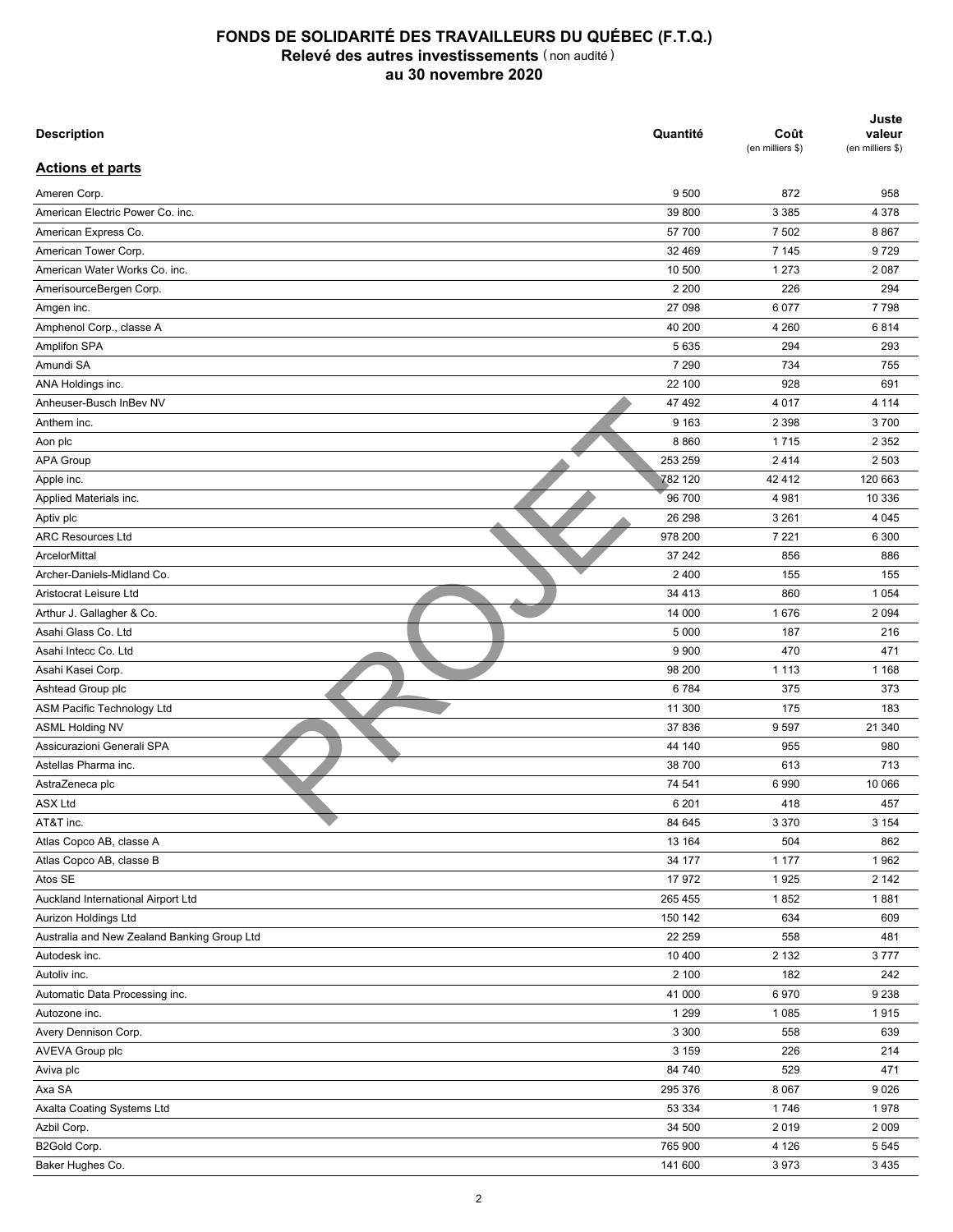# FONDS DE SOLIDARITÉ DES TRAVAILLEURS DU QUÉBEC (F.T.Q.)
## Relevé des autres investissements (non audité)
### au 30 novembre 2020

| Description | Quantité | Coût (en milliers $) | Juste valeur (en milliers $) |
|---|---|---|---|
| **Actions et parts** | | | |
| Ameren Corp. | 9 500 | 872 | 958 |
| American Electric Power Co. inc. | 39 800 | 3 385 | 4 378 |
| American Express Co. | 57 700 | 7 502 | 8 867 |
| American Tower Corp. | 32 469 | 7 145 | 9 729 |
| American Water Works Co. inc. | 10 500 | 1 273 | 2 087 |
| AmerisourceBergen Corp. | 2 200 | 226 | 294 |
| Amgen inc. | 27 098 | 6 077 | 7 798 |
| Amphenol Corp., classe A | 40 200 | 4 260 | 6 814 |
| Amplifon SPA | 5 635 | 294 | 293 |
| Amundi SA | 7 290 | 734 | 755 |
| ANA Holdings inc. | 22 100 | 928 | 691 |
| Anheuser-Busch InBev NV | 47 492 | 4 017 | 4 114 |
| Anthem inc. | 9 163 | 2 398 | 3 700 |
| Aon plc | 8 860 | 1 715 | 2 352 |
| APA Group | 253 259 | 2 414 | 2 503 |
| Apple inc. | 782 120 | 42 412 | 120 663 |
| Applied Materials inc. | 96 700 | 4 981 | 10 336 |
| Aptiv plc | 26 298 | 3 261 | 4 045 |
| ARC Resources Ltd | 978 200 | 7 221 | 6 300 |
| ArcelorMittal | 37 242 | 856 | 886 |
| Archer-Daniels-Midland Co. | 2 400 | 155 | 155 |
| Aristocrat Leisure Ltd | 34 413 | 860 | 1 054 |
| Arthur J. Gallagher & Co. | 14 000 | 1 676 | 2 094 |
| Asahi Glass Co. Ltd | 5 000 | 187 | 216 |
| Asahi Intecc Co. Ltd | 9 900 | 470 | 471 |
| Asahi Kasei Corp. | 98 200 | 1 113 | 1 168 |
| Ashtead Group plc | 6 784 | 375 | 373 |
| ASM Pacific Technology Ltd | 11 300 | 175 | 183 |
| ASML Holding NV | 37 836 | 9 597 | 21 340 |
| Assicurazioni Generali SPA | 44 140 | 955 | 980 |
| Astellas Pharma inc. | 38 700 | 613 | 713 |
| AstraZeneca plc | 74 541 | 6 990 | 10 066 |
| ASX Ltd | 6 201 | 418 | 457 |
| AT&T inc. | 84 645 | 3 370 | 3 154 |
| Atlas Copco AB, classe A | 13 164 | 504 | 862 |
| Atlas Copco AB, classe B | 34 177 | 1 177 | 1 962 |
| Atos SE | 17 972 | 1 925 | 2 142 |
| Auckland International Airport Ltd | 265 455 | 1 852 | 1 881 |
| Aurizon Holdings Ltd | 150 142 | 634 | 609 |
| Australia and New Zealand Banking Group Ltd | 22 259 | 558 | 481 |
| Autodesk inc. | 10 400 | 2 132 | 3 777 |
| Autoliv inc. | 2 100 | 182 | 242 |
| Automatic Data Processing inc. | 41 000 | 6 970 | 9 238 |
| Autozone inc. | 1 299 | 1 085 | 1 915 |
| Avery Dennison Corp. | 3 300 | 558 | 639 |
| AVEVA Group plc | 3 159 | 226 | 214 |
| Aviva plc | 84 740 | 529 | 471 |
| Axa SA | 295 376 | 8 067 | 9 026 |
| Axalta Coating Systems Ltd | 53 334 | 1 746 | 1 978 |
| Azbil Corp. | 34 500 | 2 019 | 2 009 |
| B2Gold Corp. | 765 900 | 4 126 | 5 545 |
| Baker Hughes Co. | 141 600 | 3 973 | 3 435 |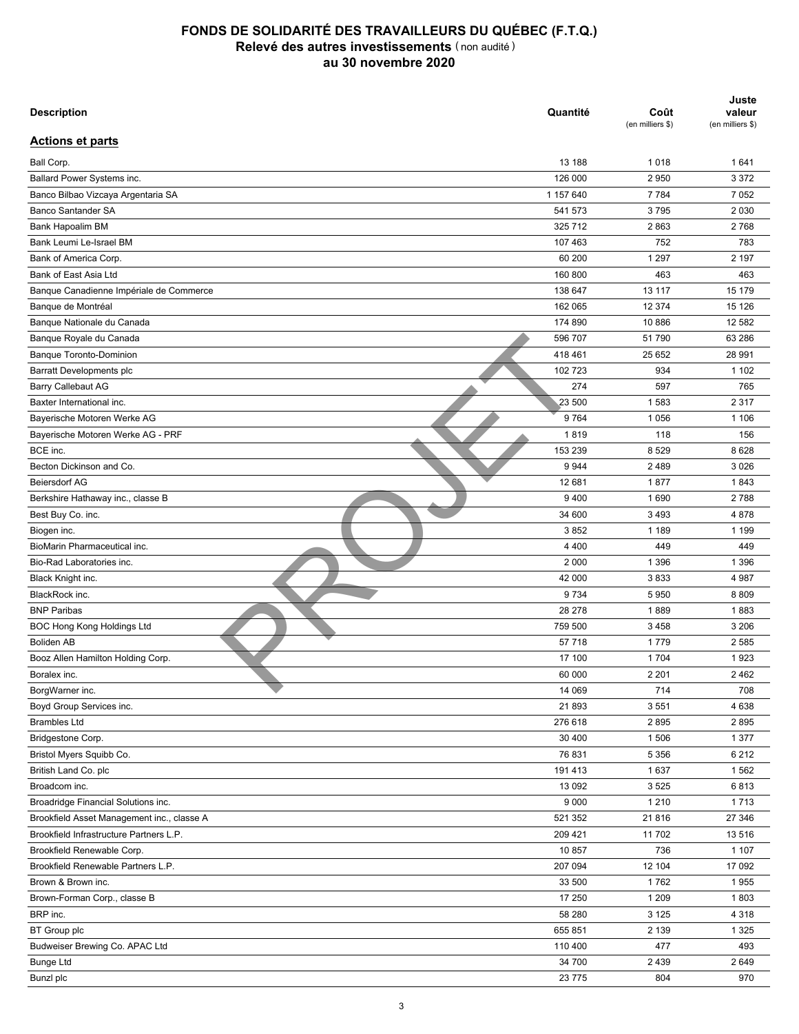# FONDS DE SOLIDARITÉ DES TRAVAILLEURS DU QUÉBEC (F.T.Q.)
## Relevé des autres investissements (non audité)
## au 30 novembre 2020

| Description | Quantité | Coût (en milliers $) | Juste valeur (en milliers $) |
|---|---|---|---|
| **Actions et parts** | | | |
| Ball Corp. | 13 188 | 1 018 | 1 641 |
| Ballard Power Systems inc. | 126 000 | 2 950 | 3 372 |
| Banco Bilbao Vizcaya Argentaria SA | 1 157 640 | 7 784 | 7 052 |
| Banco Santander SA | 541 573 | 3 795 | 2 030 |
| Bank Hapoalim BM | 325 712 | 2 863 | 2 768 |
| Bank Leumi Le-Israel BM | 107 463 | 752 | 783 |
| Bank of America Corp. | 60 200 | 1 297 | 2 197 |
| Bank of East Asia Ltd | 160 800 | 463 | 463 |
| Banque Canadienne Impériale de Commerce | 138 647 | 13 117 | 15 179 |
| Banque de Montréal | 162 065 | 12 374 | 15 126 |
| Banque Nationale du Canada | 174 890 | 10 886 | 12 582 |
| Banque Royale du Canada | 596 707 | 51 790 | 63 286 |
| Banque Toronto-Dominion | 418 461 | 25 652 | 28 991 |
| Barratt Developments plc | 102 723 | 934 | 1 102 |
| Barry Callebaut AG | 274 | 597 | 765 |
| Baxter International inc. | 23 500 | 1 583 | 2 317 |
| Bayerische Motoren Werke AG | 9 764 | 1 056 | 1 106 |
| Bayerische Motoren Werke AG - PRF | 1 819 | 118 | 156 |
| BCE inc. | 153 239 | 8 529 | 8 628 |
| Becton Dickinson and Co. | 9 944 | 2 489 | 3 026 |
| Beiersdorf AG | 12 681 | 1 877 | 1 843 |
| Berkshire Hathaway inc., classe B | 9 400 | 1 690 | 2 788 |
| Best Buy Co. inc. | 34 600 | 3 493 | 4 878 |
| Biogen inc. | 3 852 | 1 189 | 1 199 |
| BioMarin Pharmaceutical inc. | 4 400 | 449 | 449 |
| Bio-Rad Laboratories inc. | 2 000 | 1 396 | 1 396 |
| Black Knight inc. | 42 000 | 3 833 | 4 987 |
| BlackRock inc. | 9 734 | 5 950 | 8 809 |
| BNP Paribas | 28 278 | 1 889 | 1 883 |
| BOC Hong Kong Holdings Ltd | 759 500 | 3 458 | 3 206 |
| Boliden AB | 57 718 | 1 779 | 2 585 |
| Booz Allen Hamilton Holding Corp. | 17 100 | 1 704 | 1 923 |
| Boralex inc. | 60 000 | 2 201 | 2 462 |
| BorgWarner inc. | 14 069 | 714 | 708 |
| Boyd Group Services inc. | 21 893 | 3 551 | 4 638 |
| Brambles Ltd | 276 618 | 2 895 | 2 895 |
| Bridgestone Corp. | 30 400 | 1 506 | 1 377 |
| Bristol Myers Squibb Co. | 76 831 | 5 356 | 6 212 |
| British Land Co. plc | 191 413 | 1 637 | 1 562 |
| Broadcom inc. | 13 092 | 3 525 | 6 813 |
| Broadridge Financial Solutions inc. | 9 000 | 1 210 | 1 713 |
| Brookfield Asset Management inc., classe A | 521 352 | 21 816 | 27 346 |
| Brookfield Infrastructure Partners L.P. | 209 421 | 11 702 | 13 516 |
| Brookfield Renewable Corp. | 10 857 | 736 | 1 107 |
| Brookfield Renewable Partners L.P. | 207 094 | 12 104 | 17 092 |
| Brown & Brown inc. | 33 500 | 1 762 | 1 955 |
| Brown-Forman Corp., classe B | 17 250 | 1 209 | 1 803 |
| BRP inc. | 58 280 | 3 125 | 4 318 |
| BT Group plc | 655 851 | 2 139 | 1 325 |
| Budweiser Brewing Co. APAC Ltd | 110 400 | 477 | 493 |
| Bunge Ltd | 34 700 | 2 439 | 2 649 |
| Bunzl plc | 23 775 | 804 | 970 |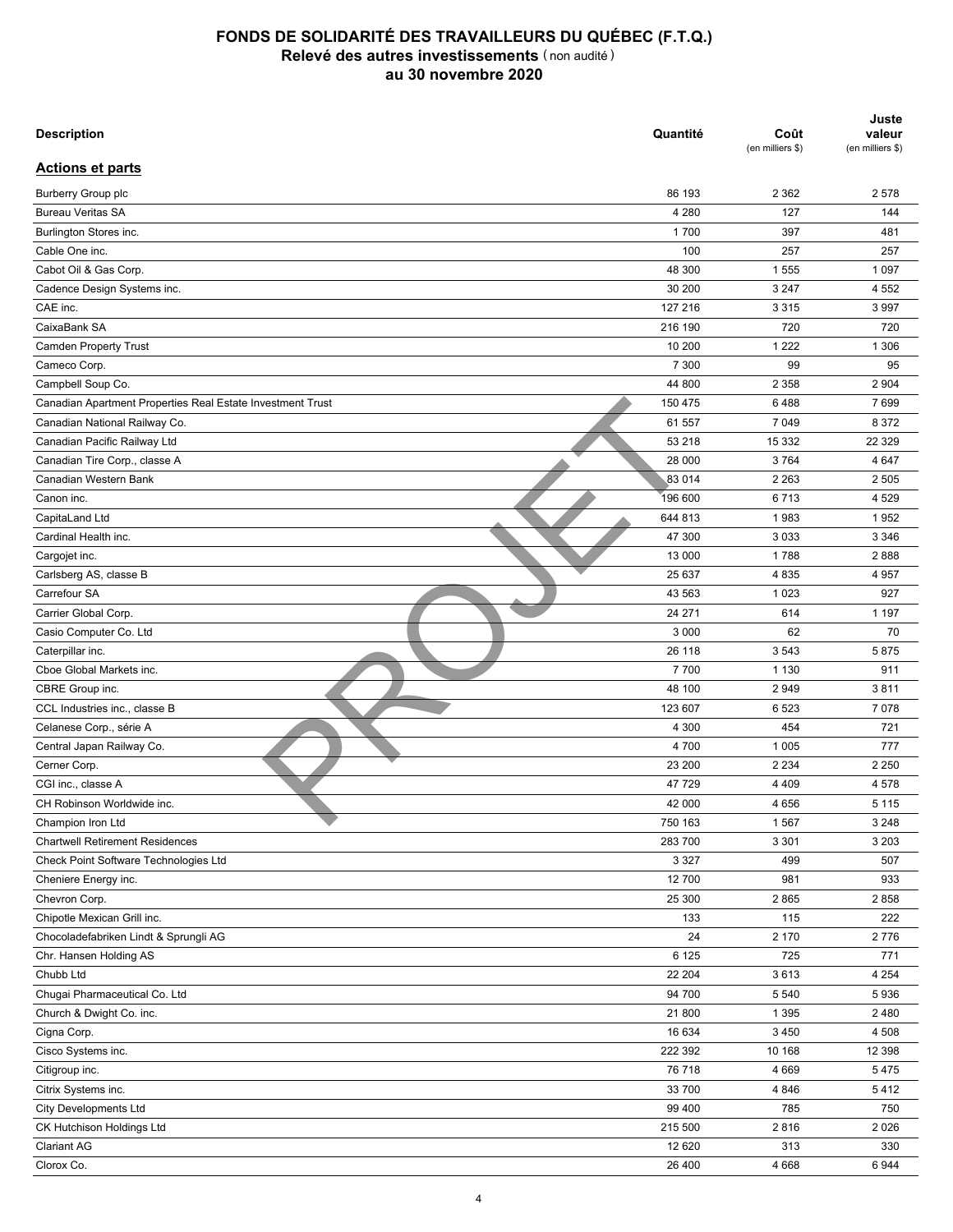# FONDS DE SOLIDARITÉ DES TRAVAILLEURS DU QUÉBEC (F.T.Q.)

## Relevé des autres investissements (non audité)

## au 30 novembre 2020

| Description | Quantité | Coût (en milliers $) | Juste valeur (en milliers $) |
|---|---|---|---|
| **Actions et parts** | | | |
| Burberry Group plc | 86 193 | 2 362 | 2 578 |
| Bureau Veritas SA | 4 280 | 127 | 144 |
| Burlington Stores inc. | 1 700 | 397 | 481 |
| Cable One inc. | 100 | 257 | 257 |
| Cabot Oil & Gas Corp. | 48 300 | 1 555 | 1 097 |
| Cadence Design Systems inc. | 30 200 | 3 247 | 4 552 |
| CAE inc. | 127 216 | 3 315 | 3 997 |
| CaixaBank SA | 216 190 | 720 | 720 |
| Camden Property Trust | 10 200 | 1 222 | 1 306 |
| Cameco Corp. | 7 300 | 99 | 95 |
| Campbell Soup Co. | 44 800 | 2 358 | 2 904 |
| Canadian Apartment Properties Real Estate Investment Trust | 150 475 | 6 488 | 7 699 |
| Canadian National Railway Co. | 61 557 | 7 049 | 8 372 |
| Canadian Pacific Railway Ltd | 53 218 | 15 332 | 22 329 |
| Canadian Tire Corp., classe A | 28 000 | 3 764 | 4 647 |
| Canadian Western Bank | 83 014 | 2 263 | 2 505 |
| Canon inc. | 196 600 | 6 713 | 4 529 |
| CapitaLand Ltd | 644 813 | 1 983 | 1 952 |
| Cardinal Health inc. | 47 300 | 3 033 | 3 346 |
| Cargojet inc. | 13 000 | 1 788 | 2 888 |
| Carlsberg AS, classe B | 25 637 | 4 835 | 4 957 |
| Carrefour SA | 43 563 | 1 023 | 927 |
| Carrier Global Corp. | 24 271 | 614 | 1 197 |
| Casio Computer Co. Ltd | 3 000 | 62 | 70 |
| Caterpillar inc. | 26 118 | 3 543 | 5 875 |
| Cboe Global Markets inc. | 7 700 | 1 130 | 911 |
| CBRE Group inc. | 48 100 | 2 949 | 3 811 |
| CCL Industries inc., classe B | 123 607 | 6 523 | 7 078 |
| Celanese Corp., série A | 4 300 | 454 | 721 |
| Central Japan Railway Co. | 4 700 | 1 005 | 777 |
| Cerner Corp. | 23 200 | 2 234 | 2 250 |
| CGI inc., classe A | 47 729 | 4 409 | 4 578 |
| CH Robinson Worldwide inc. | 42 000 | 4 656 | 5 115 |
| Champion Iron Ltd | 750 163 | 1 567 | 3 248 |
| Chartwell Retirement Residences | 283 700 | 3 301 | 3 203 |
| Check Point Software Technologies Ltd | 3 327 | 499 | 507 |
| Cheniere Energy inc. | 12 700 | 981 | 933 |
| Chevron Corp. | 25 300 | 2 865 | 2 858 |
| Chipotle Mexican Grill inc. | 133 | 115 | 222 |
| Chocoladefabriken Lindt & Sprungli AG | 24 | 2 170 | 2 776 |
| Chr. Hansen Holding AS | 6 125 | 725 | 771 |
| Chubb Ltd | 22 204 | 3 613 | 4 254 |
| Chugai Pharmaceutical Co. Ltd | 94 700 | 5 540 | 5 936 |
| Church & Dwight Co. inc. | 21 800 | 1 395 | 2 480 |
| Cigna Corp. | 16 634 | 3 450 | 4 508 |
| Cisco Systems inc. | 222 392 | 10 168 | 12 398 |
| Citigroup inc. | 76 718 | 4 669 | 5 475 |
| Citrix Systems inc. | 33 700 | 4 846 | 5 412 |
| City Developments Ltd | 99 400 | 785 | 750 |
| CK Hutchison Holdings Ltd | 215 500 | 2 816 | 2 026 |
| Clariant AG | 12 620 | 313 | 330 |
| Clorox Co. | 26 400 | 4 668 | 6 944 |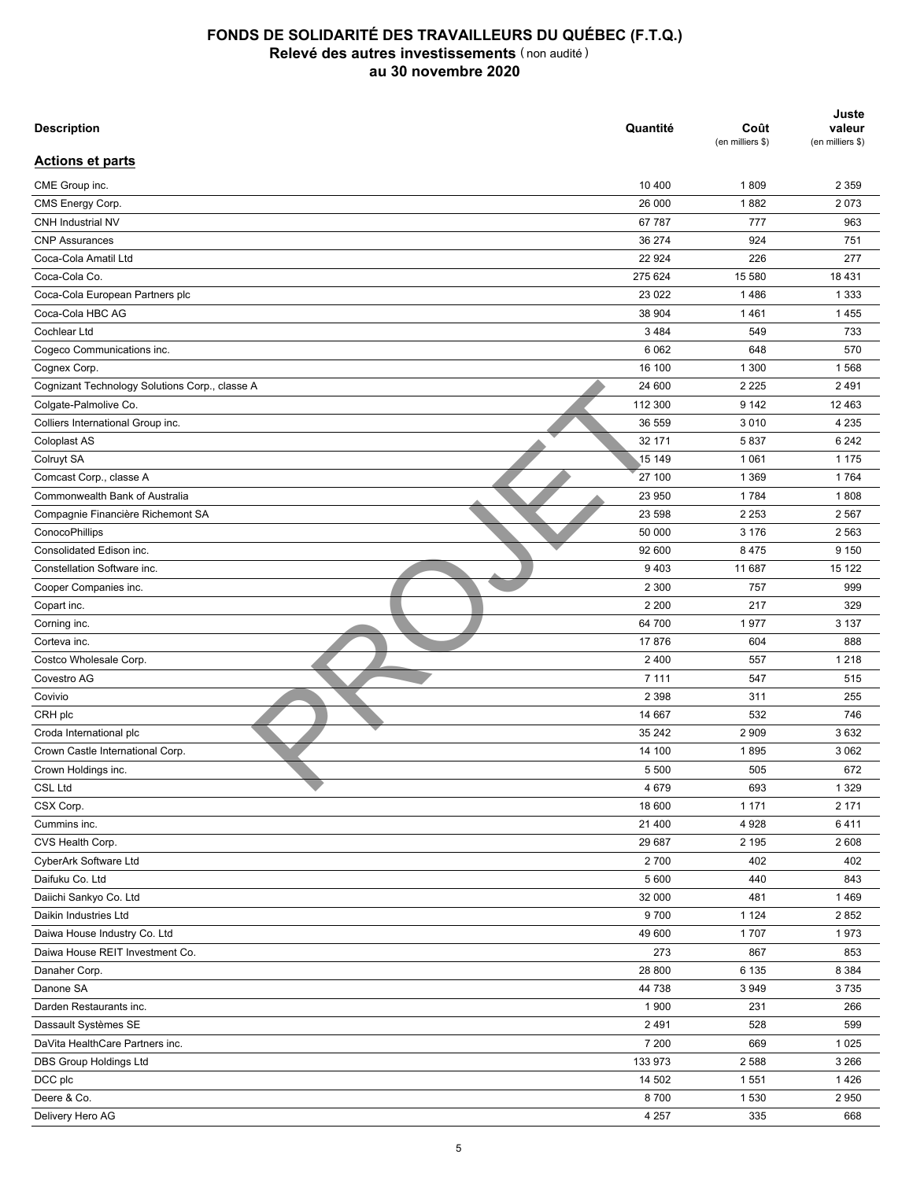# FONDS DE SOLIDARITÉ DES TRAVAILLEURS DU QUÉBEC (F.T.Q.)
## Relevé des autres investissements (non audité)
## au 30 novembre 2020

| Description | Quantité | Coût (en milliers $) | Juste valeur (en milliers $) |
|---|---|---|---|
| **Actions et parts** | | | |
| CME Group inc. | 10 400 | 1 809 | 2 359 |
| CMS Energy Corp. | 26 000 | 1 882 | 2 073 |
| CNH Industrial NV | 67 787 | 777 | 963 |
| CNP Assurances | 36 274 | 924 | 751 |
| Coca-Cola Amatil Ltd | 22 924 | 226 | 277 |
| Coca-Cola Co. | 275 624 | 15 580 | 18 431 |
| Coca-Cola European Partners plc | 23 022 | 1 486 | 1 333 |
| Coca-Cola HBC AG | 38 904 | 1 461 | 1 455 |
| Cochlear Ltd | 3 484 | 549 | 733 |
| Cogeco Communications inc. | 6 062 | 648 | 570 |
| Cognex Corp. | 16 100 | 1 300 | 1 568 |
| Cognizant Technology Solutions Corp., classe A | 24 600 | 2 225 | 2 491 |
| Colgate-Palmolive Co. | 112 300 | 9 142 | 12 463 |
| Colliers International Group inc. | 36 559 | 3 010 | 4 235 |
| Coloplast AS | 32 171 | 5 837 | 6 242 |
| Colruyt SA | 15 149 | 1 061 | 1 175 |
| Comcast Corp., classe A | 27 100 | 1 369 | 1 764 |
| Commonwealth Bank of Australia | 23 950 | 1 784 | 1 808 |
| Compagnie Financière Richemont SA | 23 598 | 2 253 | 2 567 |
| ConocoPhillips | 50 000 | 3 176 | 2 563 |
| Consolidated Edison inc. | 92 600 | 8 475 | 9 150 |
| Constellation Software inc. | 9 403 | 11 687 | 15 122 |
| Cooper Companies inc. | 2 300 | 757 | 999 |
| Copart inc. | 2 200 | 217 | 329 |
| Corning inc. | 64 700 | 1 977 | 3 137 |
| Corteva inc. | 17 876 | 604 | 888 |
| Costco Wholesale Corp. | 2 400 | 557 | 1 218 |
| Covestro AG | 7 111 | 547 | 515 |
| Covivio | 2 398 | 311 | 255 |
| CRH plc | 14 667 | 532 | 746 |
| Croda International plc | 35 242 | 2 909 | 3 632 |
| Crown Castle International Corp. | 14 100 | 1 895 | 3 062 |
| Crown Holdings inc. | 5 500 | 505 | 672 |
| CSL Ltd | 4 679 | 693 | 1 329 |
| CSX Corp. | 18 600 | 1 171 | 2 171 |
| Cummins inc. | 21 400 | 4 928 | 6 411 |
| CVS Health Corp. | 29 687 | 2 195 | 2 608 |
| CyberArk Software Ltd | 2 700 | 402 | 402 |
| Daifuku Co. Ltd | 5 600 | 440 | 843 |
| Daiichi Sankyo Co. Ltd | 32 000 | 481 | 1 469 |
| Daikin Industries Ltd | 9 700 | 1 124 | 2 852 |
| Daiwa House Industry Co. Ltd | 49 600 | 1 707 | 1 973 |
| Daiwa House REIT Investment Co. | 273 | 867 | 853 |
| Danaher Corp. | 28 800 | 6 135 | 8 384 |
| Danone SA | 44 738 | 3 949 | 3 735 |
| Darden Restaurants inc. | 1 900 | 231 | 266 |
| Dassault Systèmes SE | 2 491 | 528 | 599 |
| DaVita HealthCare Partners inc. | 7 200 | 669 | 1 025 |
| DBS Group Holdings Ltd | 133 973 | 2 588 | 3 266 |
| DCC plc | 14 502 | 1 551 | 1 426 |
| Deere & Co. | 8 700 | 1 530 | 2 950 |
| Delivery Hero AG | 4 257 | 335 | 668 |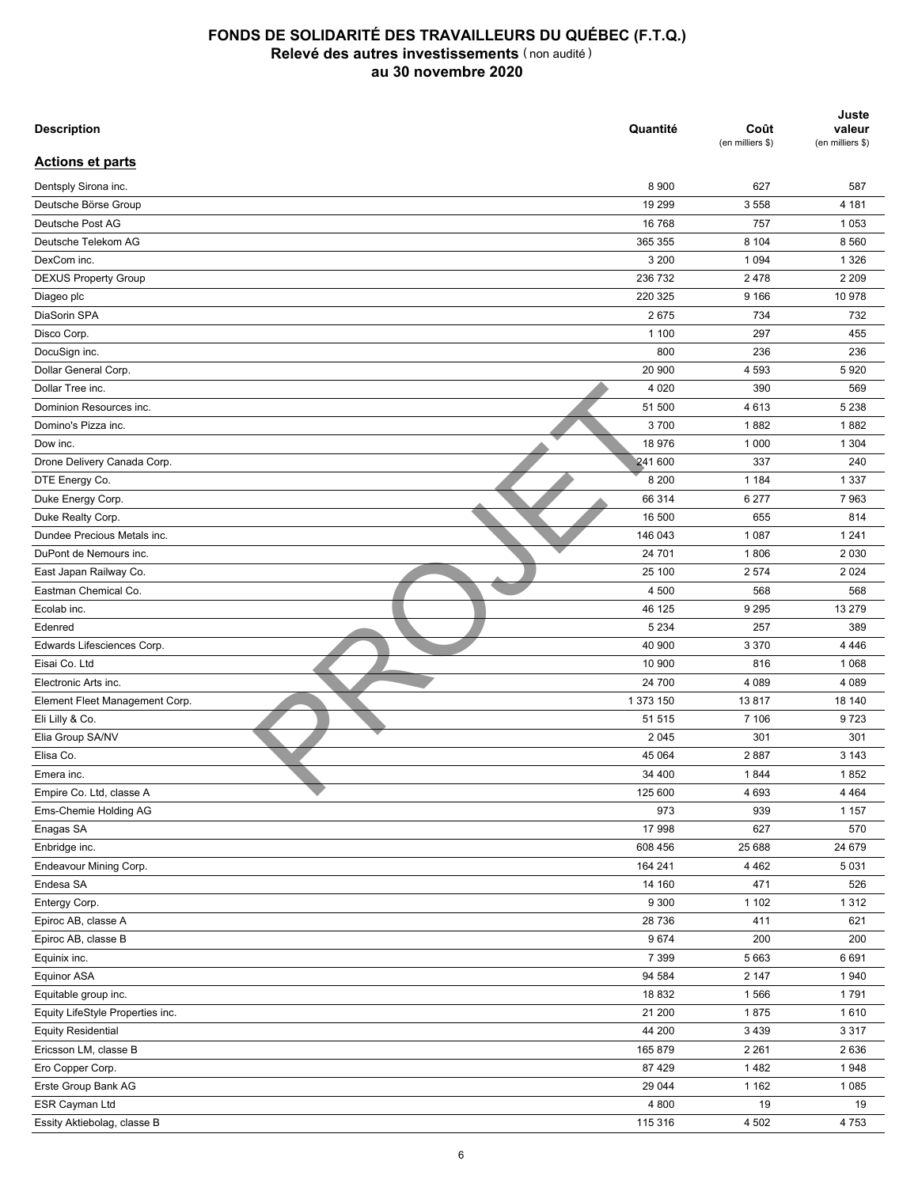# FONDS DE SOLIDARITÉ DES TRAVAILLEURS DU QUÉBEC (F.T.Q.)
## Relevé des autres investissements (non audité)
## au 30 novembre 2020

| Description | Quantité | Coût (en milliers $) | Juste valeur (en milliers $) |
|---|---|---|---|
| **Actions et parts** | | | |
| Dentsply Sirona inc. | 8 900 | 627 | 587 |
| Deutsche Börse Group | 19 299 | 3 558 | 4 181 |
| Deutsche Post AG | 16 768 | 757 | 1 053 |
| Deutsche Telekom AG | 365 355 | 8 104 | 8 560 |
| DexCom inc. | 3 200 | 1 094 | 1 326 |
| DEXUS Property Group | 236 732 | 2 478 | 2 209 |
| Diageo plc | 220 325 | 9 166 | 10 978 |
| DiaSorin SPA | 2 675 | 734 | 732 |
| Disco Corp. | 1 100 | 297 | 455 |
| DocuSign inc. | 800 | 236 | 236 |
| Dollar General Corp. | 20 900 | 4 593 | 5 920 |
| Dollar Tree inc. | 4 020 | 390 | 569 |
| Dominion Resources inc. | 51 500 | 4 613 | 5 238 |
| Domino's Pizza inc. | 3 700 | 1 882 | 1 882 |
| Dow inc. | 18 976 | 1 000 | 1 304 |
| Drone Delivery Canada Corp. | 241 600 | 337 | 240 |
| DTE Energy Co. | 8 200 | 1 184 | 1 337 |
| Duke Energy Corp. | 66 314 | 6 277 | 7 963 |
| Duke Realty Corp. | 16 500 | 655 | 814 |
| Dundee Precious Metals inc. | 146 043 | 1 087 | 1 241 |
| DuPont de Nemours inc. | 24 701 | 1 806 | 2 030 |
| East Japan Railway Co. | 25 100 | 2 574 | 2 024 |
| Eastman Chemical Co. | 4 500 | 568 | 568 |
| Ecolab inc. | 46 125 | 9 295 | 13 279 |
| Edenred | 5 234 | 257 | 389 |
| Edwards Lifesciences Corp. | 40 900 | 3 370 | 4 446 |
| Eisai Co. Ltd | 10 900 | 816 | 1 068 |
| Electronic Arts inc. | 24 700 | 4 089 | 4 089 |
| Element Fleet Management Corp. | 1 373 150 | 13 817 | 18 140 |
| Eli Lilly & Co. | 51 515 | 7 106 | 9 723 |
| Elia Group SA/NV | 2 045 | 301 | 301 |
| Elisa Co. | 45 064 | 2 887 | 3 143 |
| Emera inc. | 34 400 | 1 844 | 1 852 |
| Empire Co. Ltd, classe A | 125 600 | 4 693 | 4 464 |
| Ems-Chemie Holding AG | 973 | 939 | 1 157 |
| Enagas SA | 17 998 | 627 | 570 |
| Enbridge inc. | 608 456 | 25 688 | 24 679 |
| Endeavour Mining Corp. | 164 241 | 4 462 | 5 031 |
| Endesa SA | 14 160 | 471 | 526 |
| Entergy Corp. | 9 300 | 1 102 | 1 312 |
| Epiroc AB, classe A | 28 736 | 411 | 621 |
| Epiroc AB, classe B | 9 674 | 200 | 200 |
| Equinix inc. | 7 399 | 5 663 | 6 691 |
| Equinor ASA | 94 584 | 2 147 | 1 940 |
| Equitable group inc. | 18 832 | 1 566 | 1 791 |
| Equity LifeStyle Properties inc. | 21 200 | 1 875 | 1 610 |
| Equity Residential | 44 200 | 3 439 | 3 317 |
| Ericsson LM, classe B | 165 879 | 2 261 | 2 636 |
| Ero Copper Corp. | 87 429 | 1 482 | 1 948 |
| Erste Group Bank AG | 29 044 | 1 162 | 1 085 |
| ESR Cayman Ltd | 4 800 | 19 | 19 |
| Essity Aktiebolag, classe B | 115 316 | 4 502 | 4 753 |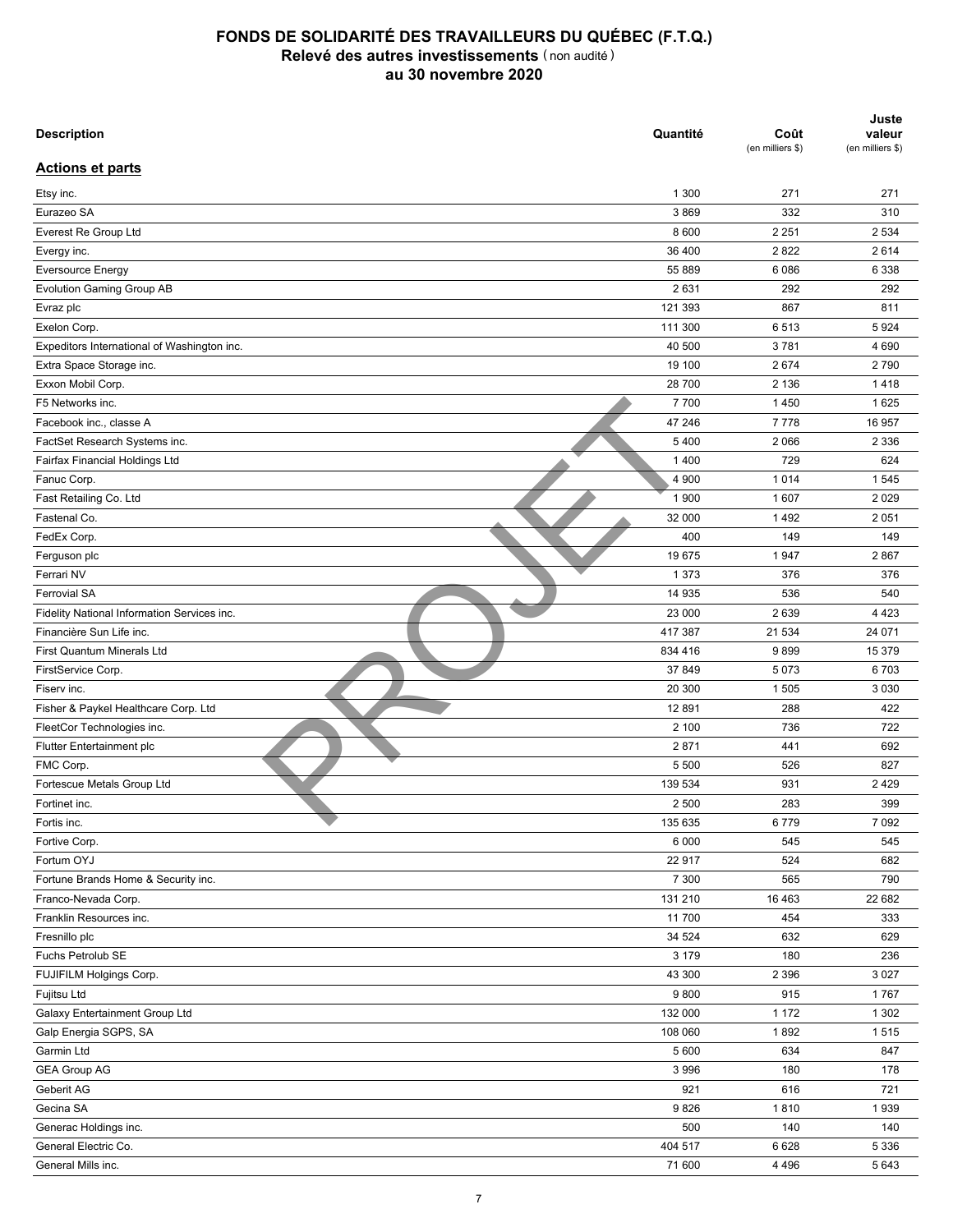# FONDS DE SOLIDARITÉ DES TRAVAILLEURS DU QUÉBEC (F.T.Q.)

## Relevé des autres investissements (non audité)

## au 30 novembre 2020

| Description | Quantité | Coût (en milliers $) | Juste valeur (en milliers $) |
|---|---|---|---|
| **Actions et parts** | | | |
| Etsy inc. | 1 300 | 271 | 271 |
| Eurazeo SA | 3 869 | 332 | 310 |
| Everest Re Group Ltd | 8 600 | 2 251 | 2 534 |
| Evergy inc. | 36 400 | 2 822 | 2 614 |
| Eversource Energy | 55 889 | 6 086 | 6 338 |
| Evolution Gaming Group AB | 2 631 | 292 | 292 |
| Evraz plc | 121 393 | 867 | 811 |
| Exelon Corp. | 111 300 | 6 513 | 5 924 |
| Expeditors International of Washington inc. | 40 500 | 3 781 | 4 690 |
| Extra Space Storage inc. | 19 100 | 2 674 | 2 790 |
| Exxon Mobil Corp. | 28 700 | 2 136 | 1 418 |
| F5 Networks inc. | 7 700 | 1 450 | 1 625 |
| Facebook inc., classe A | 47 246 | 7 778 | 16 957 |
| FactSet Research Systems inc. | 5 400 | 2 066 | 2 336 |
| Fairfax Financial Holdings Ltd | 1 400 | 729 | 624 |
| Fanuc Corp. | 4 900 | 1 014 | 1 545 |
| Fast Retailing Co. Ltd | 1 900 | 1 607 | 2 029 |
| Fastenal Co. | 32 000 | 1 492 | 2 051 |
| FedEx Corp. | 400 | 149 | 149 |
| Ferguson plc | 19 675 | 1 947 | 2 867 |
| Ferrari NV | 1 373 | 376 | 376 |
| Ferrovial SA | 14 935 | 536 | 540 |
| Fidelity National Information Services inc. | 23 000 | 2 639 | 4 423 |
| Financière Sun Life inc. | 417 387 | 21 534 | 24 071 |
| First Quantum Minerals Ltd | 834 416 | 9 899 | 15 379 |
| FirstService Corp. | 37 849 | 5 073 | 6 703 |
| Fiserv inc. | 20 300 | 1 505 | 3 030 |
| Fisher & Paykel Healthcare Corp. Ltd | 12 891 | 288 | 422 |
| FleetCor Technologies inc. | 2 100 | 736 | 722 |
| Flutter Entertainment plc | 2 871 | 441 | 692 |
| FMC Corp. | 5 500 | 526 | 827 |
| Fortescue Metals Group Ltd | 139 534 | 931 | 2 429 |
| Fortinet inc. | 2 500 | 283 | 399 |
| Fortis inc. | 135 635 | 6 779 | 7 092 |
| Fortive Corp. | 6 000 | 545 | 545 |
| Fortum OYJ | 22 917 | 524 | 682 |
| Fortune Brands Home & Security inc. | 7 300 | 565 | 790 |
| Franco-Nevada Corp. | 131 210 | 16 463 | 22 682 |
| Franklin Resources inc. | 11 700 | 454 | 333 |
| Fresnillo plc | 34 524 | 632 | 629 |
| Fuchs Petrolub SE | 3 179 | 180 | 236 |
| FUJIFILM Holgings Corp. | 43 300 | 2 396 | 3 027 |
| Fujitsu Ltd | 9 800 | 915 | 1 767 |
| Galaxy Entertainment Group Ltd | 132 000 | 1 172 | 1 302 |
| Galp Energia SGPS, SA | 108 060 | 1 892 | 1 515 |
| Garmin Ltd | 5 600 | 634 | 847 |
| GEA Group AG | 3 996 | 180 | 178 |
| Geberit AG | 921 | 616 | 721 |
| Gecina SA | 9 826 | 1 810 | 1 939 |
| Generac Holdings inc. | 500 | 140 | 140 |
| General Electric Co. | 404 517 | 6 628 | 5 336 |
| General Mills inc. | 71 600 | 4 496 | 5 643 |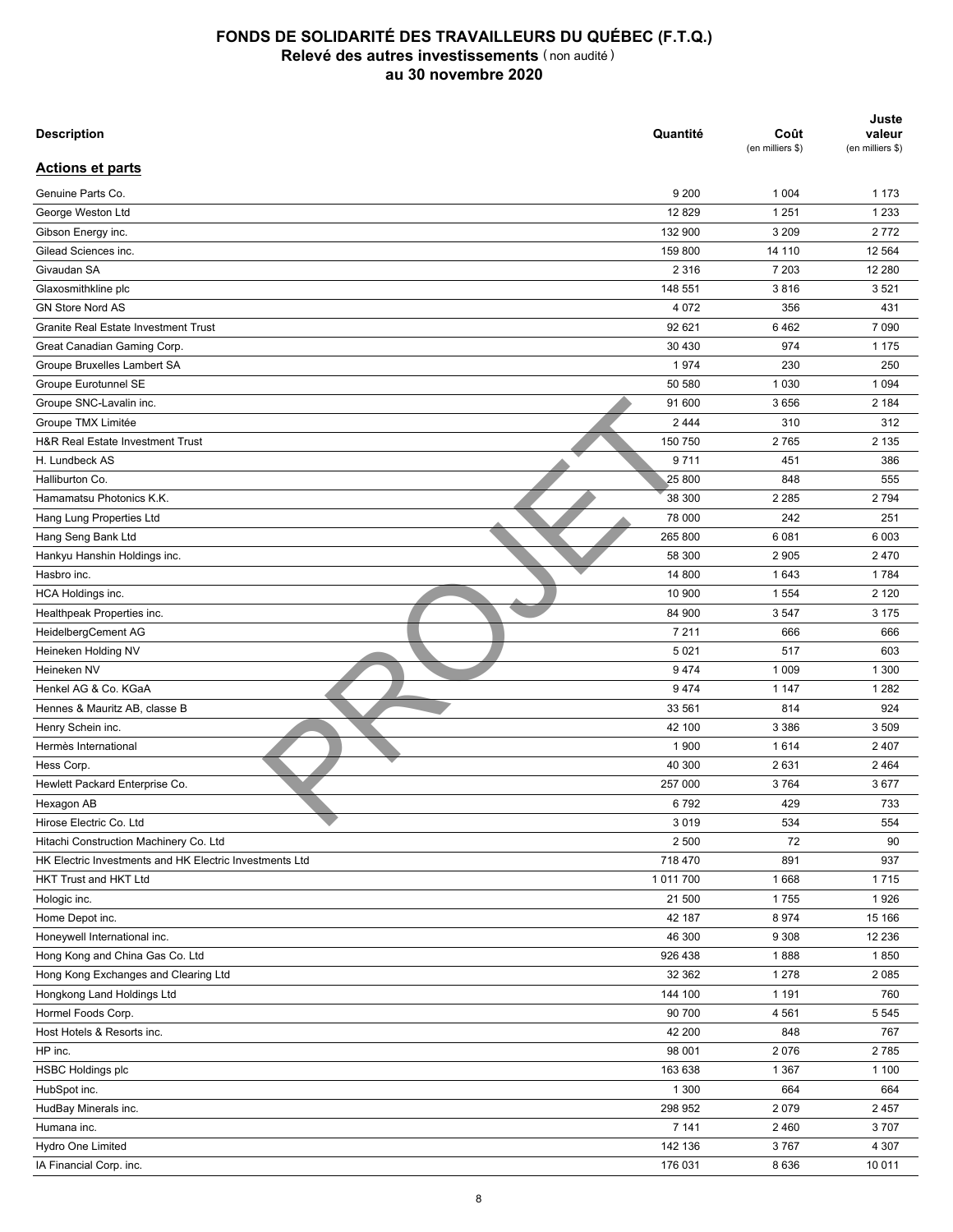# FONDS DE SOLIDARITÉ DES TRAVAILLEURS DU QUÉBEC (F.T.Q.)
## Relevé des autres investissements (non audité)
## au 30 novembre 2020

| Description | Quantité | Coût (en milliers $) | Juste valeur (en milliers $) |
|---|---|---|---|
| **Actions et parts** | | | |
| Genuine Parts Co. | 9 200 | 1 004 | 1 173 |
| George Weston Ltd | 12 829 | 1 251 | 1 233 |
| Gibson Energy inc. | 132 900 | 3 209 | 2 772 |
| Gilead Sciences inc. | 159 800 | 14 110 | 12 564 |
| Givaudan SA | 2 316 | 7 203 | 12 280 |
| Glaxosmithkline plc | 148 551 | 3 816 | 3 521 |
| GN Store Nord AS | 4 072 | 356 | 431 |
| Granite Real Estate Investment Trust | 92 621 | 6 462 | 7 090 |
| Great Canadian Gaming Corp. | 30 430 | 974 | 1 175 |
| Groupe Bruxelles Lambert SA | 1 974 | 230 | 250 |
| Groupe Eurotunnel SE | 50 580 | 1 030 | 1 094 |
| Groupe SNC-Lavalin inc. | 91 600 | 3 656 | 2 184 |
| Groupe TMX Limitée | 2 444 | 310 | 312 |
| H&R Real Estate Investment Trust | 150 750 | 2 765 | 2 135 |
| H. Lundbeck AS | 9 711 | 451 | 386 |
| Halliburton Co. | 25 800 | 848 | 555 |
| Hamamatsu Photonics K.K. | 38 300 | 2 285 | 2 794 |
| Hang Lung Properties Ltd | 78 000 | 242 | 251 |
| Hang Seng Bank Ltd | 265 800 | 6 081 | 6 003 |
| Hankyu Hanshin Holdings inc. | 58 300 | 2 905 | 2 470 |
| Hasbro inc. | 14 800 | 1 643 | 1 784 |
| HCA Holdings inc. | 10 900 | 1 554 | 2 120 |
| Healthpeak Properties inc. | 84 900 | 3 547 | 3 175 |
| HeidelbergCement AG | 7 211 | 666 | 666 |
| Heineken Holding NV | 5 021 | 517 | 603 |
| Heineken NV | 9 474 | 1 009 | 1 300 |
| Henkel AG & Co. KGaA | 9 474 | 1 147 | 1 282 |
| Hennes & Mauritz AB, classe B | 33 561 | 814 | 924 |
| Henry Schein inc. | 42 100 | 3 386 | 3 509 |
| Hermès International | 1 900 | 1 614 | 2 407 |
| Hess Corp. | 40 300 | 2 631 | 2 464 |
| Hewlett Packard Enterprise Co. | 257 000 | 3 764 | 3 677 |
| Hexagon AB | 6 792 | 429 | 733 |
| Hirose Electric Co. Ltd | 3 019 | 534 | 554 |
| Hitachi Construction Machinery Co. Ltd | 2 500 | 72 | 90 |
| HK Electric Investments and HK Electric Investments Ltd | 718 470 | 891 | 937 |
| HKT Trust and HKT Ltd | 1 011 700 | 1 668 | 1 715 |
| Hologic inc. | 21 500 | 1 755 | 1 926 |
| Home Depot inc. | 42 187 | 8 974 | 15 166 |
| Honeywell International inc. | 46 300 | 9 308 | 12 236 |
| Hong Kong and China Gas Co. Ltd | 926 438 | 1 888 | 1 850 |
| Hong Kong Exchanges and Clearing Ltd | 32 362 | 1 278 | 2 085 |
| Hongkong Land Holdings Ltd | 144 100 | 1 191 | 760 |
| Hormel Foods Corp. | 90 700 | 4 561 | 5 545 |
| Host Hotels & Resorts inc. | 42 200 | 848 | 767 |
| HP inc. | 98 001 | 2 076 | 2 785 |
| HSBC Holdings plc | 163 638 | 1 367 | 1 100 |
| HubSpot inc. | 1 300 | 664 | 664 |
| HudBay Minerals inc. | 298 952 | 2 079 | 2 457 |
| Humana inc. | 7 141 | 2 460 | 3 707 |
| Hydro One Limited | 142 136 | 3 767 | 4 307 |
| IA Financial Corp. inc. | 176 031 | 8 636 | 10 011 |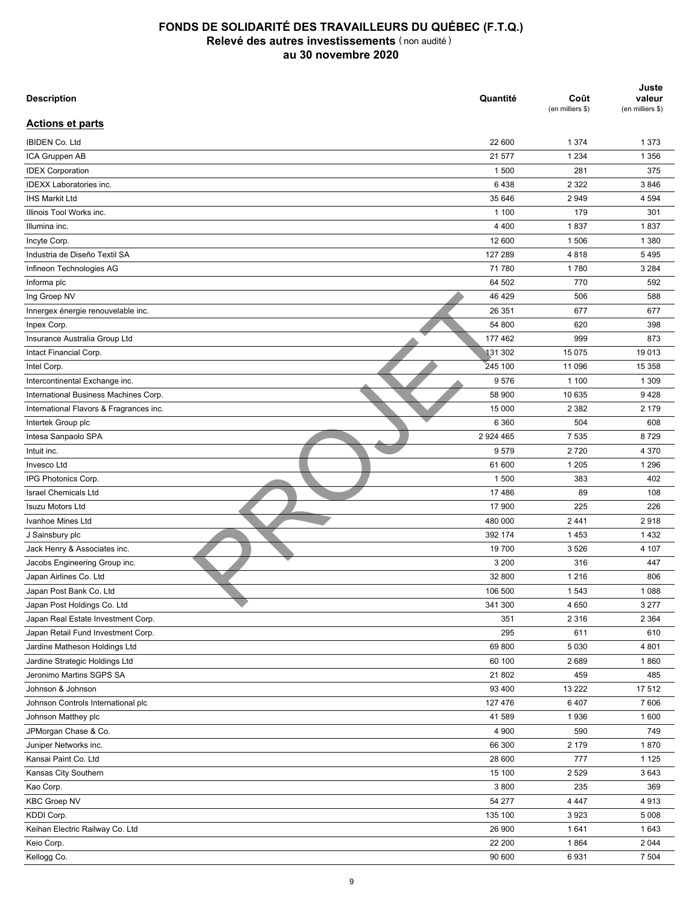# FONDS DE SOLIDARITÉ DES TRAVAILLEURS DU QUÉBEC (F.T.Q.)
## Relevé des autres investissements (non audité)
## au 30 novembre 2020

| Description | Quantité | Coût (en milliers $) | Juste valeur (en milliers $) |
|---|---|---|---|
| **Actions et parts** | | | |
| IBIDEN Co. Ltd | 22 600 | 1 374 | 1 373 |
| ICA Gruppen AB | 21 577 | 1 234 | 1 356 |
| IDEX Corporation | 1 500 | 281 | 375 |
| IDEXX Laboratories inc. | 6 438 | 2 322 | 3 846 |
| IHS Markit Ltd | 35 646 | 2 949 | 4 594 |
| Illinois Tool Works inc. | 1 100 | 179 | 301 |
| Illumina inc. | 4 400 | 1 837 | 1 837 |
| Incyte Corp. | 12 600 | 1 506 | 1 380 |
| Industria de Diseño Textil SA | 127 289 | 4 818 | 5 495 |
| Infineon Technologies AG | 71 780 | 1 780 | 3 284 |
| Informa plc | 64 502 | 770 | 592 |
| Ing Groep NV | 46 429 | 506 | 588 |
| Innergex énergie renouvelable inc. | 26 351 | 677 | 677 |
| Inpex Corp. | 54 800 | 620 | 398 |
| Insurance Australia Group Ltd | 177 462 | 999 | 873 |
| Intact Financial Corp. | 131 302 | 15 075 | 19 013 |
| Intel Corp. | 245 100 | 11 096 | 15 358 |
| Intercontinental Exchange inc. | 9 576 | 1 100 | 1 309 |
| International Business Machines Corp. | 58 900 | 10 635 | 9 428 |
| International Flavors & Fragrances inc. | 15 000 | 2 382 | 2 179 |
| Intertek Group plc | 6 360 | 504 | 608 |
| Intesa Sanpaolo SPA | 2 924 465 | 7 535 | 8 729 |
| Intuit inc. | 9 579 | 2 720 | 4 370 |
| Invesco Ltd | 61 600 | 1 205 | 1 296 |
| IPG Photonics Corp. | 1 500 | 383 | 402 |
| Israel Chemicals Ltd | 17 486 | 89 | 108 |
| Isuzu Motors Ltd | 17 900 | 225 | 226 |
| Ivanhoe Mines Ltd | 480 000 | 2 441 | 2 918 |
| J Sainsbury plc | 392 174 | 1 453 | 1 432 |
| Jack Henry & Associates inc. | 19 700 | 3 526 | 4 107 |
| Jacobs Engineering Group inc. | 3 200 | 316 | 447 |
| Japan Airlines Co. Ltd | 32 800 | 1 216 | 806 |
| Japan Post Bank Co. Ltd | 106 500 | 1 543 | 1 088 |
| Japan Post Holdings Co. Ltd | 341 300 | 4 650 | 3 277 |
| Japan Real Estate Investment Corp. | 351 | 2 316 | 2 364 |
| Japan Retail Fund Investment Corp. | 295 | 611 | 610 |
| Jardine Matheson Holdings Ltd | 69 800 | 5 030 | 4 801 |
| Jardine Strategic Holdings Ltd | 60 100 | 2 689 | 1 860 |
| Jeronimo Martins SGPS SA | 21 802 | 459 | 485 |
| Johnson & Johnson | 93 400 | 13 222 | 17 512 |
| Johnson Controls International plc | 127 476 | 6 407 | 7 606 |
| Johnson Matthey plc | 41 589 | 1 936 | 1 600 |
| JPMorgan Chase & Co. | 4 900 | 590 | 749 |
| Juniper Networks inc. | 66 300 | 2 179 | 1 870 |
| Kansai Paint Co. Ltd | 28 600 | 777 | 1 125 |
| Kansas City Southern | 15 100 | 2 529 | 3 643 |
| Kao Corp. | 3 800 | 235 | 369 |
| KBC Groep NV | 54 277 | 4 447 | 4 913 |
| KDDI Corp. | 135 100 | 3 923 | 5 008 |
| Keihan Electric Railway Co. Ltd | 26 900 | 1 641 | 1 643 |
| Keio Corp. | 22 200 | 1 864 | 2 044 |
| Kellogg Co. | 90 600 | 6 931 | 7 504 |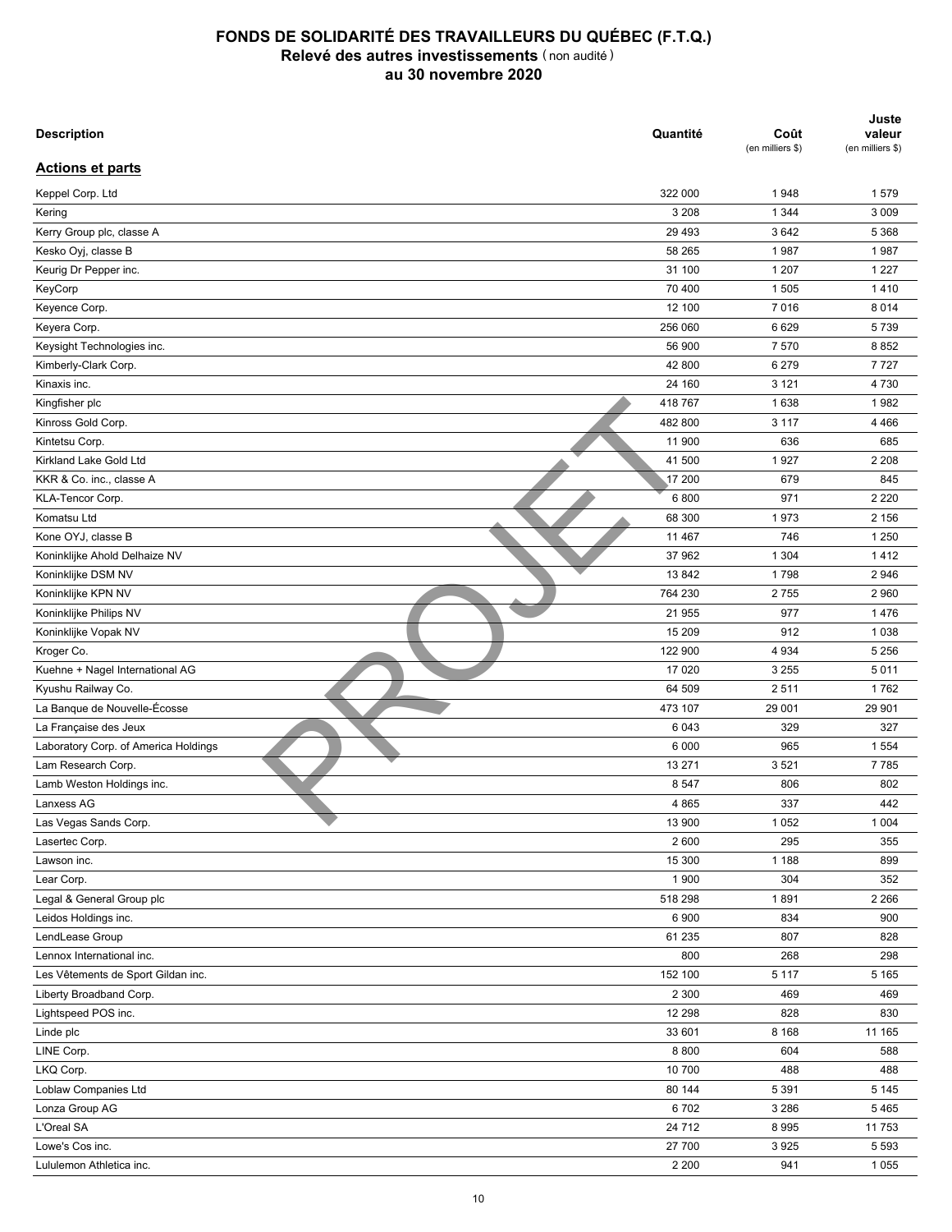# FONDS DE SOLIDARITÉ DES TRAVAILLEURS DU QUÉBEC (F.T.Q.)
## Relevé des autres investissements (non audité)
## au 30 novembre 2020

| Description | Quantité | Coût (en milliers $) | Juste valeur (en milliers $) |
|---|---|---|---|
| **Actions et parts** | | | |
| Keppel Corp. Ltd | 322 000 | 1 948 | 1 579 |
| Kering | 3 208 | 1 344 | 3 009 |
| Kerry Group plc, classe A | 29 493 | 3 642 | 5 368 |
| Kesko Oyj, classe B | 58 265 | 1 987 | 1 987 |
| Keurig Dr Pepper inc. | 31 100 | 1 207 | 1 227 |
| KeyCorp | 70 400 | 1 505 | 1 410 |
| Keyence Corp. | 12 100 | 7 016 | 8 014 |
| Keyera Corp. | 256 060 | 6 629 | 5 739 |
| Keysight Technologies inc. | 56 900 | 7 570 | 8 852 |
| Kimberly-Clark Corp. | 42 800 | 6 279 | 7 727 |
| Kinaxis inc. | 24 160 | 3 121 | 4 730 |
| Kingfisher plc | 418 767 | 1 638 | 1 982 |
| Kinross Gold Corp. | 482 800 | 3 117 | 4 466 |
| Kintetsu Corp. | 11 900 | 636 | 685 |
| Kirkland Lake Gold Ltd | 41 500 | 1 927 | 2 208 |
| KKR & Co. inc., classe A | 17 200 | 679 | 845 |
| KLA-Tencor Corp. | 6 800 | 971 | 2 220 |
| Komatsu Ltd | 68 300 | 1 973 | 2 156 |
| Kone OYJ, classe B | 11 467 | 746 | 1 250 |
| Koninklijke Ahold Delhaize NV | 37 962 | 1 304 | 1 412 |
| Koninklijke DSM NV | 13 842 | 1 798 | 2 946 |
| Koninklijke KPN NV | 764 230 | 2 755 | 2 960 |
| Koninklijke Philips NV | 21 955 | 977 | 1 476 |
| Koninklijke Vopak NV | 15 209 | 912 | 1 038 |
| Kroger Co. | 122 900 | 4 934 | 5 256 |
| Kuehne + Nagel International AG | 17 020 | 3 255 | 5 011 |
| Kyushu Railway Co. | 64 509 | 2 511 | 1 762 |
| La Banque de Nouvelle-Écosse | 473 107 | 29 001 | 29 901 |
| La Française des Jeux | 6 043 | 329 | 327 |
| Laboratory Corp. of America Holdings | 6 000 | 965 | 1 554 |
| Lam Research Corp. | 13 271 | 3 521 | 7 785 |
| Lamb Weston Holdings inc. | 8 547 | 806 | 802 |
| Lanxess AG | 4 865 | 337 | 442 |
| Las Vegas Sands Corp. | 13 900 | 1 052 | 1 004 |
| Lasertec Corp. | 2 600 | 295 | 355 |
| Lawson inc. | 15 300 | 1 188 | 899 |
| Lear Corp. | 1 900 | 304 | 352 |
| Legal & General Group plc | 518 298 | 1 891 | 2 266 |
| Leidos Holdings inc. | 6 900 | 834 | 900 |
| LendLease Group | 61 235 | 807 | 828 |
| Lennox International inc. | 800 | 268 | 298 |
| Les Vêtements de Sport Gildan inc. | 152 100 | 5 117 | 5 165 |
| Liberty Broadband Corp. | 2 300 | 469 | 469 |
| Lightspeed POS inc. | 12 298 | 828 | 830 |
| Linde plc | 33 601 | 8 168 | 11 165 |
| LINE Corp. | 8 800 | 604 | 588 |
| LKQ Corp. | 10 700 | 488 | 488 |
| Loblaw Companies Ltd | 80 144 | 5 391 | 5 145 |
| Lonza Group AG | 6 702 | 3 286 | 5 465 |
| L'Oreal SA | 24 712 | 8 995 | 11 753 |
| Lowe's Cos inc. | 27 700 | 3 925 | 5 593 |
| Lululemon Athletica inc. | 2 200 | 941 | 1 055 |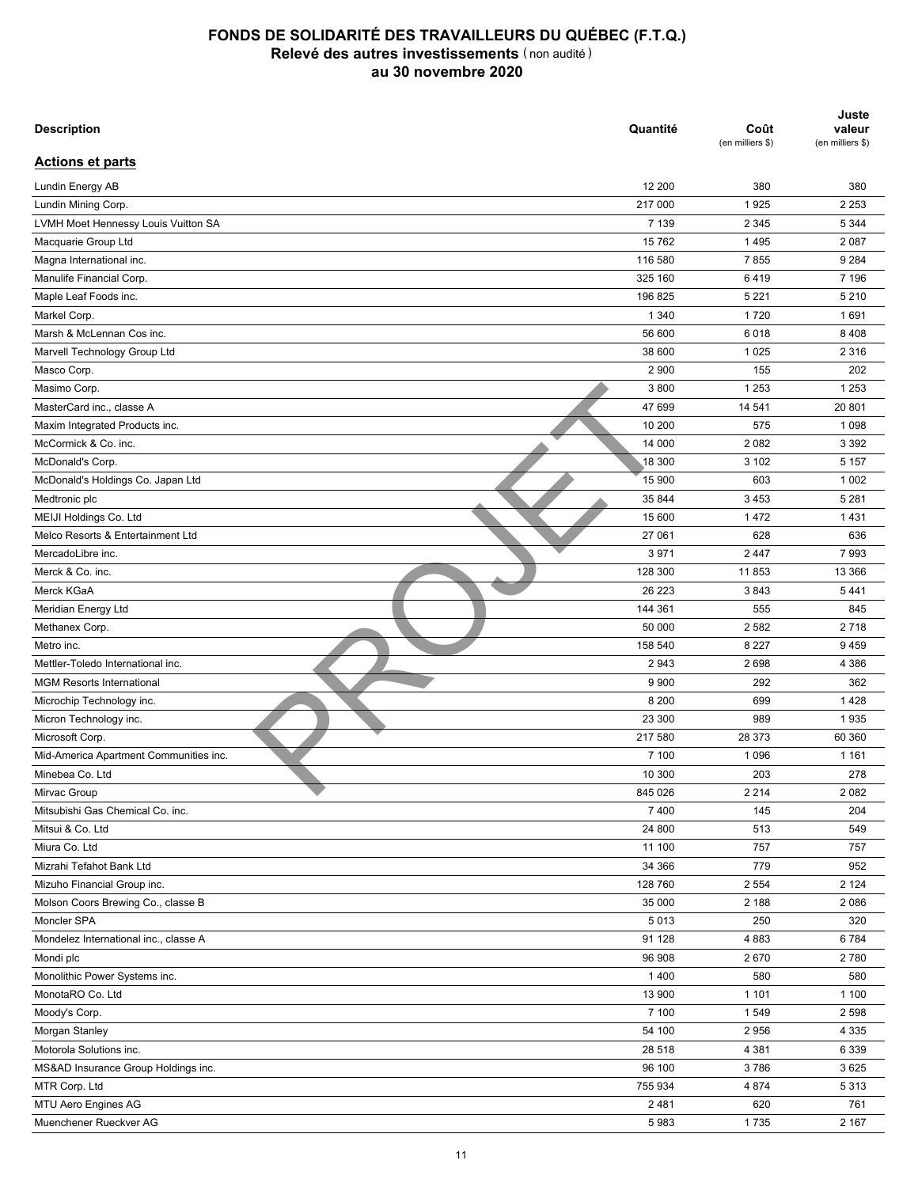# FONDS DE SOLIDARITÉ DES TRAVAILLEURS DU QUÉBEC (F.T.Q.)
## Relevé des autres investissements (non audité)
## au 30 novembre 2020

| Description | Quantité | Coût (en milliers $) | Juste valeur (en milliers $) |
|---|---|---|---|
| **Actions et parts** | | | |
| Lundin Energy AB | 12 200 | 380 | 380 |
| Lundin Mining Corp. | 217 000 | 1 925 | 2 253 |
| LVMH Moet Hennessy Louis Vuitton SA | 7 139 | 2 345 | 5 344 |
| Macquarie Group Ltd | 15 762 | 1 495 | 2 087 |
| Magna International inc. | 116 580 | 7 855 | 9 284 |
| Manulife Financial Corp. | 325 160 | 6 419 | 7 196 |
| Maple Leaf Foods inc. | 196 825 | 5 221 | 5 210 |
| Markel Corp. | 1 340 | 1 720 | 1 691 |
| Marsh & McLennan Cos inc. | 56 600 | 6 018 | 8 408 |
| Marvell Technology Group Ltd | 38 600 | 1 025 | 2 316 |
| Masco Corp. | 2 900 | 155 | 202 |
| Masimo Corp. | 3 800 | 1 253 | 1 253 |
| MasterCard inc., classe A | 47 699 | 14 541 | 20 801 |
| Maxim Integrated Products inc. | 10 200 | 575 | 1 098 |
| McCormick & Co. inc. | 14 000 | 2 082 | 3 392 |
| McDonald's Corp. | 18 300 | 3 102 | 5 157 |
| McDonald's Holdings Co. Japan Ltd | 15 900 | 603 | 1 002 |
| Medtronic plc | 35 844 | 3 453 | 5 281 |
| MEIJI Holdings Co. Ltd | 15 600 | 1 472 | 1 431 |
| Melco Resorts & Entertainment Ltd | 27 061 | 628 | 636 |
| MercadoLibre inc. | 3 971 | 2 447 | 7 993 |
| Merck & Co. inc. | 128 300 | 11 853 | 13 366 |
| Merck KGaA | 26 223 | 3 843 | 5 441 |
| Meridian Energy Ltd | 144 361 | 555 | 845 |
| Methanex Corp. | 50 000 | 2 582 | 2 718 |
| Metro inc. | 158 540 | 8 227 | 9 459 |
| Mettler-Toledo International inc. | 2 943 | 2 698 | 4 386 |
| MGM Resorts International | 9 900 | 292 | 362 |
| Microchip Technology inc. | 8 200 | 699 | 1 428 |
| Micron Technology inc. | 23 300 | 989 | 1 935 |
| Microsoft Corp. | 217 580 | 28 373 | 60 360 |
| Mid-America Apartment Communities inc. | 7 100 | 1 096 | 1 161 |
| Minebea Co. Ltd | 10 300 | 203 | 278 |
| Mirvac Group | 845 026 | 2 214 | 2 082 |
| Mitsubishi Gas Chemical Co. inc. | 7 400 | 145 | 204 |
| Mitsui & Co. Ltd | 24 800 | 513 | 549 |
| Miura Co. Ltd | 11 100 | 757 | 757 |
| Mizrahi Tefahot Bank Ltd | 34 366 | 779 | 952 |
| Mizuho Financial Group inc. | 128 760 | 2 554 | 2 124 |
| Molson Coors Brewing Co., classe B | 35 000 | 2 188 | 2 086 |
| Moncler SPA | 5 013 | 250 | 320 |
| Mondelez International inc., classe A | 91 128 | 4 883 | 6 784 |
| Mondi plc | 96 908 | 2 670 | 2 780 |
| Monolithic Power Systems inc. | 1 400 | 580 | 580 |
| MonotaRO Co. Ltd | 13 900 | 1 101 | 1 100 |
| Moody's Corp. | 7 100 | 1 549 | 2 598 |
| Morgan Stanley | 54 100 | 2 956 | 4 335 |
| Motorola Solutions inc. | 28 518 | 4 381 | 6 339 |
| MS&AD Insurance Group Holdings inc. | 96 100 | 3 786 | 3 625 |
| MTR Corp. Ltd | 755 934 | 4 874 | 5 313 |
| MTU Aero Engines AG | 2 481 | 620 | 761 |
| Muenchener Rueckver AG | 5 983 | 1 735 | 2 167 |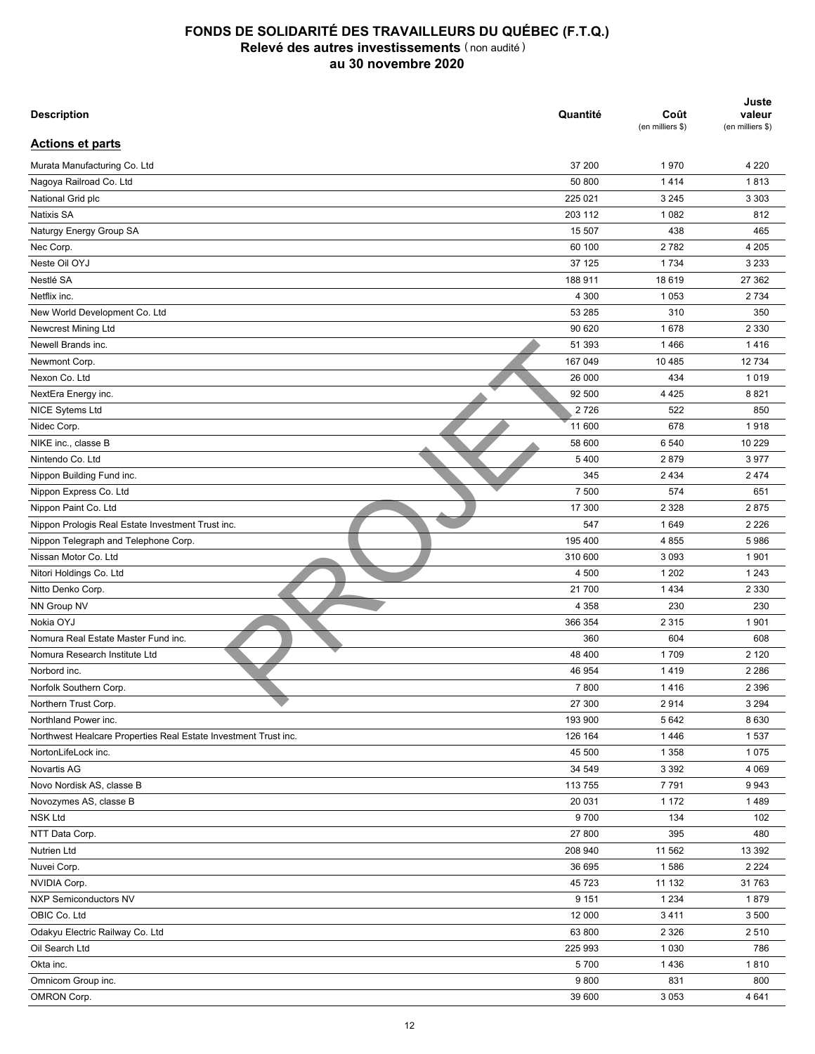# FONDS DE SOLIDARITÉ DES TRAVAILLEURS DU QUÉBEC (F.T.Q.)
## Relevé des autres investissements (non audité)
## au 30 novembre 2020

| Description | Quantité | Coût (en milliers $) | Juste valeur (en milliers $) |
|---|---|---|---|
| **Actions et parts** | | | |
| Murata Manufacturing Co. Ltd | 37 200 | 1 970 | 4 220 |
| Nagoya Railroad Co. Ltd | 50 800 | 1 414 | 1 813 |
| National Grid plc | 225 021 | 3 245 | 3 303 |
| Natixis SA | 203 112 | 1 082 | 812 |
| Naturgy Energy Group SA | 15 507 | 438 | 465 |
| Nec Corp. | 60 100 | 2 782 | 4 205 |
| Neste Oil OYJ | 37 125 | 1 734 | 3 233 |
| Nestlé SA | 188 911 | 18 619 | 27 362 |
| Netflix inc. | 4 300 | 1 053 | 2 734 |
| New World Development Co. Ltd | 53 285 | 310 | 350 |
| Newcrest Mining Ltd | 90 620 | 1 678 | 2 330 |
| Newell Brands inc. | 51 393 | 1 466 | 1 416 |
| Newmont Corp. | 167 049 | 10 485 | 12 734 |
| Nexon Co. Ltd | 26 000 | 434 | 1 019 |
| NextEra Energy inc. | 92 500 | 4 425 | 8 821 |
| NICE Sytems Ltd | 2 726 | 522 | 850 |
| Nidec Corp. | 11 600 | 678 | 1 918 |
| NIKE inc., classe B | 58 600 | 6 540 | 10 229 |
| Nintendo Co. Ltd | 5 400 | 2 879 | 3 977 |
| Nippon Building Fund inc. | 345 | 2 434 | 2 474 |
| Nippon Express Co. Ltd | 7 500 | 574 | 651 |
| Nippon Paint Co. Ltd | 17 300 | 2 328 | 2 875 |
| Nippon Prologis Real Estate Investment Trust inc. | 547 | 1 649 | 2 226 |
| Nippon Telegraph and Telephone Corp. | 195 400 | 4 855 | 5 986 |
| Nissan Motor Co. Ltd | 310 600 | 3 093 | 1 901 |
| Nitori Holdings Co. Ltd | 4 500 | 1 202 | 1 243 |
| Nitto Denko Corp. | 21 700 | 1 434 | 2 330 |
| NN Group NV | 4 358 | 230 | 230 |
| Nokia OYJ | 366 354 | 2 315 | 1 901 |
| Nomura Real Estate Master Fund inc. | 360 | 604 | 608 |
| Nomura Research Institute Ltd | 48 400 | 1 709 | 2 120 |
| Norbord inc. | 46 954 | 1 419 | 2 286 |
| Norfolk Southern Corp. | 7 800 | 1 416 | 2 396 |
| Northern Trust Corp. | 27 300 | 2 914 | 3 294 |
| Northland Power inc. | 193 900 | 5 642 | 8 630 |
| Northwest Healcare Properties Real Estate Investment Trust inc. | 126 164 | 1 446 | 1 537 |
| NortonLifeLock inc. | 45 500 | 1 358 | 1 075 |
| Novartis AG | 34 549 | 3 392 | 4 069 |
| Novo Nordisk AS, classe B | 113 755 | 7 791 | 9 943 |
| Novozymes AS, classe B | 20 031 | 1 172 | 1 489 |
| NSK Ltd | 9 700 | 134 | 102 |
| NTT Data Corp. | 27 800 | 395 | 480 |
| Nutrien Ltd | 208 940 | 11 562 | 13 392 |
| Nuvei Corp. | 36 695 | 1 586 | 2 224 |
| NVIDIA Corp. | 45 723 | 11 132 | 31 763 |
| NXP Semiconductors NV | 9 151 | 1 234 | 1 879 |
| OBIC Co. Ltd | 12 000 | 3 411 | 3 500 |
| Odakyu Electric Railway Co. Ltd | 63 800 | 2 326 | 2 510 |
| Oil Search Ltd | 225 993 | 1 030 | 786 |
| Okta inc. | 5 700 | 1 436 | 1 810 |
| Omnicom Group inc. | 9 800 | 831 | 800 |
| OMRON Corp. | 39 600 | 3 053 | 4 641 |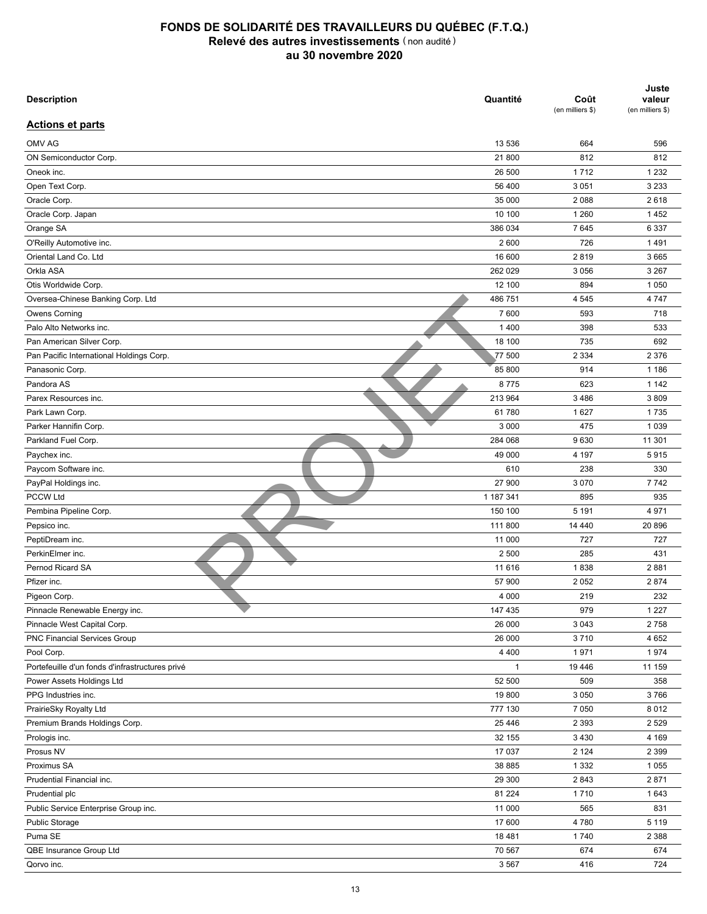# FONDS DE SOLIDARITÉ DES TRAVAILLEURS DU QUÉBEC (F.T.Q.)
## Relevé des autres investissements (non audité)
## au 30 novembre 2020

| Description | Quantité | Coût (en milliers $) | Juste valeur (en milliers $) |
|---|---|---|---|
| **Actions et parts** | | | |
| OMV AG | 13 536 | 664 | 596 |
| ON Semiconductor Corp. | 21 800 | 812 | 812 |
| Oneok inc. | 26 500 | 1 712 | 1 232 |
| Open Text Corp. | 56 400 | 3 051 | 3 233 |
| Oracle Corp. | 35 000 | 2 088 | 2 618 |
| Oracle Corp. Japan | 10 100 | 1 260 | 1 452 |
| Orange SA | 386 034 | 7 645 | 6 337 |
| O'Reilly Automotive inc. | 2 600 | 726 | 1 491 |
| Oriental Land Co. Ltd | 16 600 | 2 819 | 3 665 |
| Orkla ASA | 262 029 | 3 056 | 3 267 |
| Otis Worldwide Corp. | 12 100 | 894 | 1 050 |
| Oversea-Chinese Banking Corp. Ltd | 486 751 | 4 545 | 4 747 |
| Owens Corning | 7 600 | 593 | 718 |
| Palo Alto Networks inc. | 1 400 | 398 | 533 |
| Pan American Silver Corp. | 18 100 | 735 | 692 |
| Pan Pacific International Holdings Corp. | 77 500 | 2 334 | 2 376 |
| Panasonic Corp. | 85 800 | 914 | 1 186 |
| Pandora AS | 8 775 | 623 | 1 142 |
| Parex Resources inc. | 213 964 | 3 486 | 3 809 |
| Park Lawn Corp. | 61 780 | 1 627 | 1 735 |
| Parker Hannifin Corp. | 3 000 | 475 | 1 039 |
| Parkland Fuel Corp. | 284 068 | 9 630 | 11 301 |
| Paychex inc. | 49 000 | 4 197 | 5 915 |
| Paycom Software inc. | 610 | 238 | 330 |
| PayPal Holdings inc. | 27 900 | 3 070 | 7 742 |
| PCCW Ltd | 1 187 341 | 895 | 935 |
| Pembina Pipeline Corp. | 150 100 | 5 191 | 4 971 |
| Pepsico inc. | 111 800 | 14 440 | 20 896 |
| PeptiDream inc. | 11 000 | 727 | 727 |
| PerkinElmer inc. | 2 500 | 285 | 431 |
| Pernod Ricard SA | 11 616 | 1 838 | 2 881 |
| Pfizer inc. | 57 900 | 2 052 | 2 874 |
| Pigeon Corp. | 4 000 | 219 | 232 |
| Pinnacle Renewable Energy inc. | 147 435 | 979 | 1 227 |
| Pinnacle West Capital Corp. | 26 000 | 3 043 | 2 758 |
| PNC Financial Services Group | 26 000 | 3 710 | 4 652 |
| Pool Corp. | 4 400 | 1 971 | 1 974 |
| Portefeuille d'un fonds d'infrastructures privé | 1 | 19 446 | 11 159 |
| Power Assets Holdings Ltd | 52 500 | 509 | 358 |
| PPG Industries inc. | 19 800 | 3 050 | 3 766 |
| PrairieSky Royalty Ltd | 777 130 | 7 050 | 8 012 |
| Premium Brands Holdings Corp. | 25 446 | 2 393 | 2 529 |
| Prologis inc. | 32 155 | 3 430 | 4 169 |
| Prosus NV | 17 037 | 2 124 | 2 399 |
| Proximus SA | 38 885 | 1 332 | 1 055 |
| Prudential Financial inc. | 29 300 | 2 843 | 2 871 |
| Prudential plc | 81 224 | 1 710 | 1 643 |
| Public Service Enterprise Group inc. | 11 000 | 565 | 831 |
| Public Storage | 17 600 | 4 780 | 5 119 |
| Puma SE | 18 481 | 1 740 | 2 388 |
| QBE Insurance Group Ltd | 70 567 | 674 | 674 |
| Qorvo inc. | 3 567 | 416 | 724 |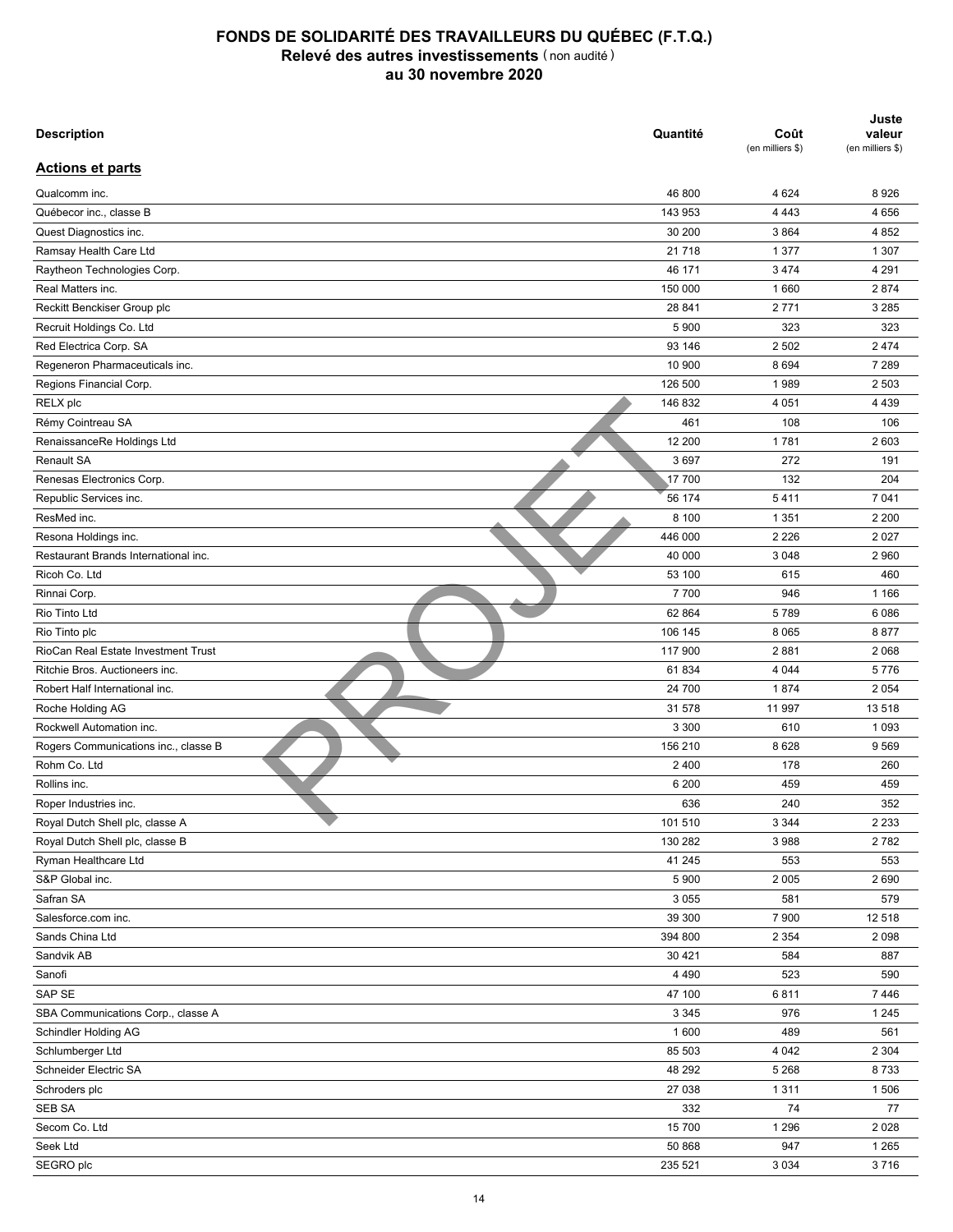# FONDS DE SOLIDARITÉ DES TRAVAILLEURS DU QUÉBEC (F.T.Q.)
## Relevé des autres investissements (non audité)
## au 30 novembre 2020

| Description | Quantité | Coût (en milliers $) | Juste valeur (en milliers $) |
|---|---|---|---|
| **Actions et parts** | | | |
| Qualcomm inc. | 46 800 | 4 624 | 8 926 |
| Québecor inc., classe B | 143 953 | 4 443 | 4 656 |
| Quest Diagnostics inc. | 30 200 | 3 864 | 4 852 |
| Ramsay Health Care Ltd | 21 718 | 1 377 | 1 307 |
| Raytheon Technologies Corp. | 46 171 | 3 474 | 4 291 |
| Real Matters inc. | 150 000 | 1 660 | 2 874 |
| Reckitt Benckiser Group plc | 28 841 | 2 771 | 3 285 |
| Recruit Holdings Co. Ltd | 5 900 | 323 | 323 |
| Red Electrica Corp. SA | 93 146 | 2 502 | 2 474 |
| Regeneron Pharmaceuticals inc. | 10 900 | 8 694 | 7 289 |
| Regions Financial Corp. | 126 500 | 1 989 | 2 503 |
| RELX plc | 146 832 | 4 051 | 4 439 |
| Rémy Cointreau SA | 461 | 108 | 106 |
| RenaissanceRe Holdings Ltd | 12 200 | 1 781 | 2 603 |
| Renault SA | 3 697 | 272 | 191 |
| Renesas Electronics Corp. | 17 700 | 132 | 204 |
| Republic Services inc. | 56 174 | 5 411 | 7 041 |
| ResMed inc. | 8 100 | 1 351 | 2 200 |
| Resona Holdings inc. | 446 000 | 2 226 | 2 027 |
| Restaurant Brands International inc. | 40 000 | 3 048 | 2 960 |
| Ricoh Co. Ltd | 53 100 | 615 | 460 |
| Rinnai Corp. | 7 700 | 946 | 1 166 |
| Rio Tinto Ltd | 62 864 | 5 789 | 6 086 |
| Rio Tinto plc | 106 145 | 8 065 | 8 877 |
| RioCan Real Estate Investment Trust | 117 900 | 2 881 | 2 068 |
| Ritchie Bros. Auctioneers inc. | 61 834 | 4 044 | 5 776 |
| Robert Half International inc. | 24 700 | 1 874 | 2 054 |
| Roche Holding AG | 31 578 | 11 997 | 13 518 |
| Rockwell Automation inc. | 3 300 | 610 | 1 093 |
| Rogers Communications inc., classe B | 156 210 | 8 628 | 9 569 |
| Rohm Co. Ltd | 2 400 | 178 | 260 |
| Rollins inc. | 6 200 | 459 | 459 |
| Roper Industries inc. | 636 | 240 | 352 |
| Royal Dutch Shell plc, classe A | 101 510 | 3 344 | 2 233 |
| Royal Dutch Shell plc, classe B | 130 282 | 3 988 | 2 782 |
| Ryman Healthcare Ltd | 41 245 | 553 | 553 |
| S&P Global inc. | 5 900 | 2 005 | 2 690 |
| Safran SA | 3 055 | 581 | 579 |
| Salesforce.com inc. | 39 300 | 7 900 | 12 518 |
| Sands China Ltd | 394 800 | 2 354 | 2 098 |
| Sandvik AB | 30 421 | 584 | 887 |
| Sanofi | 4 490 | 523 | 590 |
| SAP SE | 47 100 | 6 811 | 7 446 |
| SBA Communications Corp., classe A | 3 345 | 976 | 1 245 |
| Schindler Holding AG | 1 600 | 489 | 561 |
| Schlumberger Ltd | 85 503 | 4 042 | 2 304 |
| Schneider Electric SA | 48 292 | 5 268 | 8 733 |
| Schroders plc | 27 038 | 1 311 | 1 506 |
| SEB SA | 332 | 74 | 77 |
| Secom Co. Ltd | 15 700 | 1 296 | 2 028 |
| Seek Ltd | 50 868 | 947 | 1 265 |
| SEGRO plc | 235 521 | 3 034 | 3 716 |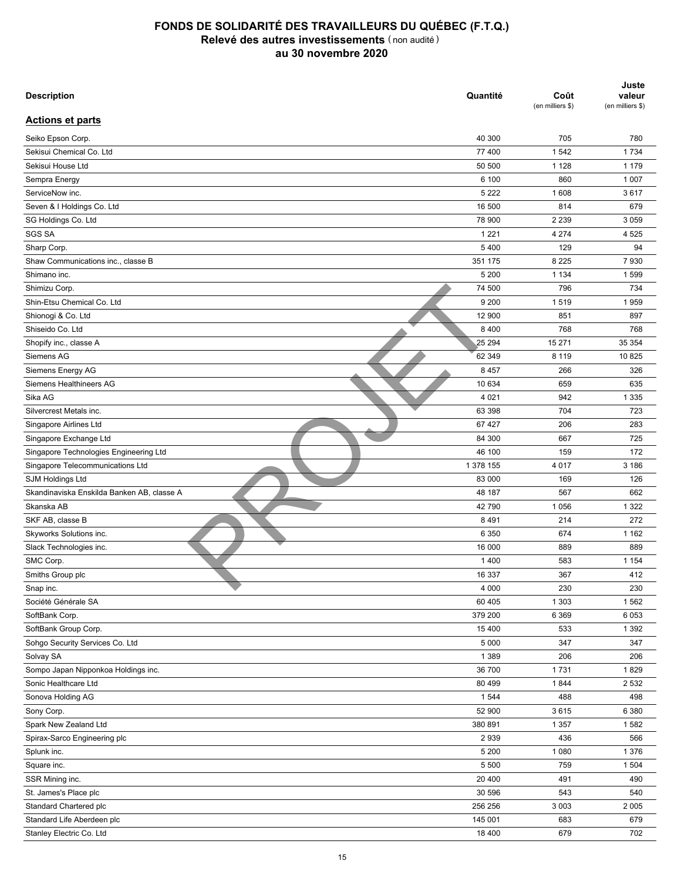# FONDS DE SOLIDARITÉ DES TRAVAILLEURS DU QUÉBEC (F.T.Q.)
## Relevé des autres investissements (non audité)
## au 30 novembre 2020

| Description | Quantité | Coût (en milliers $) | Juste valeur (en milliers $) |
|---|---|---|---|
| **Actions et parts** | | | |
| Seiko Epson Corp. | 40 300 | 705 | 780 |
| Sekisui Chemical Co. Ltd | 77 400 | 1 542 | 1 734 |
| Sekisui House Ltd | 50 500 | 1 128 | 1 179 |
| Sempra Energy | 6 100 | 860 | 1 007 |
| ServiceNow inc. | 5 222 | 1 608 | 3 617 |
| Seven & I Holdings Co. Ltd | 16 500 | 814 | 679 |
| SG Holdings Co. Ltd | 78 900 | 2 239 | 3 059 |
| SGS SA | 1 221 | 4 274 | 4 525 |
| Sharp Corp. | 5 400 | 129 | 94 |
| Shaw Communications inc., classe B | 351 175 | 8 225 | 7 930 |
| Shimano inc. | 5 200 | 1 134 | 1 599 |
| Shimizu Corp. | 74 500 | 796 | 734 |
| Shin-Etsu Chemical Co. Ltd | 9 200 | 1 519 | 1 959 |
| Shionogi & Co. Ltd | 12 900 | 851 | 897 |
| Shiseido Co. Ltd | 8 400 | 768 | 768 |
| Shopify inc., classe A | 25 294 | 15 271 | 35 354 |
| Siemens AG | 62 349 | 8 119 | 10 825 |
| Siemens Energy AG | 8 457 | 266 | 326 |
| Siemens Healthineers AG | 10 634 | 659 | 635 |
| Sika AG | 4 021 | 942 | 1 335 |
| Silvercrest Metals inc. | 63 398 | 704 | 723 |
| Singapore Airlines Ltd | 67 427 | 206 | 283 |
| Singapore Exchange Ltd | 84 300 | 667 | 725 |
| Singapore Technologies Engineering Ltd | 46 100 | 159 | 172 |
| Singapore Telecommunications Ltd | 1 378 155 | 4 017 | 3 186 |
| SJM Holdings Ltd | 83 000 | 169 | 126 |
| Skandinaviska Enskilda Banken AB, classe A | 48 187 | 567 | 662 |
| Skanska AB | 42 790 | 1 056 | 1 322 |
| SKF AB, classe B | 8 491 | 214 | 272 |
| Skyworks Solutions inc. | 6 350 | 674 | 1 162 |
| Slack Technologies inc. | 16 000 | 889 | 889 |
| SMC Corp. | 1 400 | 583 | 1 154 |
| Smiths Group plc | 16 337 | 367 | 412 |
| Snap inc. | 4 000 | 230 | 230 |
| Société Générale SA | 60 405 | 1 303 | 1 562 |
| SoftBank Corp. | 379 200 | 6 369 | 6 053 |
| SoftBank Group Corp. | 15 400 | 533 | 1 392 |
| Sohgo Security Services Co. Ltd | 5 000 | 347 | 347 |
| Solvay SA | 1 389 | 206 | 206 |
| Sompo Japan Nipponkoa Holdings inc. | 36 700 | 1 731 | 1 829 |
| Sonic Healthcare Ltd | 80 499 | 1 844 | 2 532 |
| Sonova Holding AG | 1 544 | 488 | 498 |
| Sony Corp. | 52 900 | 3 615 | 6 380 |
| Spark New Zealand Ltd | 380 891 | 1 357 | 1 582 |
| Spirax-Sarco Engineering plc | 2 939 | 436 | 566 |
| Splunk inc. | 5 200 | 1 080 | 1 376 |
| Square inc. | 5 500 | 759 | 1 504 |
| SSR Mining inc. | 20 400 | 491 | 490 |
| St. James's Place plc | 30 596 | 543 | 540 |
| Standard Chartered plc | 256 256 | 3 003 | 2 005 |
| Standard Life Aberdeen plc | 145 001 | 683 | 679 |
| Stanley Electric Co. Ltd | 18 400 | 679 | 702 |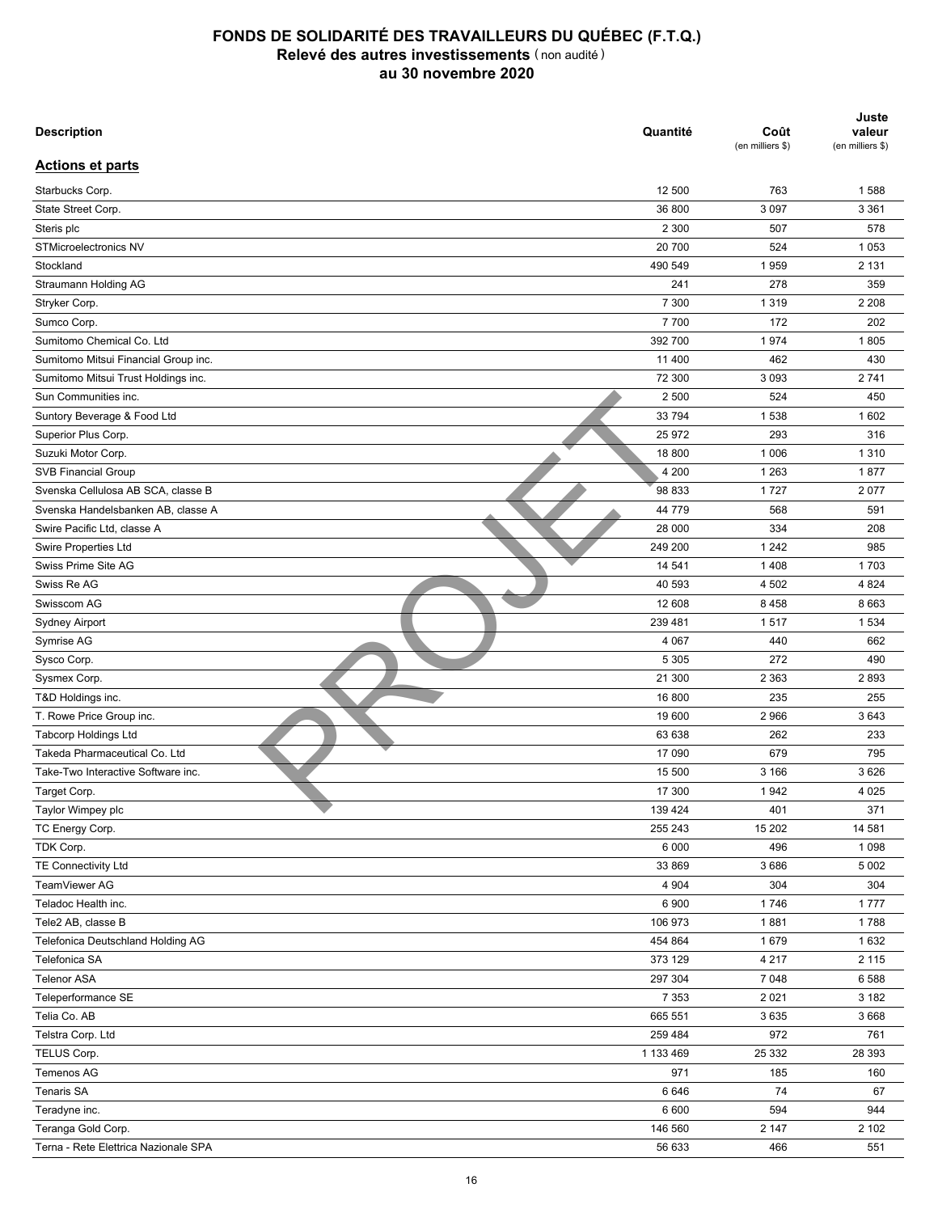# FONDS DE SOLIDARITÉ DES TRAVAILLEURS DU QUÉBEC (F.T.Q.)
## Relevé des autres investissements (non audité)
## au 30 novembre 2020

| Description | Quantité | Coût (en milliers $) | Juste valeur (en milliers $) |
|---|---|---|---|
| **Actions et parts** | | | |
| Starbucks Corp. | 12 500 | 763 | 1 588 |
| State Street Corp. | 36 800 | 3 097 | 3 361 |
| Steris plc | 2 300 | 507 | 578 |
| STMicroelectronics NV | 20 700 | 524 | 1 053 |
| Stockland | 490 549 | 1 959 | 2 131 |
| Straumann Holding AG | 241 | 278 | 359 |
| Stryker Corp. | 7 300 | 1 319 | 2 208 |
| Sumco Corp. | 7 700 | 172 | 202 |
| Sumitomo Chemical Co. Ltd | 392 700 | 1 974 | 1 805 |
| Sumitomo Mitsui Financial Group inc. | 11 400 | 462 | 430 |
| Sumitomo Mitsui Trust Holdings inc. | 72 300 | 3 093 | 2 741 |
| Sun Communities inc. | 2 500 | 524 | 450 |
| Suntory Beverage & Food Ltd | 33 794 | 1 538 | 1 602 |
| Superior Plus Corp. | 25 972 | 293 | 316 |
| Suzuki Motor Corp. | 18 800 | 1 006 | 1 310 |
| SVB Financial Group | 4 200 | 1 263 | 1 877 |
| Svenska Cellulosa AB SCA, classe B | 98 833 | 1 727 | 2 077 |
| Svenska Handelsbanken AB, classe A | 44 779 | 568 | 591 |
| Swire Pacific Ltd, classe A | 28 000 | 334 | 208 |
| Swire Properties Ltd | 249 200 | 1 242 | 985 |
| Swiss Prime Site AG | 14 541 | 1 408 | 1 703 |
| Swiss Re AG | 40 593 | 4 502 | 4 824 |
| Swisscom AG | 12 608 | 8 458 | 8 663 |
| Sydney Airport | 239 481 | 1 517 | 1 534 |
| Symrise AG | 4 067 | 440 | 662 |
| Sysco Corp. | 5 305 | 272 | 490 |
| Sysmex Corp. | 21 300 | 2 363 | 2 893 |
| T&D Holdings inc. | 16 800 | 235 | 255 |
| T. Rowe Price Group inc. | 19 600 | 2 966 | 3 643 |
| Tabcorp Holdings Ltd | 63 638 | 262 | 233 |
| Takeda Pharmaceutical Co. Ltd | 17 090 | 679 | 795 |
| Take-Two Interactive Software inc. | 15 500 | 3 166 | 3 626 |
| Target Corp. | 17 300 | 1 942 | 4 025 |
| Taylor Wimpey plc | 139 424 | 401 | 371 |
| TC Energy Corp. | 255 243 | 15 202 | 14 581 |
| TDK Corp. | 6 000 | 496 | 1 098 |
| TE Connectivity Ltd | 33 869 | 3 686 | 5 002 |
| TeamViewer AG | 4 904 | 304 | 304 |
| Teladoc Health inc. | 6 900 | 1 746 | 1 777 |
| Tele2 AB, classe B | 106 973 | 1 881 | 1 788 |
| Telefonica Deutschland Holding AG | 454 864 | 1 679 | 1 632 |
| Telefonica SA | 373 129 | 4 217 | 2 115 |
| Telenor ASA | 297 304 | 7 048 | 6 588 |
| Teleperformance SE | 7 353 | 2 021 | 3 182 |
| Telia Co. AB | 665 551 | 3 635 | 3 668 |
| Telstra Corp. Ltd | 259 484 | 972 | 761 |
| TELUS Corp. | 1 133 469 | 25 332 | 28 393 |
| Temenos AG | 971 | 185 | 160 |
| Tenaris SA | 6 646 | 74 | 67 |
| Teradyne inc. | 6 600 | 594 | 944 |
| Teranga Gold Corp. | 146 560 | 2 147 | 2 102 |
| Terna - Rete Elettrica Nazionale SPA | 56 633 | 466 | 551 |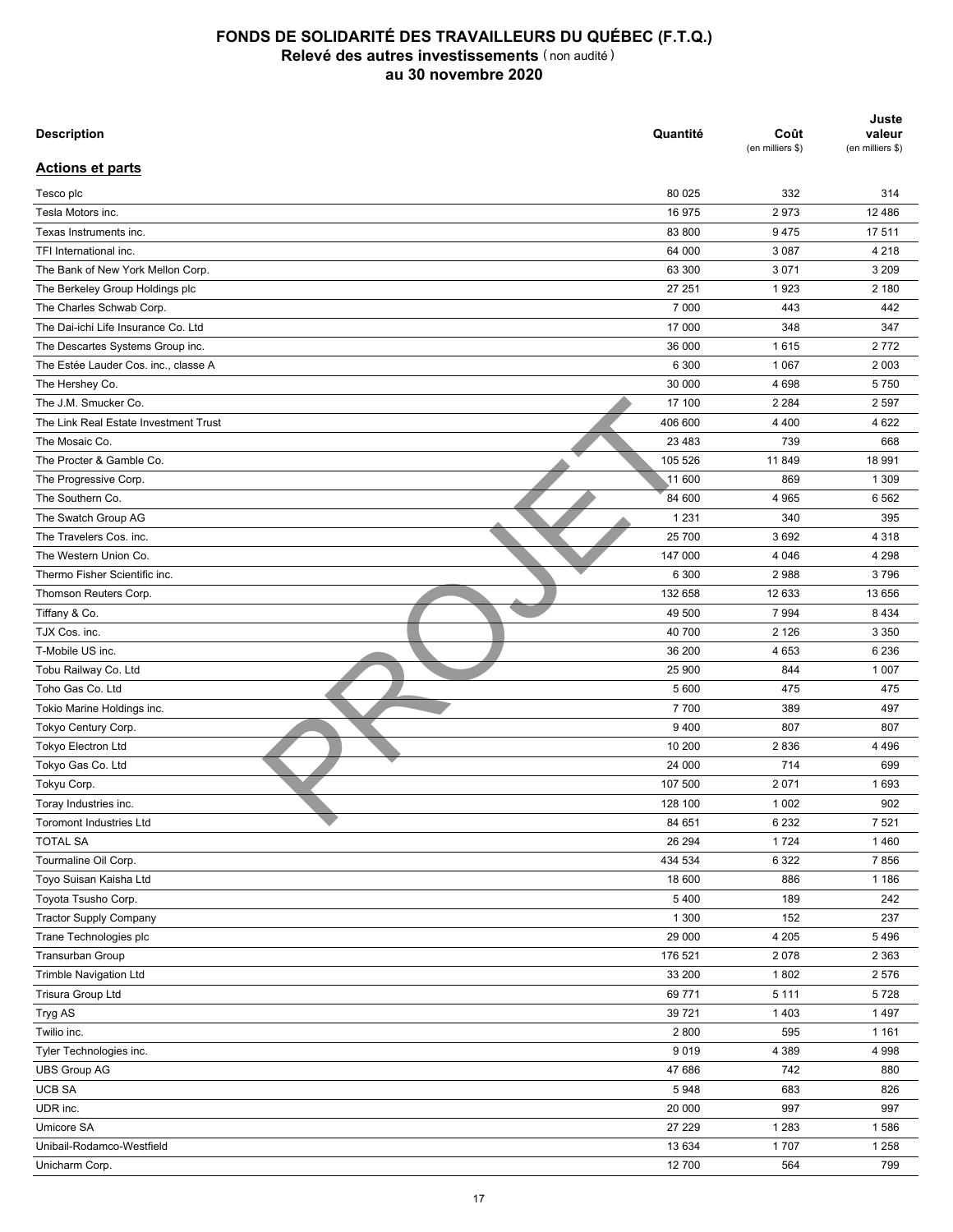# FONDS DE SOLIDARITÉ DES TRAVAILLEURS DU QUÉBEC (F.T.Q.)
## Relevé des autres investissements (non audité)
## au 30 novembre 2020

| Description | Quantité | Coût (en milliers $) | Juste valeur (en milliers $) |
|---|---|---|---|
| **Actions et parts** | | | |
| Tesco plc | 80 025 | 332 | 314 |
| Tesla Motors inc. | 16 975 | 2 973 | 12 486 |
| Texas Instruments inc. | 83 800 | 9 475 | 17 511 |
| TFI International inc. | 64 000 | 3 087 | 4 218 |
| The Bank of New York Mellon Corp. | 63 300 | 3 071 | 3 209 |
| The Berkeley Group Holdings plc | 27 251 | 1 923 | 2 180 |
| The Charles Schwab Corp. | 7 000 | 443 | 442 |
| The Dai-ichi Life Insurance Co. Ltd | 17 000 | 348 | 347 |
| The Descartes Systems Group inc. | 36 000 | 1 615 | 2 772 |
| The Estée Lauder Cos. inc., classe A | 6 300 | 1 067 | 2 003 |
| The Hershey Co. | 30 000 | 4 698 | 5 750 |
| The J.M. Smucker Co. | 17 100 | 2 284 | 2 597 |
| The Link Real Estate Investment Trust | 406 600 | 4 400 | 4 622 |
| The Mosaic Co. | 23 483 | 739 | 668 |
| The Procter & Gamble Co. | 105 526 | 11 849 | 18 991 |
| The Progressive Corp. | 11 600 | 869 | 1 309 |
| The Southern Co. | 84 600 | 4 965 | 6 562 |
| The Swatch Group AG | 1 231 | 340 | 395 |
| The Travelers Cos. inc. | 25 700 | 3 692 | 4 318 |
| The Western Union Co. | 147 000 | 4 046 | 4 298 |
| Thermo Fisher Scientific inc. | 6 300 | 2 988 | 3 796 |
| Thomson Reuters Corp. | 132 658 | 12 633 | 13 656 |
| Tiffany & Co. | 49 500 | 7 994 | 8 434 |
| TJX Cos. inc. | 40 700 | 2 126 | 3 350 |
| T-Mobile US inc. | 36 200 | 4 653 | 6 236 |
| Tobu Railway Co. Ltd | 25 900 | 844 | 1 007 |
| Toho Gas Co. Ltd | 5 600 | 475 | 475 |
| Tokio Marine Holdings inc. | 7 700 | 389 | 497 |
| Tokyo Century Corp. | 9 400 | 807 | 807 |
| Tokyo Electron Ltd | 10 200 | 2 836 | 4 496 |
| Tokyo Gas Co. Ltd | 24 000 | 714 | 699 |
| Tokyu Corp. | 107 500 | 2 071 | 1 693 |
| Toray Industries inc. | 128 100 | 1 002 | 902 |
| Toromont Industries Ltd | 84 651 | 6 232 | 7 521 |
| TOTAL SA | 26 294 | 1 724 | 1 460 |
| Tourmaline Oil Corp. | 434 534 | 6 322 | 7 856 |
| Toyo Suisan Kaisha Ltd | 18 600 | 886 | 1 186 |
| Toyota Tsusho Corp. | 5 400 | 189 | 242 |
| Tractor Supply Company | 1 300 | 152 | 237 |
| Trane Technologies plc | 29 000 | 4 205 | 5 496 |
| Transurban Group | 176 521 | 2 078 | 2 363 |
| Trimble Navigation Ltd | 33 200 | 1 802 | 2 576 |
| Trisura Group Ltd | 69 771 | 5 111 | 5 728 |
| Tryg AS | 39 721 | 1 403 | 1 497 |
| Twilio inc. | 2 800 | 595 | 1 161 |
| Tyler Technologies inc. | 9 019 | 4 389 | 4 998 |
| UBS Group AG | 47 686 | 742 | 880 |
| UCB SA | 5 948 | 683 | 826 |
| UDR inc. | 20 000 | 997 | 997 |
| Umicore SA | 27 229 | 1 283 | 1 586 |
| Unibail-Rodamco-Westfield | 13 634 | 1 707 | 1 258 |
| Unicharm Corp. | 12 700 | 564 | 799 |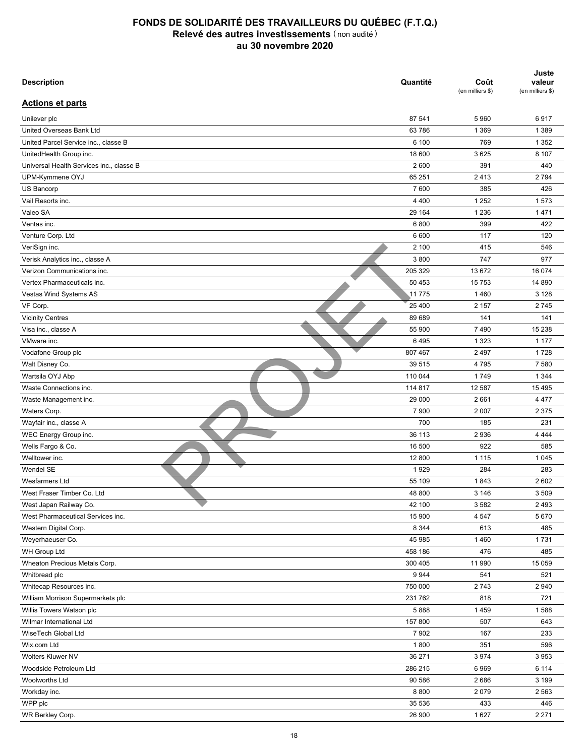# FONDS DE SOLIDARITÉ DES TRAVAILLEURS DU QUÉBEC (F.T.Q.)
## Relevé des autres investissements (non audité)
## au 30 novembre 2020

| Description | Quantité | Coût (en milliers $) | Juste valeur (en milliers $) |
|---|---|---|---|
| **Actions et parts** | | | |
| Unilever plc | 87 541 | 5 960 | 6 917 |
| United Overseas Bank Ltd | 63 786 | 1 369 | 1 389 |
| United Parcel Service inc., classe B | 6 100 | 769 | 1 352 |
| UnitedHealth Group inc. | 18 600 | 3 625 | 8 107 |
| Universal Health Services inc., classe B | 2 600 | 391 | 440 |
| UPM-Kymmene OYJ | 65 251 | 2 413 | 2 794 |
| US Bancorp | 7 600 | 385 | 426 |
| Vail Resorts inc. | 4 400 | 1 252 | 1 573 |
| Valeo SA | 29 164 | 1 236 | 1 471 |
| Ventas inc. | 6 800 | 399 | 422 |
| Venture Corp. Ltd | 6 600 | 117 | 120 |
| VeriSign inc. | 2 100 | 415 | 546 |
| Verisk Analytics inc., classe A | 3 800 | 747 | 977 |
| Verizon Communications inc. | 205 329 | 13 672 | 16 074 |
| Vertex Pharmaceuticals inc. | 50 453 | 15 753 | 14 890 |
| Vestas Wind Systems AS | 11 775 | 1 460 | 3 128 |
| VF Corp. | 25 400 | 2 157 | 2 745 |
| Vicinity Centres | 89 689 | 141 | 141 |
| Visa inc., classe A | 55 900 | 7 490 | 15 238 |
| VMware inc. | 6 495 | 1 323 | 1 177 |
| Vodafone Group plc | 807 467 | 2 497 | 1 728 |
| Walt Disney Co. | 39 515 | 4 795 | 7 580 |
| Wartsila OYJ Abp | 110 044 | 1 749 | 1 344 |
| Waste Connections inc. | 114 817 | 12 587 | 15 495 |
| Waste Management inc. | 29 000 | 2 661 | 4 477 |
| Waters Corp. | 7 900 | 2 007 | 2 375 |
| Wayfair inc., classe A | 700 | 185 | 231 |
| WEC Energy Group inc. | 36 113 | 2 936 | 4 444 |
| Wells Fargo & Co. | 16 500 | 922 | 585 |
| Welltower inc. | 12 800 | 1 115 | 1 045 |
| Wendel SE | 1 929 | 284 | 283 |
| Wesfarmers Ltd | 55 109 | 1 843 | 2 602 |
| West Fraser Timber Co. Ltd | 48 800 | 3 146 | 3 509 |
| West Japan Railway Co. | 42 100 | 3 582 | 2 493 |
| West Pharmaceutical Services inc. | 15 900 | 4 547 | 5 670 |
| Western Digital Corp. | 8 344 | 613 | 485 |
| Weyerhaeuser Co. | 45 985 | 1 460 | 1 731 |
| WH Group Ltd | 458 186 | 476 | 485 |
| Wheaton Precious Metals Corp. | 300 405 | 11 990 | 15 059 |
| Whitbread plc | 9 944 | 541 | 521 |
| Whitecap Resources inc. | 750 000 | 2 743 | 2 940 |
| William Morrison Supermarkets plc | 231 762 | 818 | 721 |
| Willis Towers Watson plc | 5 888 | 1 459 | 1 588 |
| Wilmar International Ltd | 157 800 | 507 | 643 |
| WiseTech Global Ltd | 7 902 | 167 | 233 |
| Wix.com Ltd | 1 800 | 351 | 596 |
| Wolters Kluwer NV | 36 271 | 3 974 | 3 953 |
| Woodside Petroleum Ltd | 286 215 | 6 969 | 6 114 |
| Woolworths Ltd | 90 586 | 2 686 | 3 199 |
| Workday inc. | 8 800 | 2 079 | 2 563 |
| WPP plc | 35 536 | 433 | 446 |
| WR Berkley Corp. | 26 900 | 1 627 | 2 271 |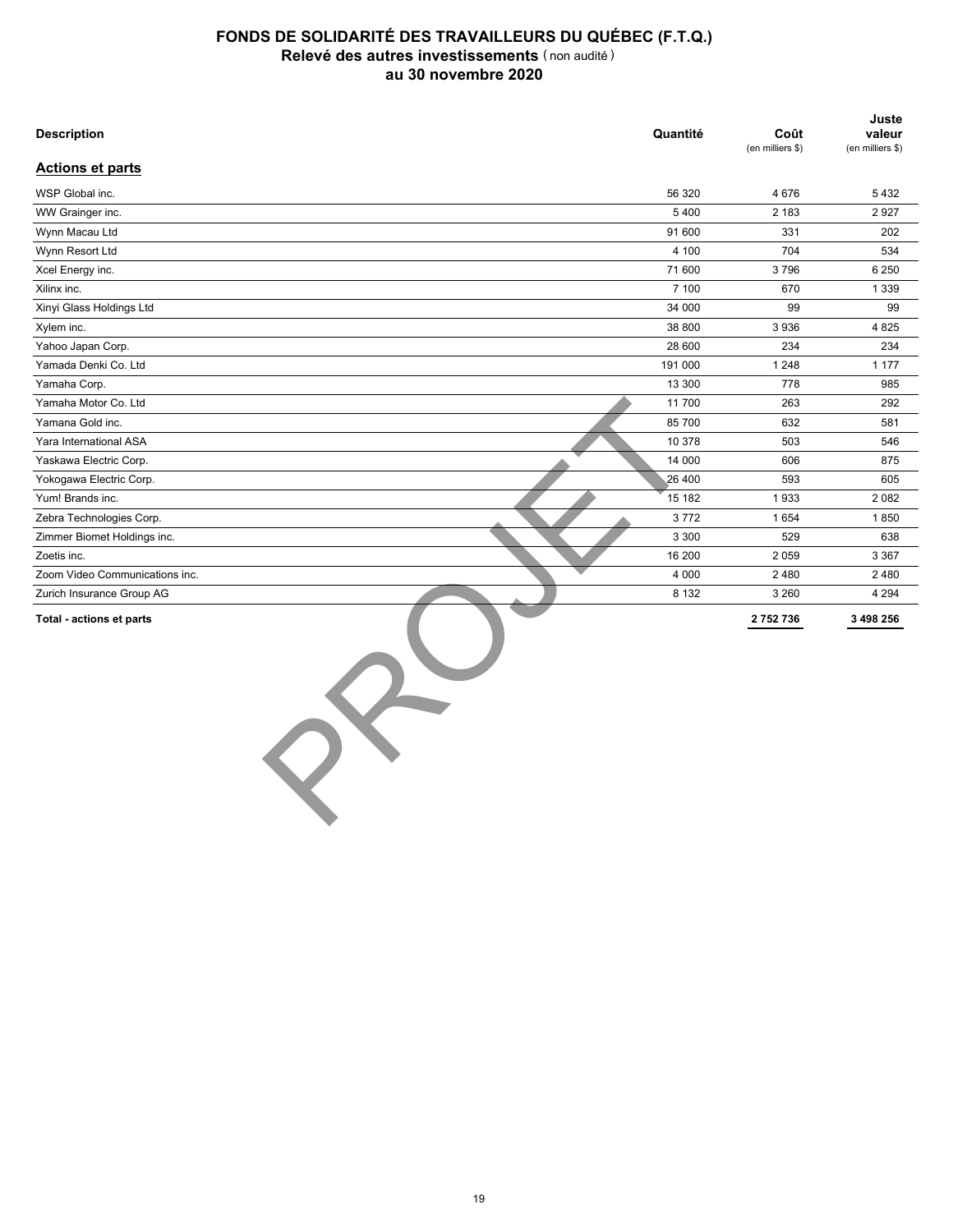# FONDS DE SOLIDARITÉ DES TRAVAILLEURS DU QUÉBEC (F.T.Q.)

## Relevé des autres investissements (non audité)

## au 30 novembre 2020

| Description | Quantité | Coût (en milliers $) | Juste valeur (en milliers $) |
|---|---|---|---|
| **Actions et parts** | | | |
| WSP Global inc. | 56 320 | 4 676 | 5 432 |
| WW Grainger inc. | 5 400 | 2 183 | 2 927 |
| Wynn Macau Ltd | 91 600 | 331 | 202 |
| Wynn Resort Ltd | 4 100 | 704 | 534 |
| Xcel Energy inc. | 71 600 | 3 796 | 6 250 |
| Xilinx inc. | 7 100 | 670 | 1 339 |
| Xinyi Glass Holdings Ltd | 34 000 | 99 | 99 |
| Xylem inc. | 38 800 | 3 936 | 4 825 |
| Yahoo Japan Corp. | 28 600 | 234 | 234 |
| Yamada Denki Co. Ltd | 191 000 | 1 248 | 1 177 |
| Yamaha Corp. | 13 300 | 778 | 985 |
| Yamaha Motor Co. Ltd | 11 700 | 263 | 292 |
| Yamana Gold inc. | 85 700 | 632 | 581 |
| Yara International ASA | 10 378 | 503 | 546 |
| Yaskawa Electric Corp. | 14 000 | 606 | 875 |
| Yokogawa Electric Corp. | 26 400 | 593 | 605 |
| Yum! Brands inc. | 15 182 | 1 933 | 2 082 |
| Zebra Technologies Corp. | 3 772 | 1 654 | 1 850 |
| Zimmer Biomet Holdings inc. | 3 300 | 529 | 638 |
| Zoetis inc. | 16 200 | 2 059 | 3 367 |
| Zoom Video Communications inc. | 4 000 | 2 480 | 2 480 |
| Zurich Insurance Group AG | 8 132 | 3 260 | 4 294 |
| **Total - actions et parts** | | **2 752 736** | **3 498 256** |

PROJET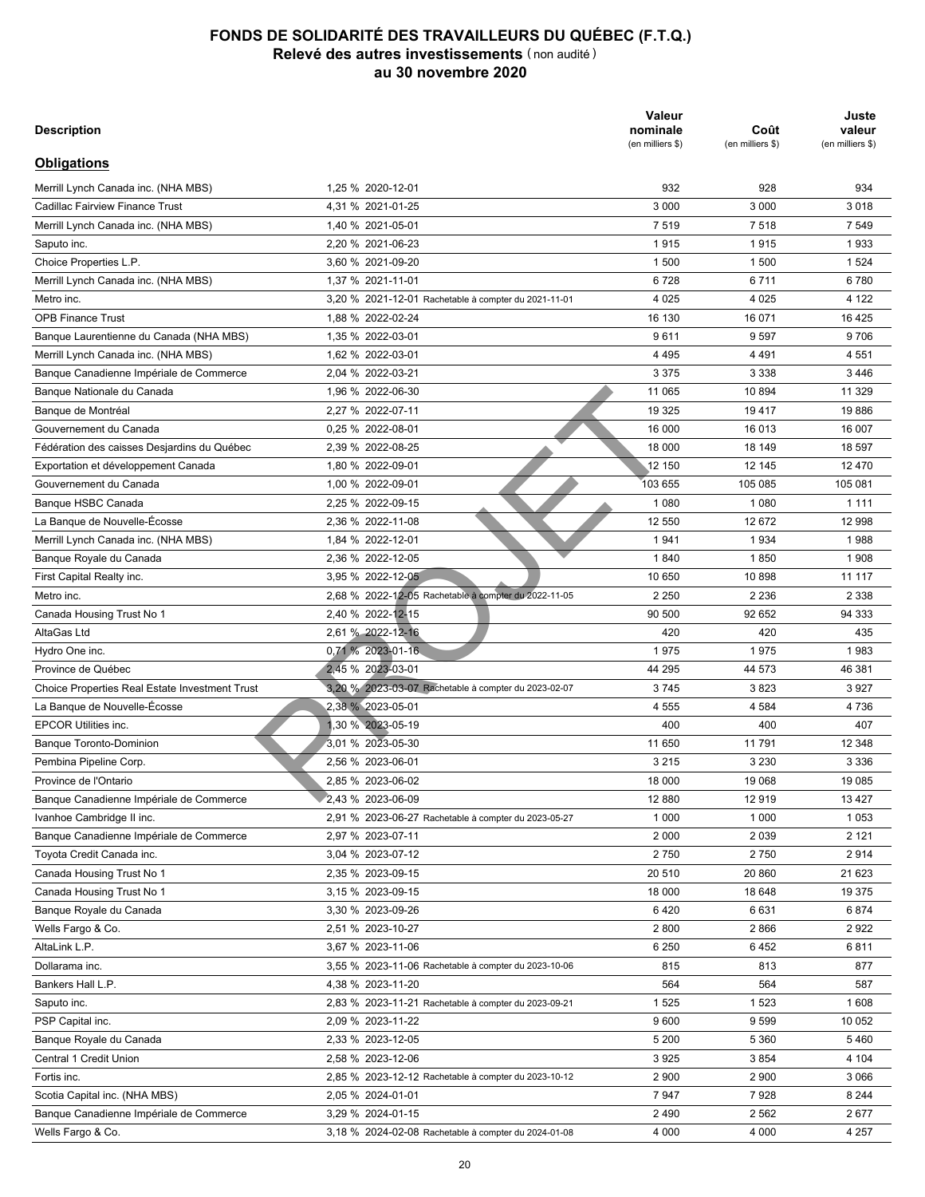# FONDS DE SOLIDARITÉ DES TRAVAILLEURS DU QUÉBEC (F.T.Q.)

## Relevé des autres investissements (non audité)

## au 30 novembre 2020

| Description | | Valeur nominale (en milliers $) | Coût (en milliers $) | Juste valeur (en milliers $) |
|---|---|---|---|---|
| **Obligations** | | | | |
| Merrill Lynch Canada inc. (NHA MBS) | 1,25 % 2020-12-01 | 932 | 928 | 934 |
| Cadillac Fairview Finance Trust | 4,31 % 2021-01-25 | 3 000 | 3 000 | 3 018 |
| Merrill Lynch Canada inc. (NHA MBS) | 1,40 % 2021-05-01 | 7 519 | 7 518 | 7 549 |
| Saputo inc. | 2,20 % 2021-06-23 | 1 915 | 1 915 | 1 933 |
| Choice Properties L.P. | 3,60 % 2021-09-20 | 1 500 | 1 500 | 1 524 |
| Merrill Lynch Canada inc. (NHA MBS) | 1,37 % 2021-11-01 | 6 728 | 6 711 | 6 780 |
| Metro inc. | 3,20 % 2021-12-01 Rachetable à compter du 2021-11-01 | 4 025 | 4 025 | 4 122 |
| OPB Finance Trust | 1,88 % 2022-02-24 | 16 130 | 16 071 | 16 425 |
| Banque Laurentienne du Canada (NHA MBS) | 1,35 % 2022-03-01 | 9 611 | 9 597 | 9 706 |
| Merrill Lynch Canada inc. (NHA MBS) | 1,62 % 2022-03-01 | 4 495 | 4 491 | 4 551 |
| Banque Canadienne Impériale de Commerce | 2,04 % 2022-03-21 | 3 375 | 3 338 | 3 446 |
| Banque Nationale du Canada | 1,96 % 2022-06-30 | 11 065 | 10 894 | 11 329 |
| Banque de Montréal | 2,27 % 2022-07-11 | 19 325 | 19 417 | 19 886 |
| Gouvernement du Canada | 0,25 % 2022-08-01 | 16 000 | 16 013 | 16 007 |
| Fédération des caisses Desjardins du Québec | 2,39 % 2022-08-25 | 18 000 | 18 149 | 18 597 |
| Exportation et développement Canada | 1,80 % 2022-09-01 | 12 150 | 12 145 | 12 470 |
| Gouvernement du Canada | 1,00 % 2022-09-01 | 103 655 | 105 085 | 105 081 |
| Banque HSBC Canada | 2,25 % 2022-09-15 | 1 080 | 1 080 | 1 111 |
| La Banque de Nouvelle-Écosse | 2,36 % 2022-11-08 | 12 550 | 12 672 | 12 998 |
| Merrill Lynch Canada inc. (NHA MBS) | 1,84 % 2022-12-01 | 1 941 | 1 934 | 1 988 |
| Banque Royale du Canada | 2,36 % 2022-12-05 | 1 840 | 1 850 | 1 908 |
| First Capital Realty inc. | 3,95 % 2022-12-05 | 10 650 | 10 898 | 11 117 |
| Metro inc. | 2,68 % 2022-12-05 Rachetable à compter du 2022-11-05 | 2 250 | 2 236 | 2 338 |
| Canada Housing Trust No 1 | 2,40 % 2022-12-15 | 90 500 | 92 652 | 94 333 |
| AltaGas Ltd | 2,61 % 2022-12-16 | 420 | 420 | 435 |
| Hydro One inc. | 0,71 % 2023-01-16 | 1 975 | 1 975 | 1 983 |
| Province de Québec | 2,45 % 2023-03-01 | 44 295 | 44 573 | 46 381 |
| Choice Properties Real Estate Investment Trust | 3,20 % 2023-03-07 Rachetable à compter du 2023-02-07 | 3 745 | 3 823 | 3 927 |
| La Banque de Nouvelle-Écosse | 2,38 % 2023-05-01 | 4 555 | 4 584 | 4 736 |
| EPCOR Utilities inc. | 1,30 % 2023-05-19 | 400 | 400 | 407 |
| Banque Toronto-Dominion | 3,01 % 2023-05-30 | 11 650 | 11 791 | 12 348 |
| Pembina Pipeline Corp. | 2,56 % 2023-06-01 | 3 215 | 3 230 | 3 336 |
| Province de l'Ontario | 2,85 % 2023-06-02 | 18 000 | 19 068 | 19 085 |
| Banque Canadienne Impériale de Commerce | 2,43 % 2023-06-09 | 12 880 | 12 919 | 13 427 |
| Ivanhoe Cambridge II inc. | 2,91 % 2023-06-27 Rachetable à compter du 2023-05-27 | 1 000 | 1 000 | 1 053 |
| Banque Canadienne Impériale de Commerce | 2,97 % 2023-07-11 | 2 000 | 2 039 | 2 121 |
| Toyota Credit Canada inc. | 3,04 % 2023-07-12 | 2 750 | 2 750 | 2 914 |
| Canada Housing Trust No 1 | 2,35 % 2023-09-15 | 20 510 | 20 860 | 21 623 |
| Canada Housing Trust No 1 | 3,15 % 2023-09-15 | 18 000 | 18 648 | 19 375 |
| Banque Royale du Canada | 3,30 % 2023-09-26 | 6 420 | 6 631 | 6 874 |
| Wells Fargo & Co. | 2,51 % 2023-10-27 | 2 800 | 2 866 | 2 922 |
| AltaLink L.P. | 3,67 % 2023-11-06 | 6 250 | 6 452 | 6 811 |
| Dollarama inc. | 3,55 % 2023-11-06 Rachetable à compter du 2023-10-06 | 815 | 813 | 877 |
| Bankers Hall L.P. | 4,38 % 2023-11-20 | 564 | 564 | 587 |
| Saputo inc. | 2,83 % 2023-11-21 Rachetable à compter du 2023-09-21 | 1 525 | 1 523 | 1 608 |
| PSP Capital inc. | 2,09 % 2023-11-22 | 9 600 | 9 599 | 10 052 |
| Banque Royale du Canada | 2,33 % 2023-12-05 | 5 200 | 5 360 | 5 460 |
| Central 1 Credit Union | 2,58 % 2023-12-06 | 3 925 | 3 854 | 4 104 |
| Fortis inc. | 2,85 % 2023-12-12 Rachetable à compter du 2023-10-12 | 2 900 | 2 900 | 3 066 |
| Scotia Capital inc. (NHA MBS) | 2,05 % 2024-01-01 | 7 947 | 7 928 | 8 244 |
| Banque Canadienne Impériale de Commerce | 3,29 % 2024-01-15 | 2 490 | 2 562 | 2 677 |
| Wells Fargo & Co. | 3,18 % 2024-02-08 Rachetable à compter du 2024-01-08 | 4 000 | 4 000 | 4 257 |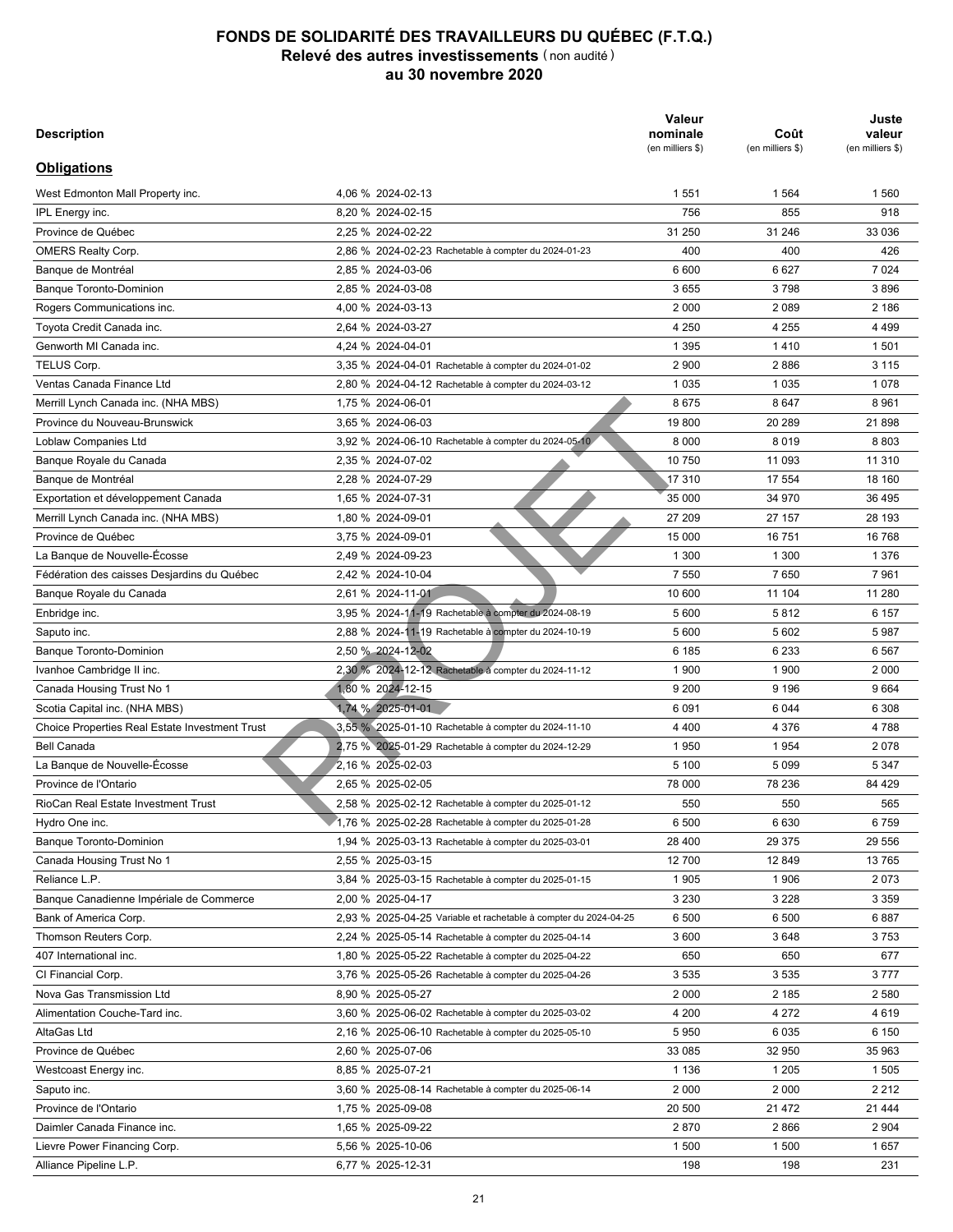# FONDS DE SOLIDARITÉ DES TRAVAILLEURS DU QUÉBEC (F.T.Q.)

## Relevé des autres investissements (non audité)

## au 30 novembre 2020

| Description | | Valeur nominale (en milliers $) | Coût (en milliers $) | Juste valeur (en milliers $) |
|---|---|---|---|---|
| **Obligations** | | | | |
| West Edmonton Mall Property inc. | 4,06 % 2024-02-13 | 1 551 | 1 564 | 1 560 |
| IPL Energy inc. | 8,20 % 2024-02-15 | 756 | 855 | 918 |
| Province de Québec | 2,25 % 2024-02-22 | 31 250 | 31 246 | 33 036 |
| OMERS Realty Corp. | 2,86 % 2024-02-23 Rachetable à compter du 2024-01-23 | 400 | 400 | 426 |
| Banque de Montréal | 2,85 % 2024-03-06 | 6 600 | 6 627 | 7 024 |
| Banque Toronto-Dominion | 2,85 % 2024-03-08 | 3 655 | 3 798 | 3 896 |
| Rogers Communications inc. | 4,00 % 2024-03-13 | 2 000 | 2 089 | 2 186 |
| Toyota Credit Canada inc. | 2,64 % 2024-03-27 | 4 250 | 4 255 | 4 499 |
| Genworth MI Canada inc. | 4,24 % 2024-04-01 | 1 395 | 1 410 | 1 501 |
| TELUS Corp. | 3,35 % 2024-04-01 Rachetable à compter du 2024-01-02 | 2 900 | 2 886 | 3 115 |
| Ventas Canada Finance Ltd | 2,80 % 2024-04-12 Rachetable à compter du 2024-03-12 | 1 035 | 1 035 | 1 078 |
| Merrill Lynch Canada inc. (NHA MBS) | 1,75 % 2024-06-01 | 8 675 | 8 647 | 8 961 |
| Province du Nouveau-Brunswick | 3,65 % 2024-06-03 | 19 800 | 20 289 | 21 898 |
| Loblaw Companies Ltd | 3,92 % 2024-06-10 Rachetable à compter du 2024-05-10 | 8 000 | 8 019 | 8 803 |
| Banque Royale du Canada | 2,35 % 2024-07-02 | 10 750 | 11 093 | 11 310 |
| Banque de Montréal | 2,28 % 2024-07-29 | 17 310 | 17 554 | 18 160 |
| Exportation et développement Canada | 1,65 % 2024-07-31 | 35 000 | 34 970 | 36 495 |
| Merrill Lynch Canada inc. (NHA MBS) | 1,80 % 2024-09-01 | 27 209 | 27 157 | 28 193 |
| Province de Québec | 3,75 % 2024-09-01 | 15 000 | 16 751 | 16 768 |
| La Banque de Nouvelle-Écosse | 2,49 % 2024-09-23 | 1 300 | 1 300 | 1 376 |
| Fédération des caisses Desjardins du Québec | 2,42 % 2024-10-04 | 7 550 | 7 650 | 7 961 |
| Banque Royale du Canada | 2,61 % 2024-11-01 | 10 600 | 11 104 | 11 280 |
| Enbridge inc. | 3,95 % 2024-11-19 Rachetable à compter du 2024-08-19 | 5 600 | 5 812 | 6 157 |
| Saputo inc. | 2,88 % 2024-11-19 Rachetable à compter du 2024-10-19 | 5 600 | 5 602 | 5 987 |
| Banque Toronto-Dominion | 2,50 % 2024-12-02 | 6 185 | 6 233 | 6 567 |
| Ivanhoe Cambridge II inc. | 2,30 % 2024-12-12 Rachetable à compter du 2024-11-12 | 1 900 | 1 900 | 2 000 |
| Canada Housing Trust No 1 | 1,80 % 2024-12-15 | 9 200 | 9 196 | 9 664 |
| Scotia Capital inc. (NHA MBS) | 1,74 % 2025-01-01 | 6 091 | 6 044 | 6 308 |
| Choice Properties Real Estate Investment Trust | 3,55 % 2025-01-10 Rachetable à compter du 2024-11-10 | 4 400 | 4 376 | 4 788 |
| Bell Canada | 2,75 % 2025-01-29 Rachetable à compter du 2024-12-29 | 1 950 | 1 954 | 2 078 |
| La Banque de Nouvelle-Écosse | 2,16 % 2025-02-03 | 5 100 | 5 099 | 5 347 |
| Province de l'Ontario | 2,65 % 2025-02-05 | 78 000 | 78 236 | 84 429 |
| RioCan Real Estate Investment Trust | 2,58 % 2025-02-12 Rachetable à compter du 2025-01-12 | 550 | 550 | 565 |
| Hydro One inc. | 1,76 % 2025-02-28 Rachetable à compter du 2025-01-28 | 6 500 | 6 630 | 6 759 |
| Banque Toronto-Dominion | 1,94 % 2025-03-13 Rachetable à compter du 2025-03-01 | 28 400 | 29 375 | 29 556 |
| Canada Housing Trust No 1 | 2,55 % 2025-03-15 | 12 700 | 12 849 | 13 765 |
| Reliance L.P. | 3,84 % 2025-03-15 Rachetable à compter du 2025-01-15 | 1 905 | 1 906 | 2 073 |
| Banque Canadienne Impériale de Commerce | 2,00 % 2025-04-17 | 3 230 | 3 228 | 3 359 |
| Bank of America Corp. | 2,93 % 2025-04-25 Variable et rachetable à compter du 2024-04-25 | 6 500 | 6 500 | 6 887 |
| Thomson Reuters Corp. | 2,24 % 2025-05-14 Rachetable à compter du 2025-04-14 | 3 600 | 3 648 | 3 753 |
| 407 International inc. | 1,80 % 2025-05-22 Rachetable à compter du 2025-04-22 | 650 | 650 | 677 |
| CI Financial Corp. | 3,76 % 2025-05-26 Rachetable à compter du 2025-04-26 | 3 535 | 3 535 | 3 777 |
| Nova Gas Transmission Ltd | 8,90 % 2025-05-27 | 2 000 | 2 185 | 2 580 |
| Alimentation Couche-Tard inc. | 3,60 % 2025-06-02 Rachetable à compter du 2025-03-02 | 4 200 | 4 272 | 4 619 |
| AltaGas Ltd | 2,16 % 2025-06-10 Rachetable à compter du 2025-05-10 | 5 950 | 6 035 | 6 150 |
| Province de Québec | 2,60 % 2025-07-06 | 33 085 | 32 950 | 35 963 |
| Westcoast Energy inc. | 8,85 % 2025-07-21 | 1 136 | 1 205 | 1 505 |
| Saputo inc. | 3,60 % 2025-08-14 Rachetable à compter du 2025-06-14 | 2 000 | 2 000 | 2 212 |
| Province de l'Ontario | 1,75 % 2025-09-08 | 20 500 | 21 472 | 21 444 |
| Daimler Canada Finance inc. | 1,65 % 2025-09-22 | 2 870 | 2 866 | 2 904 |
| Lievre Power Financing Corp. | 5,56 % 2025-10-06 | 1 500 | 1 500 | 1 657 |
| Alliance Pipeline L.P. | 6,77 % 2025-12-31 | 198 | 198 | 231 |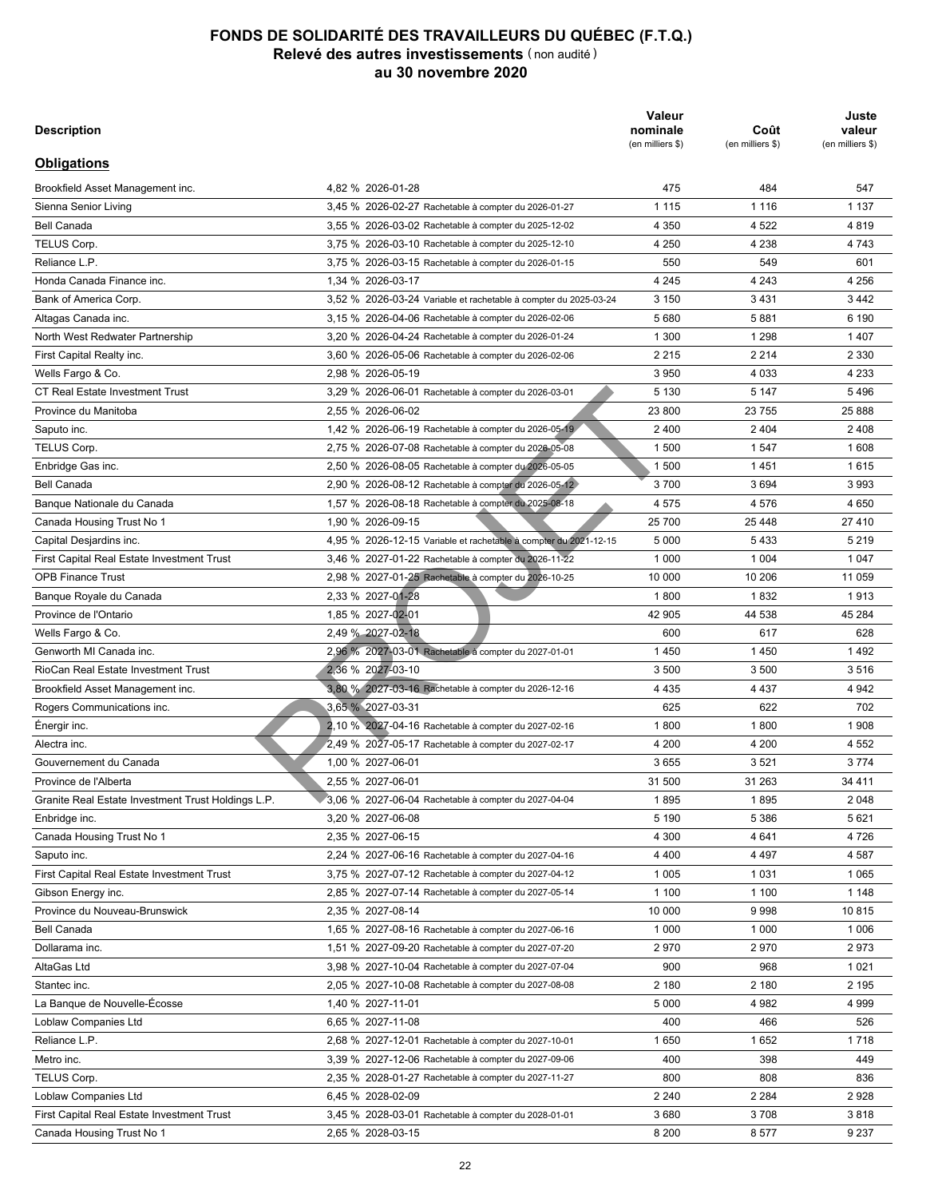# FONDS DE SOLIDARITÉ DES TRAVAILLEURS DU QUÉBEC (F.T.Q.)
## Relevé des autres investissements (non audité)
## au 30 novembre 2020

| Description | | Valeur nominale (en milliers $) | Coût (en milliers $) | Juste valeur (en milliers $) |
|---|---|---|---|---|
| **Obligations** | | | | |
| Brookfield Asset Management inc. | 4,82 % 2026-01-28 | 475 | 484 | 547 |
| Sienna Senior Living | 3,45 % 2026-02-27 Rachetable à compter du 2026-01-27 | 1 115 | 1 116 | 1 137 |
| Bell Canada | 3,55 % 2026-03-02 Rachetable à compter du 2025-12-02 | 4 350 | 4 522 | 4 819 |
| TELUS Corp. | 3,75 % 2026-03-10 Rachetable à compter du 2025-12-10 | 4 250 | 4 238 | 4 743 |
| Reliance L.P. | 3,75 % 2026-03-15 Rachetable à compter du 2026-01-15 | 550 | 549 | 601 |
| Honda Canada Finance inc. | 1,34 % 2026-03-17 | 4 245 | 4 243 | 4 256 |
| Bank of America Corp. | 3,52 % 2026-03-24 Variable et rachetable à compter du 2025-03-24 | 3 150 | 3 431 | 3 442 |
| Altagas Canada inc. | 3,15 % 2026-04-06 Rachetable à compter du 2026-02-06 | 5 680 | 5 881 | 6 190 |
| North West Redwater Partnership | 3,20 % 2026-04-24 Rachetable à compter du 2026-01-24 | 1 300 | 1 298 | 1 407 |
| First Capital Realty inc. | 3,60 % 2026-05-06 Rachetable à compter du 2026-02-06 | 2 215 | 2 214 | 2 330 |
| Wells Fargo & Co. | 2,98 % 2026-05-19 | 3 950 | 4 033 | 4 233 |
| CT Real Estate Investment Trust | 3,29 % 2026-06-01 Rachetable à compter du 2026-03-01 | 5 130 | 5 147 | 5 496 |
| Province du Manitoba | 2,55 % 2026-06-02 | 23 800 | 23 755 | 25 888 |
| Saputo inc. | 1,42 % 2026-06-19 Rachetable à compter du 2026-05-19 | 2 400 | 2 404 | 2 408 |
| TELUS Corp. | 2,75 % 2026-07-08 Rachetable à compter du 2026-05-08 | 1 500 | 1 547 | 1 608 |
| Enbridge Gas inc. | 2,50 % 2026-08-05 Rachetable à compter du 2026-05-05 | 1 500 | 1 451 | 1 615 |
| Bell Canada | 2,90 % 2026-08-12 Rachetable à compter du 2026-05-12 | 3 700 | 3 694 | 3 993 |
| Banque Nationale du Canada | 1,57 % 2026-08-18 Rachetable à compter du 2025-08-18 | 4 575 | 4 576 | 4 650 |
| Canada Housing Trust No 1 | 1,90 % 2026-09-15 | 25 700 | 25 448 | 27 410 |
| Capital Desjardins inc. | 4,95 % 2026-12-15 Variable et rachetable à compter du 2021-12-15 | 5 000 | 5 433 | 5 219 |
| First Capital Real Estate Investment Trust | 3,46 % 2027-01-22 Rachetable à compter du 2026-11-22 | 1 000 | 1 004 | 1 047 |
| OPB Finance Trust | 2,98 % 2027-01-25 Rachetable à compter du 2026-10-25 | 10 000 | 10 206 | 11 059 |
| Banque Royale du Canada | 2,33 % 2027-01-28 | 1 800 | 1 832 | 1 913 |
| Province de l'Ontario | 1,85 % 2027-02-01 | 42 905 | 44 538 | 45 284 |
| Wells Fargo & Co. | 2,49 % 2027-02-18 | 600 | 617 | 628 |
| Genworth MI Canada inc. | 2,96 % 2027-03-01 Rachetable à compter du 2027-01-01 | 1 450 | 1 450 | 1 492 |
| RioCan Real Estate Investment Trust | 2,36 % 2027-03-10 | 3 500 | 3 500 | 3 516 |
| Brookfield Asset Management inc. | 3,80 % 2027-03-16 Rachetable à compter du 2026-12-16 | 4 435 | 4 437 | 4 942 |
| Rogers Communications inc. | 3,65 % 2027-03-31 | 625 | 622 | 702 |
| Énergir inc. | 2,10 % 2027-04-16 Rachetable à compter du 2027-02-16 | 1 800 | 1 800 | 1 908 |
| Alectra inc. | 2,49 % 2027-05-17 Rachetable à compter du 2027-02-17 | 4 200 | 4 200 | 4 552 |
| Gouvernement du Canada | 1,00 % 2027-06-01 | 3 655 | 3 521 | 3 774 |
| Province de l'Alberta | 2,55 % 2027-06-01 | 31 500 | 31 263 | 34 411 |
| Granite Real Estate Investment Trust Holdings L.P. | 3,06 % 2027-06-04 Rachetable à compter du 2027-04-04 | 1 895 | 1 895 | 2 048 |
| Enbridge inc. | 3,20 % 2027-06-08 | 5 190 | 5 386 | 5 621 |
| Canada Housing Trust No 1 | 2,35 % 2027-06-15 | 4 300 | 4 641 | 4 726 |
| Saputo inc. | 2,24 % 2027-06-16 Rachetable à compter du 2027-04-16 | 4 400 | 4 497 | 4 587 |
| First Capital Real Estate Investment Trust | 3,75 % 2027-07-12 Rachetable à compter du 2027-04-12 | 1 005 | 1 031 | 1 065 |
| Gibson Energy inc. | 2,85 % 2027-07-14 Rachetable à compter du 2027-05-14 | 1 100 | 1 100 | 1 148 |
| Province du Nouveau-Brunswick | 2,35 % 2027-08-14 | 10 000 | 9 998 | 10 815 |
| Bell Canada | 1,65 % 2027-08-16 Rachetable à compter du 2027-06-16 | 1 000 | 1 000 | 1 006 |
| Dollarama inc. | 1,51 % 2027-09-20 Rachetable à compter du 2027-07-20 | 2 970 | 2 970 | 2 973 |
| AltaGas Ltd | 3,98 % 2027-10-04 Rachetable à compter du 2027-07-04 | 900 | 968 | 1 021 |
| Stantec inc. | 2,05 % 2027-10-08 Rachetable à compter du 2027-08-08 | 2 180 | 2 180 | 2 195 |
| La Banque de Nouvelle-Écosse | 1,40 % 2027-11-01 | 5 000 | 4 982 | 4 999 |
| Loblaw Companies Ltd | 6,65 % 2027-11-08 | 400 | 466 | 526 |
| Reliance L.P. | 2,68 % 2027-12-01 Rachetable à compter du 2027-10-01 | 1 650 | 1 652 | 1 718 |
| Metro inc. | 3,39 % 2027-12-06 Rachetable à compter du 2027-09-06 | 400 | 398 | 449 |
| TELUS Corp. | 2,35 % 2028-01-27 Rachetable à compter du 2027-11-27 | 800 | 808 | 836 |
| Loblaw Companies Ltd | 6,45 % 2028-02-09 | 2 240 | 2 284 | 2 928 |
| First Capital Real Estate Investment Trust | 3,45 % 2028-03-01 Rachetable à compter du 2028-01-01 | 3 680 | 3 708 | 3 818 |
| Canada Housing Trust No 1 | 2,65 % 2028-03-15 | 8 200 | 8 577 | 9 237 |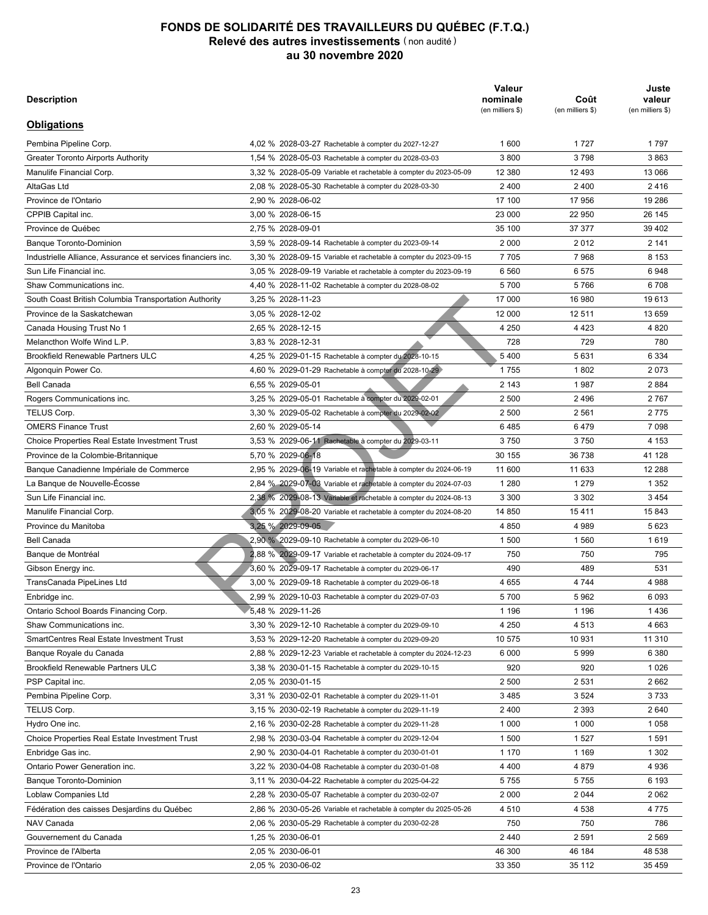# FONDS DE SOLIDARITÉ DES TRAVAILLEURS DU QUÉBEC (F.T.Q.)
## Relevé des autres investissements (non audité)
## au 30 novembre 2020

| Description | | Valeur nominale (en milliers $) | Coût (en milliers $) | Juste valeur (en milliers $) |
|---|---|---|---|---|
| **Obligations** | | | | |
| Pembina Pipeline Corp. | 4,02 % 2028-03-27 Rachetable à compter du 2027-12-27 | 1 600 | 1 727 | 1 797 |
| Greater Toronto Airports Authority | 1,54 % 2028-05-03 Rachetable à compter du 2028-03-03 | 3 800 | 3 798 | 3 863 |
| Manulife Financial Corp. | 3,32 % 2028-05-09 Variable et rachetable à compter du 2023-05-09 | 12 380 | 12 493 | 13 066 |
| AltaGas Ltd | 2,08 % 2028-05-30 Rachetable à compter du 2028-03-30 | 2 400 | 2 400 | 2 416 |
| Province de l'Ontario | 2,90 % 2028-06-02 | 17 100 | 17 956 | 19 286 |
| CPPIB Capital inc. | 3,00 % 2028-06-15 | 23 000 | 22 950 | 26 145 |
| Province de Québec | 2,75 % 2028-09-01 | 35 100 | 37 377 | 39 402 |
| Banque Toronto-Dominion | 3,59 % 2028-09-14 Rachetable à compter du 2023-09-14 | 2 000 | 2 012 | 2 141 |
| Industrielle Alliance, Assurance et services financiers inc. | 3,30 % 2028-09-15 Variable et rachetable à compter du 2023-09-15 | 7 705 | 7 968 | 8 153 |
| Sun Life Financial inc. | 3,05 % 2028-09-19 Variable et rachetable à compter du 2023-09-19 | 6 560 | 6 575 | 6 948 |
| Shaw Communications inc. | 4,40 % 2028-11-02 Rachetable à compter du 2028-08-02 | 5 700 | 5 766 | 6 708 |
| South Coast British Columbia Transportation Authority | 3,25 % 2028-11-23 | 17 000 | 16 980 | 19 613 |
| Province de la Saskatchewan | 3,05 % 2028-12-02 | 12 000 | 12 511 | 13 659 |
| Canada Housing Trust No 1 | 2,65 % 2028-12-15 | 4 250 | 4 423 | 4 820 |
| Melancthon Wolfe Wind L.P. | 3,83 % 2028-12-31 | 728 | 729 | 780 |
| Brookfield Renewable Partners ULC | 4,25 % 2029-01-15 Rachetable à compter du 2028-10-15 | 5 400 | 5 631 | 6 334 |
| Algonquin Power Co. | 4,60 % 2029-01-29 Rachetable à compter du 2028-10-29 | 1 755 | 1 802 | 2 073 |
| Bell Canada | 6,55 % 2029-05-01 | 2 143 | 1 987 | 2 884 |
| Rogers Communications inc. | 3,25 % 2029-05-01 Rachetable à compter du 2029-02-01 | 2 500 | 2 496 | 2 767 |
| TELUS Corp. | 3,30 % 2029-05-02 Rachetable à compter du 2029-02-02 | 2 500 | 2 561 | 2 775 |
| OMERS Finance Trust | 2,60 % 2029-05-14 | 6 485 | 6 479 | 7 098 |
| Choice Properties Real Estate Investment Trust | 3,53 % 2029-06-11 Rachetable à compter du 2029-03-11 | 3 750 | 3 750 | 4 153 |
| Province de la Colombie-Britannique | 5,70 % 2029-06-18 | 30 155 | 36 738 | 41 128 |
| Banque Canadienne Impériale de Commerce | 2,95 % 2029-06-19 Variable et rachetable à compter du 2024-06-19 | 11 600 | 11 633 | 12 288 |
| La Banque de Nouvelle-Écosse | 2,84 % 2029-07-03 Variable et rachetable à compter du 2024-07-03 | 1 280 | 1 279 | 1 352 |
| Sun Life Financial inc. | 2,38 % 2029-08-13 Variable et rachetable à compter du 2024-08-13 | 3 300 | 3 302 | 3 454 |
| Manulife Financial Corp. | 3,05 % 2029-08-20 Variable et rachetable à compter du 2024-08-20 | 14 850 | 15 411 | 15 843 |
| Province du Manitoba | 3,25 % 2029-09-05 | 4 850 | 4 989 | 5 623 |
| Bell Canada | 2,90 % 2029-09-10 Rachetable à compter du 2029-06-10 | 1 500 | 1 560 | 1 619 |
| Banque de Montréal | 2,88 % 2029-09-17 Variable et rachetable à compter du 2024-09-17 | 750 | 750 | 795 |
| Gibson Energy inc. | 3,60 % 2029-09-17 Rachetable à compter du 2029-06-17 | 490 | 489 | 531 |
| TransCanada PipeLines Ltd | 3,00 % 2029-09-18 Rachetable à compter du 2029-06-18 | 4 655 | 4 744 | 4 988 |
| Enbridge inc. | 2,99 % 2029-10-03 Rachetable à compter du 2029-07-03 | 5 700 | 5 962 | 6 093 |
| Ontario School Boards Financing Corp. | 5,48 % 2029-11-26 | 1 196 | 1 196 | 1 436 |
| Shaw Communications inc. | 3,30 % 2029-12-10 Rachetable à compter du 2029-09-10 | 4 250 | 4 513 | 4 663 |
| SmartCentres Real Estate Investment Trust | 3,53 % 2029-12-20 Rachetable à compter du 2029-09-20 | 10 575 | 10 931 | 11 310 |
| Banque Royale du Canada | 2,88 % 2029-12-23 Variable et rachetable à compter du 2024-12-23 | 6 000 | 5 999 | 6 380 |
| Brookfield Renewable Partners ULC | 3,38 % 2030-01-15 Rachetable à compter du 2029-10-15 | 920 | 920 | 1 026 |
| PSP Capital inc. | 2,05 % 2030-01-15 | 2 500 | 2 531 | 2 662 |
| Pembina Pipeline Corp. | 3,31 % 2030-02-01 Rachetable à compter du 2029-11-01 | 3 485 | 3 524 | 3 733 |
| TELUS Corp. | 3,15 % 2030-02-19 Rachetable à compter du 2029-11-19 | 2 400 | 2 393 | 2 640 |
| Hydro One inc. | 2,16 % 2030-02-28 Rachetable à compter du 2029-11-28 | 1 000 | 1 000 | 1 058 |
| Choice Properties Real Estate Investment Trust | 2,98 % 2030-03-04 Rachetable à compter du 2029-12-04 | 1 500 | 1 527 | 1 591 |
| Enbridge Gas inc. | 2,90 % 2030-04-01 Rachetable à compter du 2030-01-01 | 1 170 | 1 169 | 1 302 |
| Ontario Power Generation inc. | 3,22 % 2030-04-08 Rachetable à compter du 2030-01-08 | 4 400 | 4 879 | 4 936 |
| Banque Toronto-Dominion | 3,11 % 2030-04-22 Rachetable à compter du 2025-04-22 | 5 755 | 5 755 | 6 193 |
| Loblaw Companies Ltd | 2,28 % 2030-05-07 Rachetable à compter du 2030-02-07 | 2 000 | 2 044 | 2 062 |
| Fédération des caisses Desjardins du Québec | 2,86 % 2030-05-26 Variable et rachetable à compter du 2025-05-26 | 4 510 | 4 538 | 4 775 |
| NAV Canada | 2,06 % 2030-05-29 Rachetable à compter du 2030-02-28 | 750 | 750 | 786 |
| Gouvernement du Canada | 1,25 % 2030-06-01 | 2 440 | 2 591 | 2 569 |
| Province de l'Alberta | 2,05 % 2030-06-01 | 46 300 | 46 184 | 48 538 |
| Province de l'Ontario | 2,05 % 2030-06-02 | 33 350 | 35 112 | 35 459 |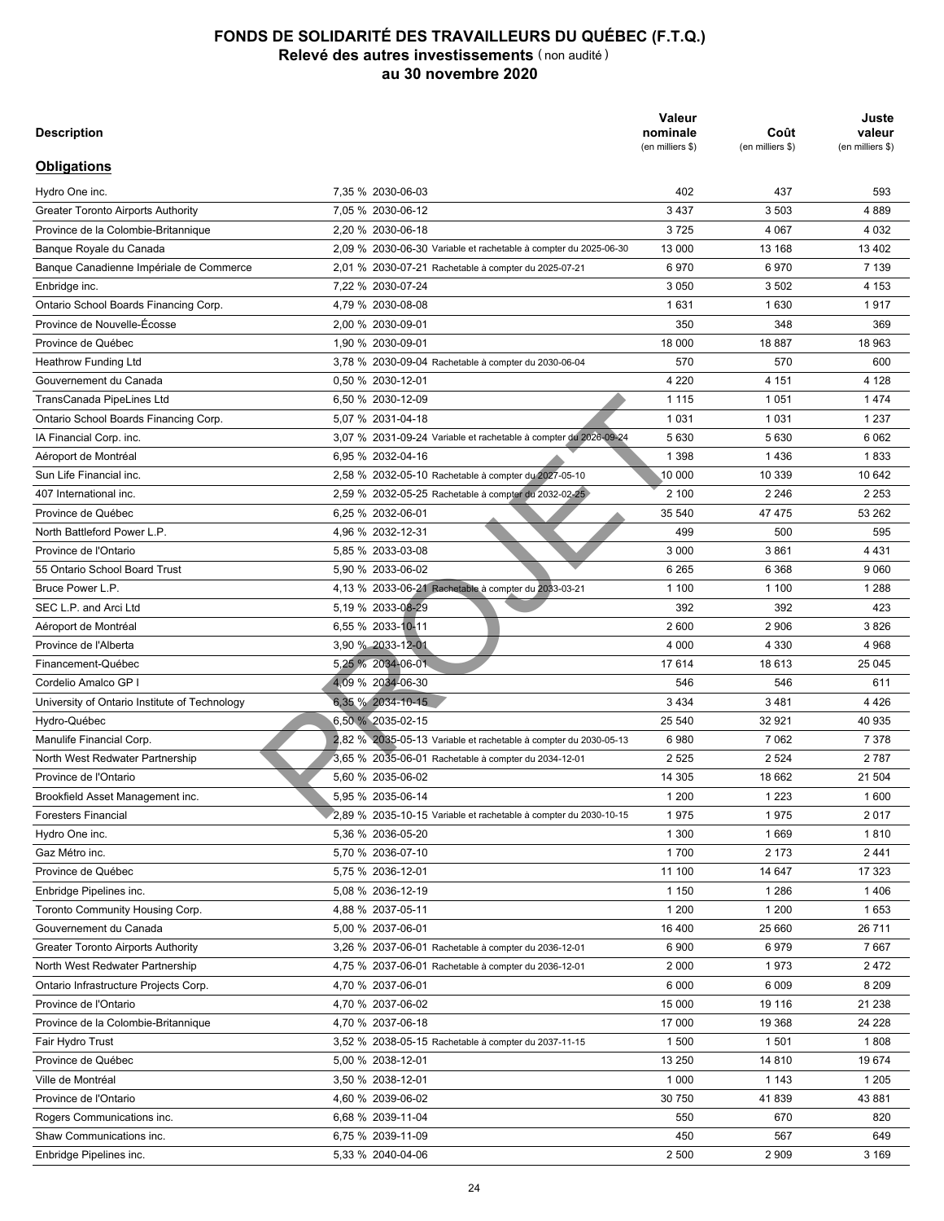# FONDS DE SOLIDARITÉ DES TRAVAILLEURS DU QUÉBEC (F.T.Q.)
## Relevé des autres investissements (non audité)
## au 30 novembre 2020

| Description | | Valeur nominale (en milliers $) | Coût (en milliers $) | Juste valeur (en milliers $) |
|---|---|---|---|---|
| **Obligations** | | | | |
| Hydro One inc. | 7,35 % 2030-06-03 | 402 | 437 | 593 |
| Greater Toronto Airports Authority | 7,05 % 2030-06-12 | 3 437 | 3 503 | 4 889 |
| Province de la Colombie-Britannique | 2,20 % 2030-06-18 | 3 725 | 4 067 | 4 032 |
| Banque Royale du Canada | 2,09 % 2030-06-30 Variable et rachetable à compter du 2025-06-30 | 13 000 | 13 168 | 13 402 |
| Banque Canadienne Impériale de Commerce | 2,01 % 2030-07-21 Rachetable à compter du 2025-07-21 | 6 970 | 6 970 | 7 139 |
| Enbridge inc. | 7,22 % 2030-07-24 | 3 050 | 3 502 | 4 153 |
| Ontario School Boards Financing Corp. | 4,79 % 2030-08-08 | 1 631 | 1 630 | 1 917 |
| Province de Nouvelle-Écosse | 2,00 % 2030-09-01 | 350 | 348 | 369 |
| Province de Québec | 1,90 % 2030-09-01 | 18 000 | 18 887 | 18 963 |
| Heathrow Funding Ltd | 3,78 % 2030-09-04 Rachetable à compter du 2030-06-04 | 570 | 570 | 600 |
| Gouvernement du Canada | 0,50 % 2030-12-01 | 4 220 | 4 151 | 4 128 |
| TransCanada PipeLines Ltd | 6,50 % 2030-12-09 | 1 115 | 1 051 | 1 474 |
| Ontario School Boards Financing Corp. | 5,07 % 2031-04-18 | 1 031 | 1 031 | 1 237 |
| IA Financial Corp. inc. | 3,07 % 2031-09-24 Variable et rachetable à compter du 2026-09-24 | 5 630 | 5 630 | 6 062 |
| Aéroport de Montréal | 6,95 % 2032-04-16 | 1 398 | 1 436 | 1 833 |
| Sun Life Financial inc. | 2,58 % 2032-05-10 Rachetable à compter du 2027-05-10 | 10 000 | 10 339 | 10 642 |
| 407 International inc. | 2,59 % 2032-05-25 Rachetable à compter du 2032-02-25 | 2 100 | 2 246 | 2 253 |
| Province de Québec | 6,25 % 2032-06-01 | 35 540 | 47 475 | 53 262 |
| North Battleford Power L.P. | 4,96 % 2032-12-31 | 499 | 500 | 595 |
| Province de l'Ontario | 5,85 % 2033-03-08 | 3 000 | 3 861 | 4 431 |
| 55 Ontario School Board Trust | 5,90 % 2033-06-02 | 6 265 | 6 368 | 9 060 |
| Bruce Power L.P. | 4,13 % 2033-06-21 Rachetable à compter du 2033-03-21 | 1 100 | 1 100 | 1 288 |
| SEC L.P. and Arci Ltd | 5,19 % 2033-08-29 | 392 | 392 | 423 |
| Aéroport de Montréal | 6,55 % 2033-10-11 | 2 600 | 2 906 | 3 826 |
| Province de l'Alberta | 3,90 % 2033-12-01 | 4 000 | 4 330 | 4 968 |
| Financement-Québec | 5,25 % 2034-06-01 | 17 614 | 18 613 | 25 045 |
| Cordelio Amalco GP I | 4,09 % 2034-06-30 | 546 | 546 | 611 |
| University of Ontario Institute of Technology | 6,35 % 2034-10-15 | 3 434 | 3 481 | 4 426 |
| Hydro-Québec | 6,50 % 2035-02-15 | 25 540 | 32 921 | 40 935 |
| Manulife Financial Corp. | 2,82 % 2035-05-13 Variable et rachetable à compter du 2030-05-13 | 6 980 | 7 062 | 7 378 |
| North West Redwater Partnership | 3,65 % 2035-06-01 Rachetable à compter du 2034-12-01 | 2 525 | 2 524 | 2 787 |
| Province de l'Ontario | 5,60 % 2035-06-02 | 14 305 | 18 662 | 21 504 |
| Brookfield Asset Management inc. | 5,95 % 2035-06-14 | 1 200 | 1 223 | 1 600 |
| Foresters Financial | 2,89 % 2035-10-15 Variable et rachetable à compter du 2030-10-15 | 1 975 | 1 975 | 2 017 |
| Hydro One inc. | 5,36 % 2036-05-20 | 1 300 | 1 669 | 1 810 |
| Gaz Métro inc. | 5,70 % 2036-07-10 | 1 700 | 2 173 | 2 441 |
| Province de Québec | 5,75 % 2036-12-01 | 11 100 | 14 647 | 17 323 |
| Enbridge Pipelines inc. | 5,08 % 2036-12-19 | 1 150 | 1 286 | 1 406 |
| Toronto Community Housing Corp. | 4,88 % 2037-05-11 | 1 200 | 1 200 | 1 653 |
| Gouvernement du Canada | 5,00 % 2037-06-01 | 16 400 | 25 660 | 26 711 |
| Greater Toronto Airports Authority | 3,26 % 2037-06-01 Rachetable à compter du 2036-12-01 | 6 900 | 6 979 | 7 667 |
| North West Redwater Partnership | 4,75 % 2037-06-01 Rachetable à compter du 2036-12-01 | 2 000 | 1 973 | 2 472 |
| Ontario Infrastructure Projects Corp. | 4,70 % 2037-06-01 | 6 000 | 6 009 | 8 209 |
| Province de l'Ontario | 4,70 % 2037-06-02 | 15 000 | 19 116 | 21 238 |
| Province de la Colombie-Britannique | 4,70 % 2037-06-18 | 17 000 | 19 368 | 24 228 |
| Fair Hydro Trust | 3,52 % 2038-05-15 Rachetable à compter du 2037-11-15 | 1 500 | 1 501 | 1 808 |
| Province de Québec | 5,00 % 2038-12-01 | 13 250 | 14 810 | 19 674 |
| Ville de Montréal | 3,50 % 2038-12-01 | 1 000 | 1 143 | 1 205 |
| Province de l'Ontario | 4,60 % 2039-06-02 | 30 750 | 41 839 | 43 881 |
| Rogers Communications inc. | 6,68 % 2039-11-04 | 550 | 670 | 820 |
| Shaw Communications inc. | 6,75 % 2039-11-09 | 450 | 567 | 649 |
| Enbridge Pipelines inc. | 5,33 % 2040-04-06 | 2 500 | 2 909 | 3 169 |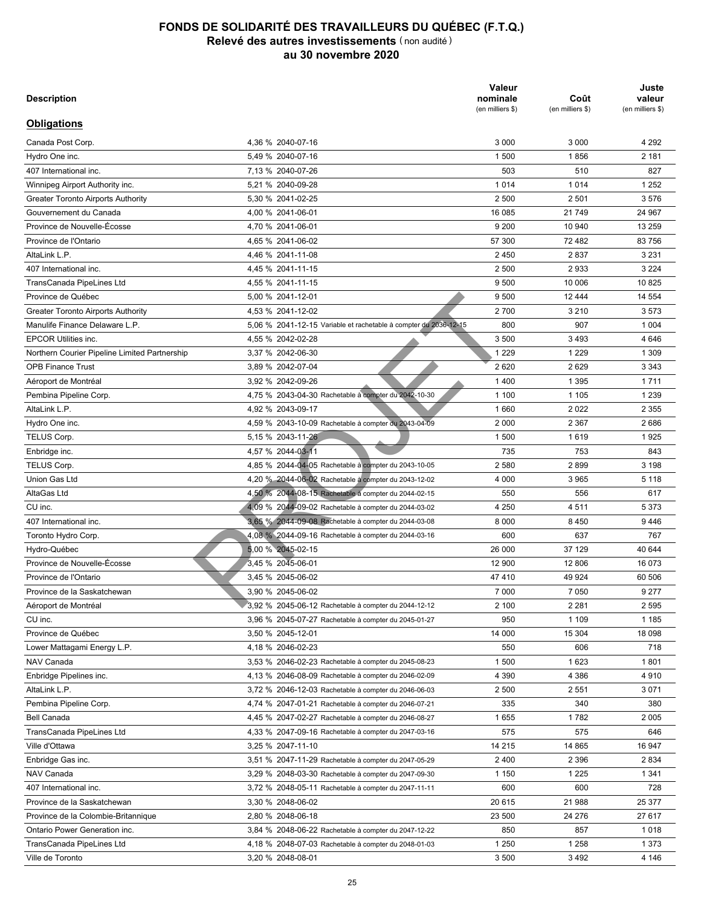# FONDS DE SOLIDARITÉ DES TRAVAILLEURS DU QUÉBEC (F.T.Q.)
## Relevé des autres investissements (non audité)
## au 30 novembre 2020

| Description | | Valeur nominale (en milliers $) | Coût (en milliers $) | Juste valeur (en milliers $) |
|---|---|---|---|---|
| **Obligations** | | | | |
| Canada Post Corp. | 4,36 % 2040-07-16 | 3 000 | 3 000 | 4 292 |
| Hydro One inc. | 5,49 % 2040-07-16 | 1 500 | 1 856 | 2 181 |
| 407 International inc. | 7,13 % 2040-07-26 | 503 | 510 | 827 |
| Winnipeg Airport Authority inc. | 5,21 % 2040-09-28 | 1 014 | 1 014 | 1 252 |
| Greater Toronto Airports Authority | 5,30 % 2041-02-25 | 2 500 | 2 501 | 3 576 |
| Gouvernement du Canada | 4,00 % 2041-06-01 | 16 085 | 21 749 | 24 967 |
| Province de Nouvelle-Écosse | 4,70 % 2041-06-01 | 9 200 | 10 940 | 13 259 |
| Province de l'Ontario | 4,65 % 2041-06-02 | 57 300 | 72 482 | 83 756 |
| AltaLink L.P. | 4,46 % 2041-11-08 | 2 450 | 2 837 | 3 231 |
| 407 International inc. | 4,45 % 2041-11-15 | 2 500 | 2 933 | 3 224 |
| TransCanada PipeLines Ltd | 4,55 % 2041-11-15 | 9 500 | 10 006 | 10 825 |
| Province de Québec | 5,00 % 2041-12-01 | 9 500 | 12 444 | 14 554 |
| Greater Toronto Airports Authority | 4,53 % 2041-12-02 | 2 700 | 3 210 | 3 573 |
| Manulife Finance Delaware L.P. | 5,06 % 2041-12-15 Variable et rachetable à compter du 2036-12-15 | 800 | 907 | 1 004 |
| EPCOR Utilities inc. | 4,55 % 2042-02-28 | 3 500 | 3 493 | 4 646 |
| Northern Courier Pipeline Limited Partnership | 3,37 % 2042-06-30 | 1 229 | 1 229 | 1 309 |
| OPB Finance Trust | 3,89 % 2042-07-04 | 2 620 | 2 629 | 3 343 |
| Aéroport de Montréal | 3,92 % 2042-09-26 | 1 400 | 1 395 | 1 711 |
| Pembina Pipeline Corp. | 4,75 % 2043-04-30 Rachetable à compter du 2042-10-30 | 1 100 | 1 105 | 1 239 |
| AltaLink L.P. | 4,92 % 2043-09-17 | 1 660 | 2 022 | 2 355 |
| Hydro One inc. | 4,59 % 2043-10-09 Rachetable à compter du 2043-04-09 | 2 000 | 2 367 | 2 686 |
| TELUS Corp. | 5,15 % 2043-11-26 | 1 500 | 1 619 | 1 925 |
| Enbridge inc. | 4,57 % 2044-03-11 | 735 | 753 | 843 |
| TELUS Corp. | 4,85 % 2044-04-05 Rachetable à compter du 2043-10-05 | 2 580 | 2 899 | 3 198 |
| Union Gas Ltd | 4,20 % 2044-06-02 Rachetable à compter du 2043-12-02 | 4 000 | 3 965 | 5 118 |
| AltaGas Ltd | 4,50 % 2044-08-15 Rachetable à compter du 2044-02-15 | 550 | 556 | 617 |
| CU inc. | 4,09 % 2044-09-02 Rachetable à compter du 2044-03-02 | 4 250 | 4 511 | 5 373 |
| 407 International inc. | 3,65 % 2044-09-08 Rachetable à compter du 2044-03-08 | 8 000 | 8 450 | 9 446 |
| Toronto Hydro Corp. | 4,08 % 2044-09-16 Rachetable à compter du 2044-03-16 | 600 | 637 | 767 |
| Hydro-Québec | 5,00 % 2045-02-15 | 26 000 | 37 129 | 40 644 |
| Province de Nouvelle-Écosse | 3,45 % 2045-06-01 | 12 900 | 12 806 | 16 073 |
| Province de l'Ontario | 3,45 % 2045-06-02 | 47 410 | 49 924 | 60 506 |
| Province de la Saskatchewan | 3,90 % 2045-06-02 | 7 000 | 7 050 | 9 277 |
| Aéroport de Montréal | 3,92 % 2045-06-12 Rachetable à compter du 2044-12-12 | 2 100 | 2 281 | 2 595 |
| CU inc. | 3,96 % 2045-07-27 Rachetable à compter du 2045-01-27 | 950 | 1 109 | 1 185 |
| Province de Québec | 3,50 % 2045-12-01 | 14 000 | 15 304 | 18 098 |
| Lower Mattagami Energy L.P. | 4,18 % 2046-02-23 | 550 | 606 | 718 |
| NAV Canada | 3,53 % 2046-02-23 Rachetable à compter du 2045-08-23 | 1 500 | 1 623 | 1 801 |
| Enbridge Pipelines inc. | 4,13 % 2046-08-09 Rachetable à compter du 2046-02-09 | 4 390 | 4 386 | 4 910 |
| AltaLink L.P. | 3,72 % 2046-12-03 Rachetable à compter du 2046-06-03 | 2 500 | 2 551 | 3 071 |
| Pembina Pipeline Corp. | 4,74 % 2047-01-21 Rachetable à compter du 2046-07-21 | 335 | 340 | 380 |
| Bell Canada | 4,45 % 2047-02-27 Rachetable à compter du 2046-08-27 | 1 655 | 1 782 | 2 005 |
| TransCanada PipeLines Ltd | 4,33 % 2047-09-16 Rachetable à compter du 2047-03-16 | 575 | 575 | 646 |
| Ville d'Ottawa | 3,25 % 2047-11-10 | 14 215 | 14 865 | 16 947 |
| Enbridge Gas inc. | 3,51 % 2047-11-29 Rachetable à compter du 2047-05-29 | 2 400 | 2 396 | 2 834 |
| NAV Canada | 3,29 % 2048-03-30 Rachetable à compter du 2047-09-30 | 1 150 | 1 225 | 1 341 |
| 407 International inc. | 3,72 % 2048-05-11 Rachetable à compter du 2047-11-11 | 600 | 600 | 728 |
| Province de la Saskatchewan | 3,30 % 2048-06-02 | 20 615 | 21 988 | 25 377 |
| Province de la Colombie-Britannique | 2,80 % 2048-06-18 | 23 500 | 24 276 | 27 617 |
| Ontario Power Generation inc. | 3,84 % 2048-06-22 Rachetable à compter du 2047-12-22 | 850 | 857 | 1 018 |
| TransCanada PipeLines Ltd | 4,18 % 2048-07-03 Rachetable à compter du 2048-01-03 | 1 250 | 1 258 | 1 373 |
| Ville de Toronto | 3,20 % 2048-08-01 | 3 500 | 3 492 | 4 146 |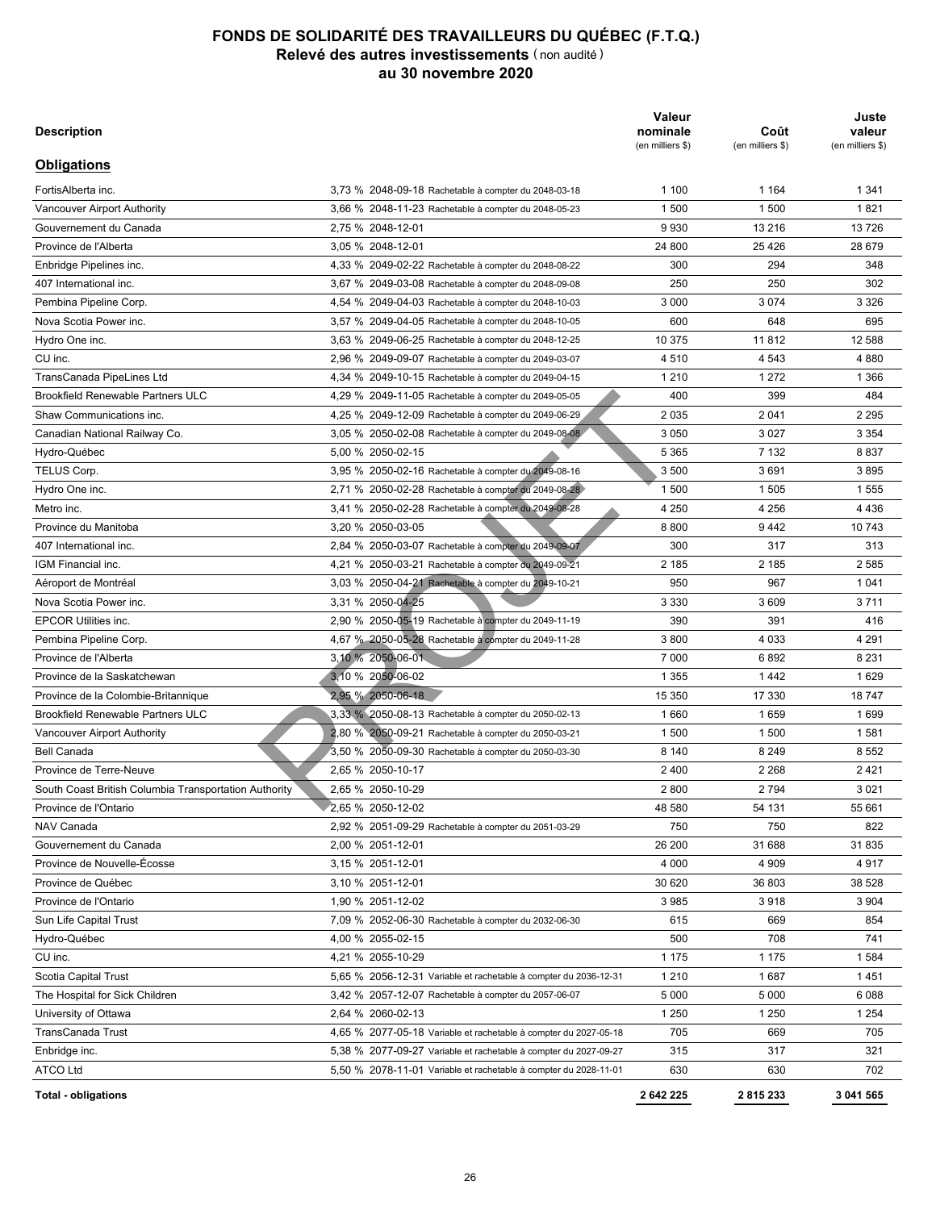# FONDS DE SOLIDARITÉ DES TRAVAILLEURS DU QUÉBEC (F.T.Q.)

## Relevé des autres investissements (non audité)

## au 30 novembre 2020

| Description | | Valeur nominale (en milliers $) | Coût (en milliers $) | Juste valeur (en milliers $) |
|---|---|---|---|---|
| **Obligations** | | | | |
| FortisAlberta inc. | 3,73 % 2048-09-18 Rachetable à compter du 2048-03-18 | 1 100 | 1 164 | 1 341 |
| Vancouver Airport Authority | 3,66 % 2048-11-23 Rachetable à compter du 2048-05-23 | 1 500 | 1 500 | 1 821 |
| Gouvernement du Canada | 2,75 % 2048-12-01 | 9 930 | 13 216 | 13 726 |
| Province de l'Alberta | 3,05 % 2048-12-01 | 24 800 | 25 426 | 28 679 |
| Enbridge Pipelines inc. | 4,33 % 2049-02-22 Rachetable à compter du 2048-08-22 | 300 | 294 | 348 |
| 407 International inc. | 3,67 % 2049-03-08 Rachetable à compter du 2048-09-08 | 250 | 250 | 302 |
| Pembina Pipeline Corp. | 4,54 % 2049-04-03 Rachetable à compter du 2048-10-03 | 3 000 | 3 074 | 3 326 |
| Nova Scotia Power inc. | 3,57 % 2049-04-05 Rachetable à compter du 2048-10-05 | 600 | 648 | 695 |
| Hydro One inc. | 3,63 % 2049-06-25 Rachetable à compter du 2048-12-25 | 10 375 | 11 812 | 12 588 |
| CU inc. | 2,96 % 2049-09-07 Rachetable à compter du 2049-03-07 | 4 510 | 4 543 | 4 880 |
| TransCanada PipeLines Ltd | 4,34 % 2049-10-15 Rachetable à compter du 2049-04-15 | 1 210 | 1 272 | 1 366 |
| Brookfield Renewable Partners ULC | 4,29 % 2049-11-05 Rachetable à compter du 2049-05-05 | 400 | 399 | 484 |
| Shaw Communications inc. | 4,25 % 2049-12-09 Rachetable à compter du 2049-06-29 | 2 035 | 2 041 | 2 295 |
| Canadian National Railway Co. | 3,05 % 2050-02-08 Rachetable à compter du 2049-08-08 | 3 050 | 3 027 | 3 354 |
| Hydro-Québec | 5,00 % 2050-02-15 | 5 365 | 7 132 | 8 837 |
| TELUS Corp. | 3,95 % 2050-02-16 Rachetable à compter du 2049-08-16 | 3 500 | 3 691 | 3 895 |
| Hydro One inc. | 2,71 % 2050-02-28 Rachetable à compter du 2049-08-28 | 1 500 | 1 505 | 1 555 |
| Metro inc. | 3,41 % 2050-02-28 Rachetable à compter du 2049-08-28 | 4 250 | 4 256 | 4 436 |
| Province du Manitoba | 3,20 % 2050-03-05 | 8 800 | 9 442 | 10 743 |
| 407 International inc. | 2,84 % 2050-03-07 Rachetable à compter du 2049-09-07 | 300 | 317 | 313 |
| IGM Financial inc. | 4,21 % 2050-03-21 Rachetable à compter du 2049-09-21 | 2 185 | 2 185 | 2 585 |
| Aéroport de Montréal | 3,03 % 2050-04-21 Rachetable à compter du 2049-10-21 | 950 | 967 | 1 041 |
| Nova Scotia Power inc. | 3,31 % 2050-04-25 | 3 330 | 3 609 | 3 711 |
| EPCOR Utilities inc. | 2,90 % 2050-05-19 Rachetable à compter du 2049-11-19 | 390 | 391 | 416 |
| Pembina Pipeline Corp. | 4,67 % 2050-05-28 Rachetable à compter du 2049-11-28 | 3 800 | 4 033 | 4 291 |
| Province de l'Alberta | 3,10 % 2050-06-01 | 7 000 | 6 892 | 8 231 |
| Province de la Saskatchewan | 3,10 % 2050-06-02 | 1 355 | 1 442 | 1 629 |
| Province de la Colombie-Britannique | 2,95 % 2050-06-18 | 15 350 | 17 330 | 18 747 |
| Brookfield Renewable Partners ULC | 3,33 % 2050-08-13 Rachetable à compter du 2050-02-13 | 1 660 | 1 659 | 1 699 |
| Vancouver Airport Authority | 2,80 % 2050-09-21 Rachetable à compter du 2050-03-21 | 1 500 | 1 500 | 1 581 |
| Bell Canada | 3,50 % 2050-09-30 Rachetable à compter du 2050-03-30 | 8 140 | 8 249 | 8 552 |
| Province de Terre-Neuve | 2,65 % 2050-10-17 | 2 400 | 2 268 | 2 421 |
| South Coast British Columbia Transportation Authority | 2,65 % 2050-10-29 | 2 800 | 2 794 | 3 021 |
| Province de l'Ontario | 2,65 % 2050-12-02 | 48 580 | 54 131 | 55 661 |
| NAV Canada | 2,92 % 2051-09-29 Rachetable à compter du 2051-03-29 | 750 | 750 | 822 |
| Gouvernement du Canada | 2,00 % 2051-12-01 | 26 200 | 31 688 | 31 835 |
| Province de Nouvelle-Écosse | 3,15 % 2051-12-01 | 4 000 | 4 909 | 4 917 |
| Province de Québec | 3,10 % 2051-12-01 | 30 620 | 36 803 | 38 528 |
| Province de l'Ontario | 1,90 % 2051-12-02 | 3 985 | 3 918 | 3 904 |
| Sun Life Capital Trust | 7,09 % 2052-06-30 Rachetable à compter du 2032-06-30 | 615 | 669 | 854 |
| Hydro-Québec | 4,00 % 2055-02-15 | 500 | 708 | 741 |
| CU inc. | 4,21 % 2055-10-29 | 1 175 | 1 175 | 1 584 |
| Scotia Capital Trust | 5,65 % 2056-12-31 Variable et rachetable à compter du 2036-12-31 | 1 210 | 1 687 | 1 451 |
| The Hospital for Sick Children | 3,42 % 2057-12-07 Rachetable à compter du 2057-06-07 | 5 000 | 5 000 | 6 088 |
| University of Ottawa | 2,64 % 2060-02-13 | 1 250 | 1 250 | 1 254 |
| TransCanada Trust | 4,65 % 2077-05-18 Variable et rachetable à compter du 2027-05-18 | 705 | 669 | 705 |
| Enbridge inc. | 5,38 % 2077-09-27 Variable et rachetable à compter du 2027-09-27 | 315 | 317 | 321 |
| ATCO Ltd | 5,50 % 2078-11-01 Variable et rachetable à compter du 2028-11-01 | 630 | 630 | 702 |
| **Total - obligations** | | **2 642 225** | **2 815 233** | **3 041 565** |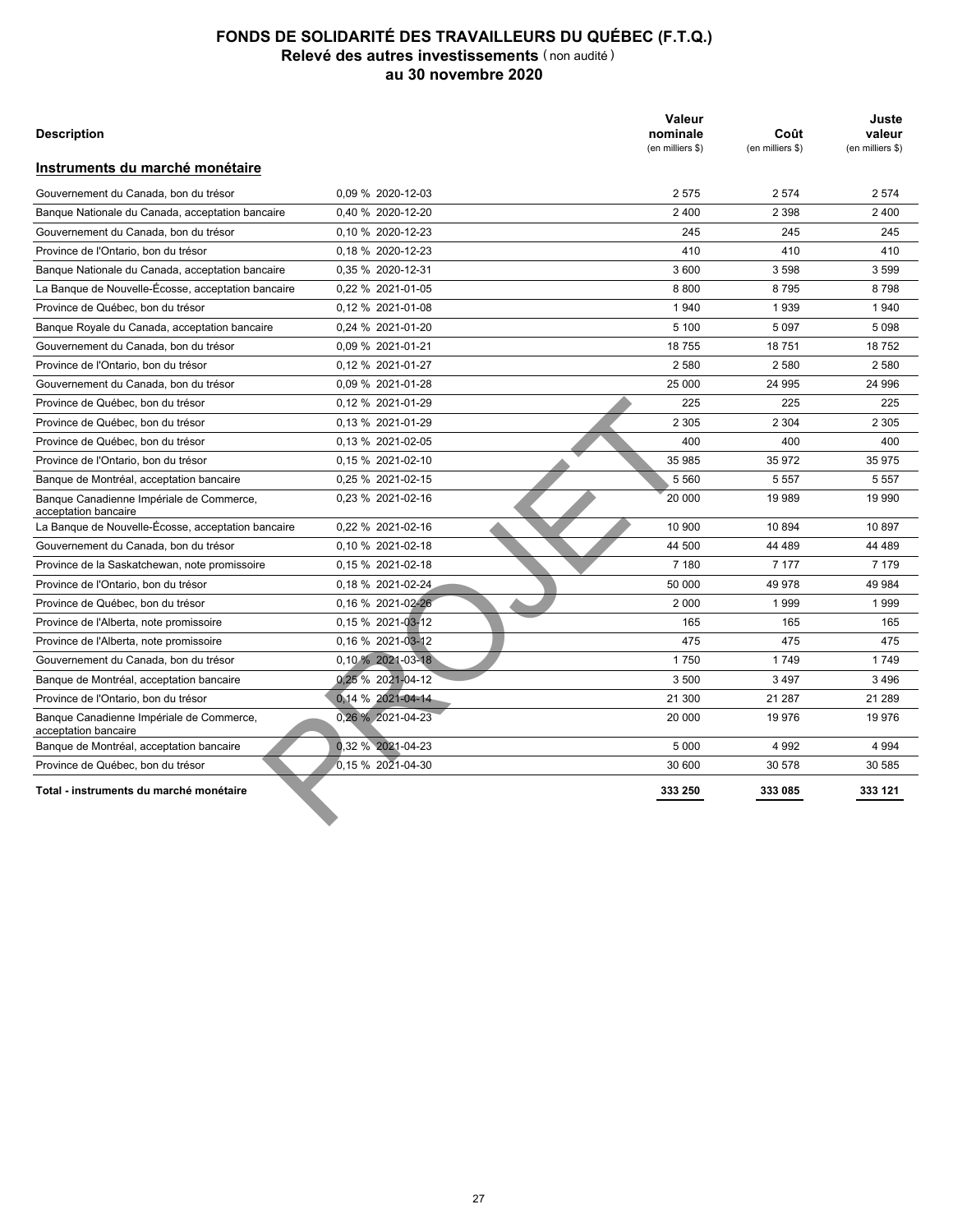# FONDS DE SOLIDARITÉ DES TRAVAILLEURS DU QUÉBEC (F.T.Q.)

## Relevé des autres investissements (non audité)

## au 30 novembre 2020

| Description | | Valeur nominale (en milliers $) | Coût (en milliers $) | Juste valeur (en milliers $) |
|---|---|---|---|---|
| **Instruments du marché monétaire** | | | | |
| Gouvernement du Canada, bon du trésor | 0,09 % 2020-12-03 | 2 575 | 2 574 | 2 574 |
| Banque Nationale du Canada, acceptation bancaire | 0,40 % 2020-12-20 | 2 400 | 2 398 | 2 400 |
| Gouvernement du Canada, bon du trésor | 0,10 % 2020-12-23 | 245 | 245 | 245 |
| Province de l'Ontario, bon du trésor | 0,18 % 2020-12-23 | 410 | 410 | 410 |
| Banque Nationale du Canada, acceptation bancaire | 0,35 % 2020-12-31 | 3 600 | 3 598 | 3 599 |
| La Banque de Nouvelle-Écosse, acceptation bancaire | 0,22 % 2021-01-05 | 8 800 | 8 795 | 8 798 |
| Province de Québec, bon du trésor | 0,12 % 2021-01-08 | 1 940 | 1 939 | 1 940 |
| Banque Royale du Canada, acceptation bancaire | 0,24 % 2021-01-20 | 5 100 | 5 097 | 5 098 |
| Gouvernement du Canada, bon du trésor | 0,09 % 2021-01-21 | 18 755 | 18 751 | 18 752 |
| Province de l'Ontario, bon du trésor | 0,12 % 2021-01-27 | 2 580 | 2 580 | 2 580 |
| Gouvernement du Canada, bon du trésor | 0,09 % 2021-01-28 | 25 000 | 24 995 | 24 996 |
| Province de Québec, bon du trésor | 0,12 % 2021-01-29 | 225 | 225 | 225 |
| Province de Québec, bon du trésor | 0,13 % 2021-01-29 | 2 305 | 2 304 | 2 305 |
| Province de Québec, bon du trésor | 0,13 % 2021-02-05 | 400 | 400 | 400 |
| Province de l'Ontario, bon du trésor | 0,15 % 2021-02-10 | 35 985 | 35 972 | 35 975 |
| Banque de Montréal, acceptation bancaire | 0,25 % 2021-02-15 | 5 560 | 5 557 | 5 557 |
| Banque Canadienne Impériale de Commerce, acceptation bancaire | 0,23 % 2021-02-16 | 20 000 | 19 989 | 19 990 |
| La Banque de Nouvelle-Écosse, acceptation bancaire | 0,22 % 2021-02-16 | 10 900 | 10 894 | 10 897 |
| Gouvernement du Canada, bon du trésor | 0,10 % 2021-02-18 | 44 500 | 44 489 | 44 489 |
| Province de la Saskatchewan, note promissoire | 0,15 % 2021-02-18 | 7 180 | 7 177 | 7 179 |
| Province de l'Ontario, bon du trésor | 0,18 % 2021-02-24 | 50 000 | 49 978 | 49 984 |
| Province de Québec, bon du trésor | 0,16 % 2021-02-26 | 2 000 | 1 999 | 1 999 |
| Province de l'Alberta, note promissoire | 0,15 % 2021-03-12 | 165 | 165 | 165 |
| Province de l'Alberta, note promissoire | 0,16 % 2021-03-12 | 475 | 475 | 475 |
| Gouvernement du Canada, bon du trésor | 0,10 % 2021-03-18 | 1 750 | 1 749 | 1 749 |
| Banque de Montréal, acceptation bancaire | 0,25 % 2021-04-12 | 3 500 | 3 497 | 3 496 |
| Province de l'Ontario, bon du trésor | 0,14 % 2021-04-14 | 21 300 | 21 287 | 21 289 |
| Banque Canadienne Impériale de Commerce, acceptation bancaire | 0,26 % 2021-04-23 | 20 000 | 19 976 | 19 976 |
| Banque de Montréal, acceptation bancaire | 0,32 % 2021-04-23 | 5 000 | 4 992 | 4 994 |
| Province de Québec, bon du trésor | 0,15 % 2021-04-30 | 30 600 | 30 578 | 30 585 |
| **Total - instruments du marché monétaire** | | **333 250** | **333 085** | **333 121** |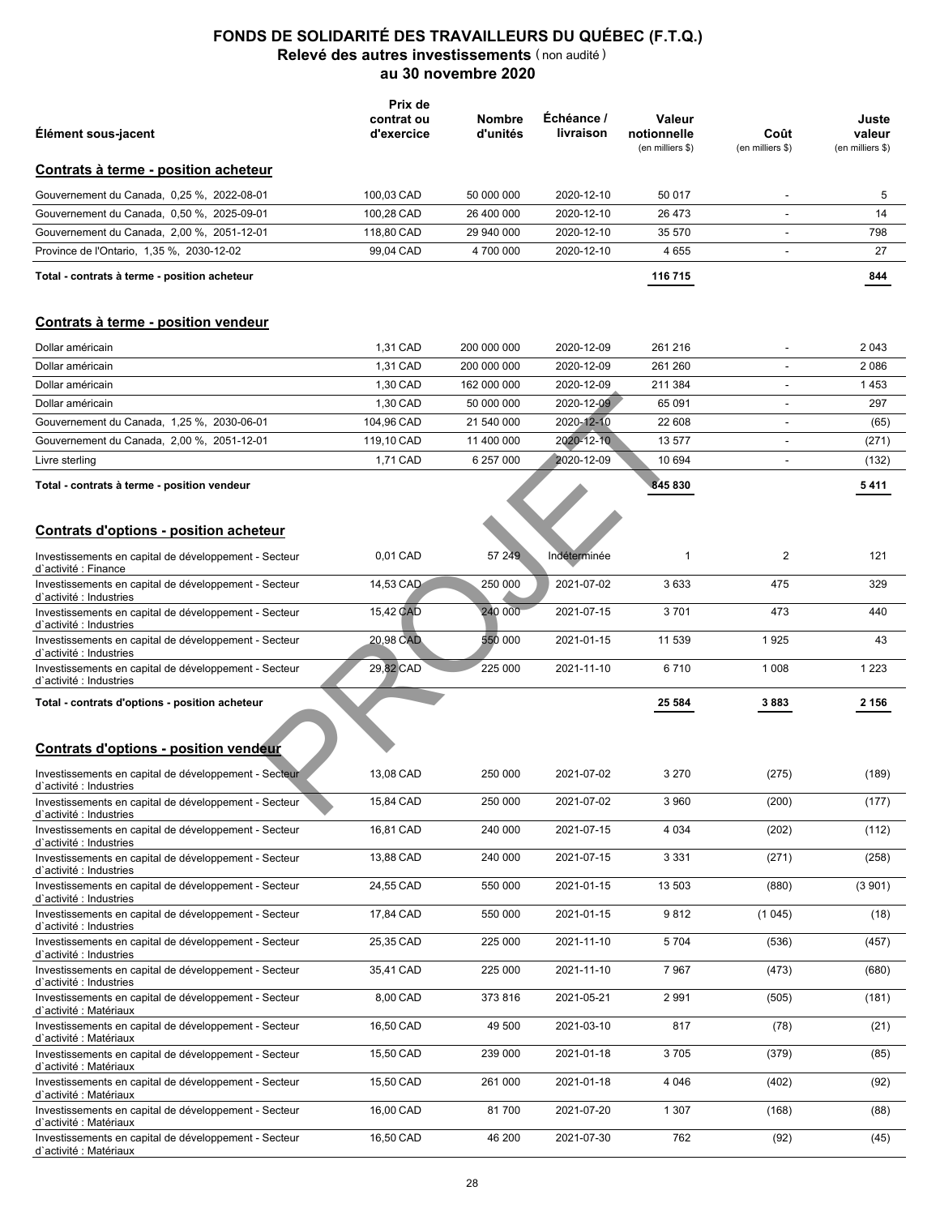# FONDS DE SOLIDARITÉ DES TRAVAILLEURS DU QUÉBEC (F.T.Q.)

## Relevé des autres investissements (non audité)

## au 30 novembre 2020

| Élément sous-jacent | Prix de contrat ou d'exercice | Nombre d'unités | Échéance / livraison | Valeur notionnelle (en milliers $) | Coût (en milliers $) | Juste valeur (en milliers $) |
|---|---|---|---|---|---|---|
| **Contrats à terme - position acheteur** | | | | | | |
| Gouvernement du Canada, 0,25 %, 2022-08-01 | 100,03 CAD | 50 000 000 | 2020-12-10 | 50 017 | - | 5 |
| Gouvernement du Canada, 0,50 %, 2025-09-01 | 100,28 CAD | 26 400 000 | 2020-12-10 | 26 473 | - | 14 |
| Gouvernement du Canada, 2,00 %, 2051-12-01 | 118,80 CAD | 29 940 000 | 2020-12-10 | 35 570 | - | 798 |
| Province de l'Ontario, 1,35 %, 2030-12-02 | 99,04 CAD | 4 700 000 | 2020-12-10 | 4 655 | - | 27 |
| **Total - contrats à terme - position acheteur** | | | | **116 715** | | **844** |
| **Contrats à terme - position vendeur** | | | | | | |
| Dollar américain | 1,31 CAD | 200 000 000 | 2020-12-09 | 261 216 | - | 2 043 |
| Dollar américain | 1,31 CAD | 200 000 000 | 2020-12-09 | 261 260 | - | 2 086 |
| Dollar américain | 1,30 CAD | 162 000 000 | 2020-12-09 | 211 384 | - | 1 453 |
| Dollar américain | 1,30 CAD | 50 000 000 | 2020-12-09 | 65 091 | - | 297 |
| Gouvernement du Canada, 1,25 %, 2030-06-01 | 104,96 CAD | 21 540 000 | 2020-12-10 | 22 608 | - | (65) |
| Gouvernement du Canada, 2,00 %, 2051-12-01 | 119,10 CAD | 11 400 000 | 2020-12-10 | 13 577 | - | (271) |
| Livre sterling | 1,71 CAD | 6 257 000 | 2020-12-09 | 10 694 | - | (132) |
| **Total - contrats à terme - position vendeur** | | | | **845 830** | | **5 411** |
| **Contrats d'options - position acheteur** | | | | | | |
| Investissements en capital de développement - Secteur d`activité : Finance | 0,01 CAD | 57 249 | Indéterminée | 1 | 2 | 121 |
| Investissements en capital de développement - Secteur d`activité : Industries | 14,53 CAD | 250 000 | 2021-07-02 | 3 633 | 475 | 329 |
| Investissements en capital de développement - Secteur d`activité : Industries | 15,42 CAD | 240 000 | 2021-07-15 | 3 701 | 473 | 440 |
| Investissements en capital de développement - Secteur d`activité : Industries | 20,98 CAD | 550 000 | 2021-01-15 | 11 539 | 1 925 | 43 |
| Investissements en capital de développement - Secteur d`activité : Industries | 29,82 CAD | 225 000 | 2021-11-10 | 6 710 | 1 008 | 1 223 |
| **Total - contrats d'options - position acheteur** | | | | **25 584** | **3 883** | **2 156** |
| **Contrats d'options - position vendeur** | | | | | | |
| Investissements en capital de développement - Secteur d`activité : Industries | 13,08 CAD | 250 000 | 2021-07-02 | 3 270 | (275) | (189) |
| Investissements en capital de développement - Secteur d`activité : Industries | 15,84 CAD | 250 000 | 2021-07-02 | 3 960 | (200) | (177) |
| Investissements en capital de développement - Secteur d`activité : Industries | 16,81 CAD | 240 000 | 2021-07-15 | 4 034 | (202) | (112) |
| Investissements en capital de développement - Secteur d`activité : Industries | 13,88 CAD | 240 000 | 2021-07-15 | 3 331 | (271) | (258) |
| Investissements en capital de développement - Secteur d`activité : Industries | 24,55 CAD | 550 000 | 2021-01-15 | 13 503 | (880) | (3 901) |
| Investissements en capital de développement - Secteur d`activité : Industries | 17,84 CAD | 550 000 | 2021-01-15 | 9 812 | (1 045) | (18) |
| Investissements en capital de développement - Secteur d`activité : Industries | 25,35 CAD | 225 000 | 2021-11-10 | 5 704 | (536) | (457) |
| Investissements en capital de développement - Secteur d`activité : Industries | 35,41 CAD | 225 000 | 2021-11-10 | 7 967 | (473) | (680) |
| Investissements en capital de développement - Secteur d`activité : Matériaux | 8,00 CAD | 373 816 | 2021-05-21 | 2 991 | (505) | (181) |
| Investissements en capital de développement - Secteur d`activité : Matériaux | 16,50 CAD | 49 500 | 2021-03-10 | 817 | (78) | (21) |
| Investissements en capital de développement - Secteur d`activité : Matériaux | 15,50 CAD | 239 000 | 2021-01-18 | 3 705 | (379) | (85) |
| Investissements en capital de développement - Secteur d`activité : Matériaux | 15,50 CAD | 261 000 | 2021-01-18 | 4 046 | (402) | (92) |
| Investissements en capital de développement - Secteur d`activité : Matériaux | 16,00 CAD | 81 700 | 2021-07-20 | 1 307 | (168) | (88) |
| Investissements en capital de développement - Secteur d`activité : Matériaux | 16,50 CAD | 46 200 | 2021-07-30 | 762 | (92) | (45) |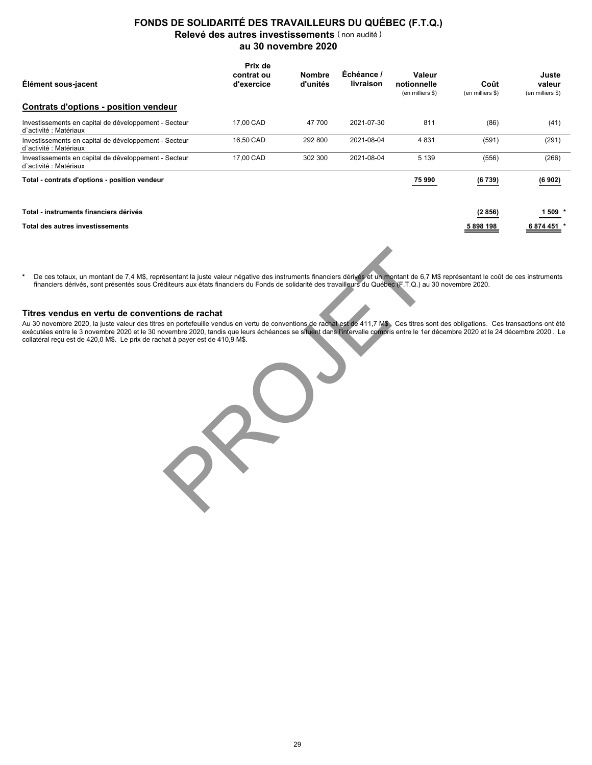## FONDS DE SOLIDARITÉ DES TRAVAILLEURS DU QUÉBEC (F.T.Q.)
### Relevé des autres investissements (non audité)
### au 30 novembre 2020

| Élément sous-jacent | Prix de contrat ou d'exercice | Nombre d'unités | Échéance / livraison | Valeur notionnelle (en milliers $) | Coût (en milliers $) | Juste valeur (en milliers $) |
|---|---|---|---|---|---|---|
| **Contrats d'options - position vendeur** | | | | | | |
| Investissements en capital de développement - Secteur d`activité : Matériaux | 17,00 CAD | 47 700 | 2021-07-30 | 811 | (86) | (41) |
| Investissements en capital de développement - Secteur d`activité : Matériaux | 16,50 CAD | 292 800 | 2021-08-04 | 4 831 | (591) | (291) |
| Investissements en capital de développement - Secteur d`activité : Matériaux | 17,00 CAD | 302 300 | 2021-08-04 | 5 139 | (556) | (266) |
| **Total - contrats d'options - position vendeur** | | | | **75 990** | **(6 739)** | **(6 902)** |
| **Total - instruments financiers dérivés** | | | | | **(2 856)** | **1 509 *** |
| **Total des autres investissements** | | | | | **5 898 198** | **6 874 451 *** |

\* De ces totaux, un montant de 7,4 M$, représentant la juste valeur négative des instruments financiers dérivés et un montant de 6,7 M$ représentant le coût de ces instruments financiers dérivés, sont présentés sous Créditeurs aux états financiers du Fonds de solidarité des travailleurs du Québec (F.T.Q.) au 30 novembre 2020.

### Titres vendus en vertu de conventions de rachat

Au 30 novembre 2020, la juste valeur des titres en portefeuille vendus en vertu de conventions de rachat est de 411,7 M$. Ces titres sont des obligations. Ces transactions ont été exécutées entre le 3 novembre 2020 et le 30 novembre 2020, tandis que leurs échéances se situent dans l'intervalle compris entre le 1er décembre 2020 et le 24 décembre 2020. Le collatéral reçu est de 420,0 M$. Le prix de rachat à payer est de 410,9 M$.

PROJET